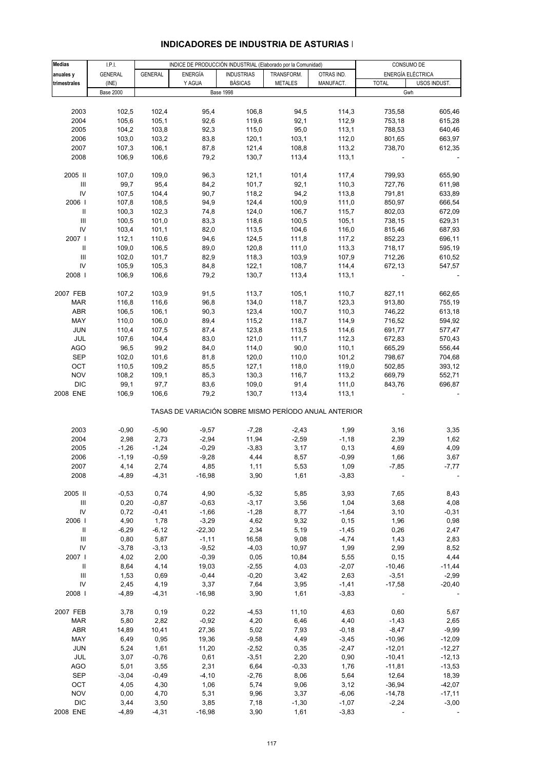## INDICADORES DE INDUSTRIA DE ASTURIAS I

| Medias anuales y trimestrales | I.P.I. GENERAL (INE) | INDICE DE PRODUCCIÓN INDUSTRIAL (Elaborado por la Comunidad) | | | | | CONSUMO DE ENERGÍA ELÉCTRICA | |
|---|---|---|---|---|---|---|---|---|
| | | GENERAL | ENERGÍA Y AGUA | INDUSTRIAS BÁSICAS | TRANSFORM. METALES | OTRAS IND. MANUFACT. | TOTAL | USOS INDUST. |
| | Base 2000 | Base 1998 | | | | | Gwh | |
| 2003 | 102,5 | 102,4 | 95,4 | 106,8 | 94,5 | 114,3 | 735,58 | 605,46 |
| 2004 | 105,6 | 105,1 | 92,6 | 119,6 | 92,1 | 112,9 | 753,18 | 615,28 |
| 2005 | 104,2 | 103,8 | 92,3 | 115,0 | 95,0 | 113,1 | 788,53 | 640,46 |
| 2006 | 103,0 | 103,2 | 83,8 | 120,1 | 103,1 | 112,0 | 801,65 | 663,97 |
| 2007 | 107,3 | 106,1 | 87,8 | 121,4 | 108,8 | 113,2 | 738,70 | 612,35 |
| 2008 | 106,9 | 106,6 | 79,2 | 130,7 | 113,4 | 113,1 | - | - |
| 2005 II | 107,0 | 109,0 | 96,3 | 121,1 | 101,4 | 117,4 | 799,93 | 655,90 |
| III | 99,7 | 95,4 | 84,2 | 101,7 | 92,1 | 110,3 | 727,76 | 611,98 |
| IV | 107,5 | 104,4 | 90,7 | 118,2 | 94,2 | 113,8 | 791,81 | 633,89 |
| 2006 I | 107,8 | 108,5 | 94,9 | 124,4 | 100,9 | 111,0 | 850,97 | 666,54 |
| II | 100,3 | 102,3 | 74,8 | 124,0 | 106,7 | 115,7 | 802,03 | 672,09 |
| III | 100,5 | 101,0 | 83,3 | 118,6 | 100,5 | 105,1 | 738,15 | 629,31 |
| IV | 103,4 | 101,1 | 82,0 | 113,5 | 104,6 | 116,0 | 815,46 | 687,93 |
| 2007 I | 112,1 | 110,6 | 94,6 | 124,5 | 111,8 | 117,2 | 852,23 | 696,11 |
| II | 109,0 | 106,5 | 89,0 | 120,8 | 111,0 | 113,3 | 718,17 | 595,19 |
| III | 102,0 | 101,7 | 82,9 | 118,3 | 103,9 | 107,9 | 712,26 | 610,52 |
| IV | 105,9 | 105,3 | 84,8 | 122,1 | 108,7 | 114,4 | 672,13 | 547,57 |
| 2008 I | 106,9 | 106,6 | 79,2 | 130,7 | 113,4 | 113,1 | - | - |
| 2007 FEB | 107,2 | 103,9 | 91,5 | 113,7 | 105,1 | 110,7 | 827,11 | 662,65 |
| MAR | 116,8 | 116,6 | 96,8 | 134,0 | 118,7 | 123,3 | 913,80 | 755,19 |
| ABR | 106,5 | 106,1 | 90,3 | 123,4 | 100,7 | 110,3 | 746,22 | 613,18 |
| MAY | 110,0 | 106,0 | 89,4 | 115,2 | 118,7 | 114,9 | 716,52 | 594,92 |
| JUN | 110,4 | 107,5 | 87,4 | 123,8 | 113,5 | 114,6 | 691,77 | 577,47 |
| JUL | 107,6 | 104,4 | 83,0 | 121,0 | 111,7 | 112,3 | 672,83 | 570,43 |
| AGO | 96,5 | 99,2 | 84,0 | 114,0 | 90,0 | 110,1 | 665,29 | 556,44 |
| SEP | 102,0 | 101,6 | 81,8 | 120,0 | 110,0 | 101,2 | 798,67 | 704,68 |
| OCT | 110,5 | 109,2 | 85,5 | 127,1 | 118,0 | 119,0 | 502,85 | 393,12 |
| NOV | 108,2 | 109,1 | 85,3 | 130,3 | 116,7 | 113,2 | 669,79 | 552,71 |
| DIC | 99,1 | 97,7 | 83,6 | 109,0 | 91,4 | 111,0 | 843,76 | 696,87 |
| 2008 ENE | 106,9 | 106,6 | 79,2 | 130,7 | 113,4 | 113,1 | - | - |
| TASAS DE VARIACIÓN SOBRE MISMO PERÍODO ANUAL ANTERIOR | | | | | | | | |
| 2003 | -0,90 | -5,90 | -9,57 | -7,28 | -2,43 | 1,99 | 3,16 | 3,35 |
| 2004 | 2,98 | 2,73 | -2,94 | 11,94 | -2,59 | -1,18 | 2,39 | 1,62 |
| 2005 | -1,26 | -1,24 | -0,29 | -3,83 | 3,17 | 0,13 | 4,69 | 4,09 |
| 2006 | -1,19 | -0,59 | -9,28 | 4,44 | 8,57 | -0,99 | 1,66 | 3,67 |
| 2007 | 4,14 | 2,74 | 4,85 | 1,11 | 5,53 | 1,09 | -7,85 | -7,77 |
| 2008 | -4,89 | -4,31 | -16,98 | 3,90 | 1,61 | -3,83 | - | - |
| 2005 II | -0,53 | 0,74 | 4,90 | -5,32 | 5,85 | 3,93 | 7,65 | 8,43 |
| III | 0,20 | -0,87 | -0,63 | -3,17 | 3,56 | 1,04 | 3,68 | 4,08 |
| IV | 0,72 | -0,41 | -1,66 | -1,28 | 8,77 | -1,64 | 3,10 | -0,31 |
| 2006 I | 4,90 | 1,78 | -3,29 | 4,62 | 9,32 | 0,15 | 1,96 | 0,98 |
| II | -6,29 | -6,12 | -22,30 | 2,34 | 5,19 | -1,45 | 0,26 | 2,47 |
| III | 0,80 | 5,87 | -1,11 | 16,58 | 9,08 | -4,74 | 1,43 | 2,83 |
| IV | -3,78 | -3,13 | -9,52 | -4,03 | 10,97 | 1,99 | 2,99 | 8,52 |
| 2007 I | 4,02 | 2,00 | -0,39 | 0,05 | 10,84 | 5,55 | 0,15 | 4,44 |
| II | 8,64 | 4,14 | 19,03 | -2,55 | 4,03 | -2,07 | -10,46 | -11,44 |
| III | 1,53 | 0,69 | -0,44 | -0,20 | 3,42 | 2,63 | -3,51 | -2,99 |
| IV | 2,45 | 4,19 | 3,37 | 7,64 | 3,95 | -1,41 | -17,58 | -20,40 |
| 2008 I | -4,89 | -4,31 | -16,98 | 3,90 | 1,61 | -3,83 | - | - |
| 2007 FEB | 3,78 | 0,19 | 0,22 | -4,53 | 11,10 | 4,63 | 0,60 | 5,67 |
| MAR | 5,80 | 2,82 | -0,92 | 4,20 | 6,46 | 4,40 | -1,43 | 2,65 |
| ABR | 14,89 | 10,41 | 27,36 | 5,02 | 7,93 | -0,18 | -8,47 | -9,99 |
| MAY | 6,49 | 0,95 | 19,36 | -9,58 | 4,49 | -3,45 | -10,96 | -12,09 |
| JUN | 5,24 | 1,61 | 11,20 | -2,52 | 0,35 | -2,47 | -12,01 | -12,27 |
| JUL | 3,07 | -0,76 | 0,61 | -3,51 | 2,20 | 0,90 | -10,41 | -12,13 |
| AGO | 5,01 | 3,55 | 2,31 | 6,64 | -0,33 | 1,76 | -11,81 | -13,53 |
| SEP | -3,04 | -0,49 | -4,10 | -2,76 | 8,06 | 5,64 | 12,64 | 18,39 |
| OCT | 4,05 | 4,30 | 1,06 | 5,74 | 9,06 | 3,12 | -36,94 | -42,07 |
| NOV | 0,00 | 4,70 | 5,31 | 9,96 | 3,37 | -6,06 | -14,78 | -17,11 |
| DIC | 3,44 | 3,50 | 3,85 | 7,18 | -1,30 | -1,07 | -2,24 | -3,00 |
| 2008 ENE | -4,89 | -4,31 | -16,98 | 3,90 | 1,61 | -3,83 | - | - |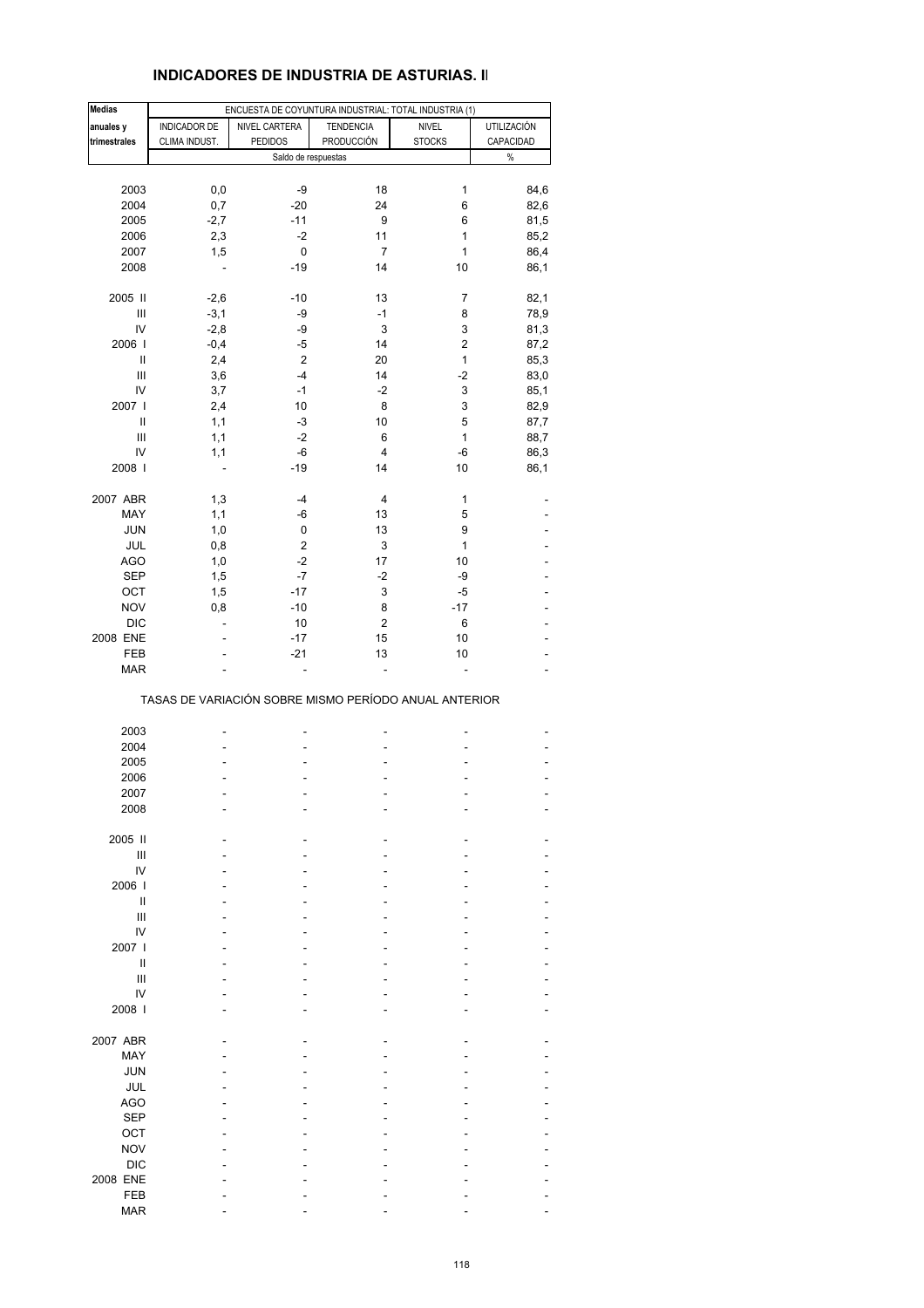# INDICADORES DE INDUSTRIA DE ASTURIAS. II

| Medias anuales y trimestrales | ENCUESTA DE COYUNTURA INDUSTRIAL: TOTAL INDUSTRIA (1) | | | | |
|---|---|---|---|---|---|
| | INDICADOR DE CLIMA INDUST. | NIVEL CARTERA PEDIDOS | TENDENCIA PRODUCCIÓN | NIVEL STOCKS | UTILIZACIÓN CAPACIDAD |
| | Saldo de respuestas | | | | % |
| 2003 | 0,0 | -9 | 18 | 1 | 84,6 |
| 2004 | 0,7 | -20 | 24 | 6 | 82,6 |
| 2005 | -2,7 | -11 | 9 | 6 | 81,5 |
| 2006 | 2,3 | -2 | 11 | 1 | 85,2 |
| 2007 | 1,5 | 0 | 7 | 1 | 86,4 |
| 2008 | - | -19 | 14 | 10 | 86,1 |
| 2005 II | -2,6 | -10 | 13 | 7 | 82,1 |
| III | -3,1 | -9 | -1 | 8 | 78,9 |
| IV | -2,8 | -9 | 3 | 3 | 81,3 |
| 2006 I | -0,4 | -5 | 14 | 2 | 87,2 |
| II | 2,4 | 2 | 20 | 1 | 85,3 |
| III | 3,6 | -4 | 14 | -2 | 83,0 |
| IV | 3,7 | -1 | -2 | 3 | 85,1 |
| 2007 I | 2,4 | 10 | 8 | 3 | 82,9 |
| II | 1,1 | -3 | 10 | 5 | 87,7 |
| III | 1,1 | -2 | 6 | 1 | 88,7 |
| IV | 1,1 | -6 | 4 | -6 | 86,3 |
| 2008 I | - | -19 | 14 | 10 | 86,1 |
| 2007 ABR | 1,3 | -4 | 4 | 1 | - |
| MAY | 1,1 | -6 | 13 | 5 | - |
| JUN | 1,0 | 0 | 13 | 9 | - |
| JUL | 0,8 | 2 | 3 | 1 | - |
| AGO | 1,0 | -2 | 17 | 10 | - |
| SEP | 1,5 | -7 | -2 | -9 | - |
| OCT | 1,5 | -17 | 3 | -5 | - |
| NOV | 0,8 | -10 | 8 | -17 | - |
| DIC | - | 10 | 2 | 6 | - |
| 2008 ENE | - | -17 | 15 | 10 | - |
| FEB | - | -21 | 13 | 10 | - |
| MAR | - | - | - | - | - |
| TASAS DE VARIACIÓN SOBRE MISMO PERÍODO ANUAL ANTERIOR | | | | | |
| 2003 | - | - | - | - | - |
| 2004 | - | - | - | - | - |
| 2005 | - | - | - | - | - |
| 2006 | - | - | - | - | - |
| 2007 | - | - | - | - | - |
| 2008 | - | - | - | - | - |
| 2005 II | - | - | - | - | - |
| III | - | - | - | - | - |
| IV | - | - | - | - | - |
| 2006 I | - | - | - | - | - |
| II | - | - | - | - | - |
| III | - | - | - | - | - |
| IV | - | - | - | - | - |
| 2007 I | - | - | - | - | - |
| II | - | - | - | - | - |
| III | - | - | - | - | - |
| IV | - | - | - | - | - |
| 2008 I | - | - | - | - | - |
| 2007 ABR | - | - | - | - | - |
| MAY | - | - | - | - | - |
| JUN | - | - | - | - | - |
| JUL | - | - | - | - | - |
| AGO | - | - | - | - | - |
| SEP | - | - | - | - | - |
| OCT | - | - | - | - | - |
| NOV | - | - | - | - | - |
| DIC | - | - | - | - | - |
| 2008 ENE | - | - | - | - | - |
| FEB | - | - | - | - | - |
| MAR | - | - | - | - | - |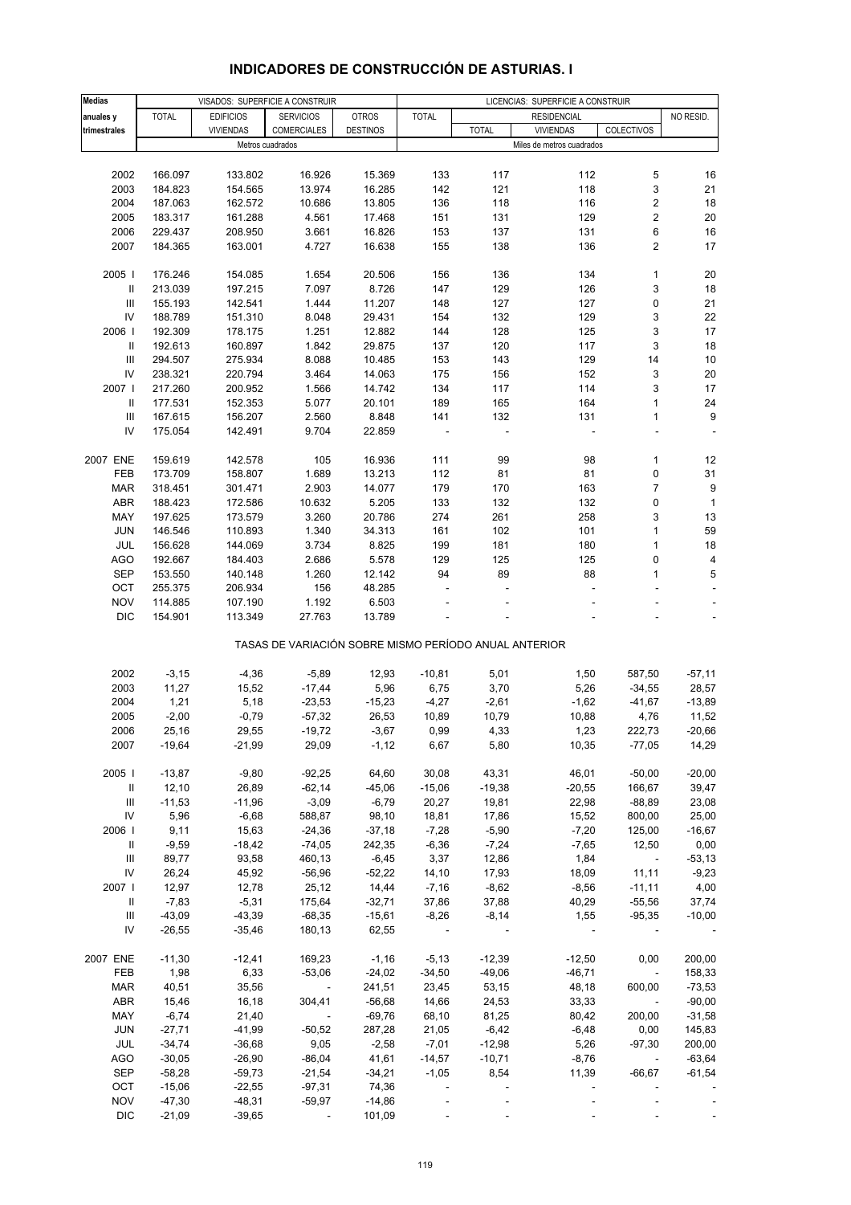# INDICADORES DE CONSTRUCCIÓN DE ASTURIAS. I

| Medias anuales y trimestrales | VISADOS: SUPERFICIE A CONSTRUIR | | | | LICENCIAS: SUPERFICIE A CONSTRUIR | | | | |
|---|---|---|---|---|---|---|---|---|---|
| | TOTAL | EDIFICIOS VIVIENDAS | SERVICIOS COMERCIALES | OTROS DESTINOS | TOTAL | RESIDENCIAL | | | NO RESID. |
| | | | | | | TOTAL | VIVIENDAS | COLECTIVOS | |
| | Metros cuadrados | | | | Miles de metros cuadrados | | | | |
| 2002 | 166.097 | 133.802 | 16.926 | 15.369 | 133 | 117 | 112 | 5 | 16 |
| 2003 | 184.823 | 154.565 | 13.974 | 16.285 | 142 | 121 | 118 | 3 | 21 |
| 2004 | 187.063 | 162.572 | 10.686 | 13.805 | 136 | 118 | 116 | 2 | 18 |
| 2005 | 183.317 | 161.288 | 4.561 | 17.468 | 151 | 131 | 129 | 2 | 20 |
| 2006 | 229.437 | 208.950 | 3.661 | 16.826 | 153 | 137 | 131 | 6 | 16 |
| 2007 | 184.365 | 163.001 | 4.727 | 16.638 | 155 | 138 | 136 | 2 | 17 |
| 2005 I | 176.246 | 154.085 | 1.654 | 20.506 | 156 | 136 | 134 | 1 | 20 |
| II | 213.039 | 197.215 | 7.097 | 8.726 | 147 | 129 | 126 | 3 | 18 |
| III | 155.193 | 142.541 | 1.444 | 11.207 | 148 | 127 | 127 | 0 | 21 |
| IV | 188.789 | 151.310 | 8.048 | 29.431 | 154 | 132 | 129 | 3 | 22 |
| 2006 I | 192.309 | 178.175 | 1.251 | 12.882 | 144 | 128 | 125 | 3 | 17 |
| II | 192.613 | 160.897 | 1.842 | 29.875 | 137 | 120 | 117 | 3 | 18 |
| III | 294.507 | 275.934 | 8.088 | 10.485 | 153 | 143 | 129 | 14 | 10 |
| IV | 238.321 | 220.794 | 3.464 | 14.063 | 175 | 156 | 152 | 3 | 20 |
| 2007 I | 217.260 | 200.952 | 1.566 | 14.742 | 134 | 117 | 114 | 3 | 17 |
| II | 177.531 | 152.353 | 5.077 | 20.101 | 189 | 165 | 164 | 1 | 24 |
| III | 167.615 | 156.207 | 2.560 | 8.848 | 141 | 132 | 131 | 1 | 9 |
| IV | 175.054 | 142.491 | 9.704 | 22.859 | - | - | - | - | - |
| 2007 ENE | 159.619 | 142.578 | 105 | 16.936 | 111 | 99 | 98 | 1 | 12 |
| FEB | 173.709 | 158.807 | 1.689 | 13.213 | 112 | 81 | 81 | 0 | 31 |
| MAR | 318.451 | 301.471 | 2.903 | 14.077 | 179 | 170 | 163 | 7 | 9 |
| ABR | 188.423 | 172.586 | 10.632 | 5.205 | 133 | 132 | 132 | 0 | 1 |
| MAY | 197.625 | 173.579 | 3.260 | 20.786 | 274 | 261 | 258 | 3 | 13 |
| JUN | 146.546 | 110.893 | 1.340 | 34.313 | 161 | 102 | 101 | 1 | 59 |
| JUL | 156.628 | 144.069 | 3.734 | 8.825 | 199 | 181 | 180 | 1 | 18 |
| AGO | 192.667 | 184.403 | 2.686 | 5.578 | 129 | 125 | 125 | 0 | 4 |
| SEP | 153.550 | 140.148 | 1.260 | 12.142 | 94 | 89 | 88 | 1 | 5 |
| OCT | 255.375 | 206.934 | 156 | 48.285 | - | - | - | - | - |
| NOV | 114.885 | 107.190 | 1.192 | 6.503 | - | - | - | - | - |
| DIC | 154.901 | 113.349 | 27.763 | 13.789 | - | - | - | - | - |
| | TASAS DE VARIACIÓN SOBRE MISMO PERÍODO ANUAL ANTERIOR | | | | | | | | |
| 2002 | -3,15 | -4,36 | -5,89 | 12,93 | -10,81 | 5,01 | 1,50 | 587,50 | -57,11 |
| 2003 | 11,27 | 15,52 | -17,44 | 5,96 | 6,75 | 3,70 | 5,26 | -34,55 | 28,57 |
| 2004 | 1,21 | 5,18 | -23,53 | -15,23 | -4,27 | -2,61 | -1,62 | -41,67 | -13,89 |
| 2005 | -2,00 | -0,79 | -57,32 | 26,53 | 10,89 | 10,79 | 10,88 | 4,76 | 11,52 |
| 2006 | 25,16 | 29,55 | -19,72 | -3,67 | 0,99 | 4,33 | 1,23 | 222,73 | -20,66 |
| 2007 | -19,64 | -21,99 | 29,09 | -1,12 | 6,67 | 5,80 | 10,35 | -77,05 | 14,29 |
| 2005 I | -13,87 | -9,80 | -92,25 | 64,60 | 30,08 | 43,31 | 46,01 | -50,00 | -20,00 |
| II | 12,10 | 26,89 | -62,14 | -45,06 | -15,06 | -19,38 | -20,55 | 166,67 | 39,47 |
| III | -11,53 | -11,96 | -3,09 | -6,79 | 20,27 | 19,81 | 22,98 | -88,89 | 23,08 |
| IV | 5,96 | -6,68 | 588,87 | 98,10 | 18,81 | 17,86 | 15,52 | 800,00 | 25,00 |
| 2006 I | 9,11 | 15,63 | -24,36 | -37,18 | -7,28 | -5,90 | -7,20 | 125,00 | -16,67 |
| II | -9,59 | -18,42 | -74,05 | 242,35 | -6,36 | -7,24 | -7,65 | 12,50 | 0,00 |
| III | 89,77 | 93,58 | 460,13 | -6,45 | 3,37 | 12,86 | 1,84 | - | -53,13 |
| IV | 26,24 | 45,92 | -56,96 | -52,22 | 14,10 | 17,93 | 18,09 | 11,11 | -9,23 |
| 2007 I | 12,97 | 12,78 | 25,12 | 14,44 | -7,16 | -8,62 | -8,56 | -11,11 | 4,00 |
| II | -7,83 | -5,31 | 175,64 | -32,71 | 37,86 | 37,88 | 40,29 | -55,56 | 37,74 |
| III | -43,09 | -43,39 | -68,35 | -15,61 | -8,26 | -8,14 | 1,55 | -95,35 | -10,00 |
| IV | -26,55 | -35,46 | 180,13 | 62,55 | - | - | - | - | - |
| 2007 ENE | -11,30 | -12,41 | 169,23 | -1,16 | -5,13 | -12,39 | -12,50 | 0,00 | 200,00 |
| FEB | 1,98 | 6,33 | -53,06 | -24,02 | -34,50 | -49,06 | -46,71 | - | 158,33 |
| MAR | 40,51 | 35,56 | - | 241,51 | 23,45 | 53,15 | 48,18 | 600,00 | -73,53 |
| ABR | 15,46 | 16,18 | 304,41 | -56,68 | 14,66 | 24,53 | 33,33 | - | -90,00 |
| MAY | -6,74 | 21,40 | - | -69,76 | 68,10 | 81,25 | 80,42 | 200,00 | -31,58 |
| JUN | -27,71 | -41,99 | -50,52 | 287,28 | 21,05 | -6,42 | -6,48 | 0,00 | 145,83 |
| JUL | -34,74 | -36,68 | 9,05 | -2,58 | -7,01 | -12,98 | 5,26 | -97,30 | 200,00 |
| AGO | -30,05 | -26,90 | -86,04 | 41,61 | -14,57 | -10,71 | -8,76 | - | -63,64 |
| SEP | -58,28 | -59,73 | -21,54 | -34,21 | -1,05 | 8,54 | 11,39 | -66,67 | -61,54 |
| OCT | -15,06 | -22,55 | -97,31 | 74,36 | - | - | - | - | - |
| NOV | -47,30 | -48,31 | -59,97 | -14,86 | - | - | - | - | - |
| DIC | -21,09 | -39,65 | - | 101,09 | - | - | - | - | - |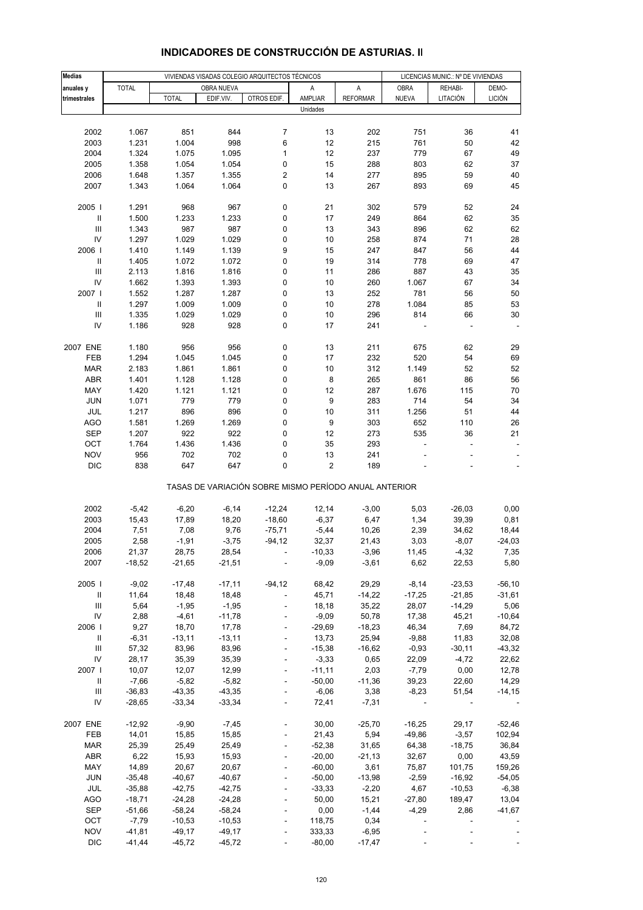## INDICADORES DE CONSTRUCCIÓN DE ASTURIAS. II

| Medias anuales y trimestrales | VIVIENDAS VISADAS COLEGIO ARQUITECTOS TÉCNICOS | | | | | | LICENCIAS MUNIC.: Nº DE VIVIENDAS | | |
|---|---|---|---|---|---|---|---|---|---|
| | TOTAL | OBRA NUEVA | | | A AMPLIAR | A REFORMAR | OBRA NUEVA | REHABI-LITACIÓN | DEMO-LICIÓN |
| | | TOTAL | EDIF.VIV. | OTROS EDIF. | | | | | |
| | Unidades | | | | | | | | |
| 2002 | 1.067 | 851 | 844 | 7 | 13 | 202 | 751 | 36 | 41 |
| 2003 | 1.231 | 1.004 | 998 | 6 | 12 | 215 | 761 | 50 | 42 |
| 2004 | 1.324 | 1.075 | 1.095 | 1 | 12 | 237 | 779 | 67 | 49 |
| 2005 | 1.358 | 1.054 | 1.054 | 0 | 15 | 288 | 803 | 62 | 37 |
| 2006 | 1.648 | 1.357 | 1.355 | 2 | 14 | 277 | 895 | 59 | 40 |
| 2007 | 1.343 | 1.064 | 1.064 | 0 | 13 | 267 | 893 | 69 | 45 |
| 2005 I | 1.291 | 968 | 967 | 0 | 21 | 302 | 579 | 52 | 24 |
| II | 1.500 | 1.233 | 1.233 | 0 | 17 | 249 | 864 | 62 | 35 |
| III | 1.343 | 987 | 987 | 0 | 13 | 343 | 896 | 62 | 62 |
| IV | 1.297 | 1.029 | 1.029 | 0 | 10 | 258 | 874 | 71 | 28 |
| 2006 I | 1.410 | 1.149 | 1.139 | 9 | 15 | 247 | 847 | 56 | 44 |
| II | 1.405 | 1.072 | 1.072 | 0 | 19 | 314 | 778 | 69 | 47 |
| III | 2.113 | 1.816 | 1.816 | 0 | 11 | 286 | 887 | 43 | 35 |
| IV | 1.662 | 1.393 | 1.393 | 0 | 10 | 260 | 1.067 | 67 | 34 |
| 2007 I | 1.552 | 1.287 | 1.287 | 0 | 13 | 252 | 781 | 56 | 50 |
| II | 1.297 | 1.009 | 1.009 | 0 | 10 | 278 | 1.084 | 85 | 53 |
| III | 1.335 | 1.029 | 1.029 | 0 | 10 | 296 | 814 | 66 | 30 |
| IV | 1.186 | 928 | 928 | 0 | 17 | 241 | - | - | - |
| 2007 ENE | 1.180 | 956 | 956 | 0 | 13 | 211 | 675 | 62 | 29 |
| FEB | 1.294 | 1.045 | 1.045 | 0 | 17 | 232 | 520 | 54 | 69 |
| MAR | 2.183 | 1.861 | 1.861 | 0 | 10 | 312 | 1.149 | 52 | 52 |
| ABR | 1.401 | 1.128 | 1.128 | 0 | 8 | 265 | 861 | 86 | 56 |
| MAY | 1.420 | 1.121 | 1.121 | 0 | 12 | 287 | 1.676 | 115 | 70 |
| JUN | 1.071 | 779 | 779 | 0 | 9 | 283 | 714 | 54 | 34 |
| JUL | 1.217 | 896 | 896 | 0 | 10 | 311 | 1.256 | 51 | 44 |
| AGO | 1.581 | 1.269 | 1.269 | 0 | 9 | 303 | 652 | 110 | 26 |
| SEP | 1.207 | 922 | 922 | 0 | 12 | 273 | 535 | 36 | 21 |
| OCT | 1.764 | 1.436 | 1.436 | 0 | 35 | 293 | - | - | - |
| NOV | 956 | 702 | 702 | 0 | 13 | 241 | - | - | - |
| DIC | 838 | 647 | 647 | 0 | 2 | 189 | - | - | - |
| | TASAS DE VARIACIÓN SOBRE MISMO PERÍODO ANUAL ANTERIOR | | | | | | | | |
| 2002 | -5,42 | -6,20 | -6,14 | -12,24 | 12,14 | -3,00 | 5,03 | -26,03 | 0,00 |
| 2003 | 15,43 | 17,89 | 18,20 | -18,60 | -6,37 | 6,47 | 1,34 | 39,39 | 0,81 |
| 2004 | 7,51 | 7,08 | 9,76 | -75,71 | -5,44 | 10,26 | 2,39 | 34,62 | 18,44 |
| 2005 | 2,58 | -1,91 | -3,75 | -94,12 | 32,37 | 21,43 | 3,03 | -8,07 | -24,03 |
| 2006 | 21,37 | 28,75 | 28,54 | - | -10,33 | -3,96 | 11,45 | -4,32 | 7,35 |
| 2007 | -18,52 | -21,65 | -21,51 | - | -9,09 | -3,61 | 6,62 | 22,53 | 5,80 |
| 2005 I | -9,02 | -17,48 | -17,11 | -94,12 | 68,42 | 29,29 | -8,14 | -23,53 | -56,10 |
| II | 11,64 | 18,48 | 18,48 | - | 45,71 | -14,22 | -17,25 | -21,85 | -31,61 |
| III | 5,64 | -1,95 | -1,95 | - | 18,18 | 35,22 | 28,07 | -14,29 | 5,06 |
| IV | 2,88 | -4,61 | -11,78 | - | -9,09 | 50,78 | 17,38 | 45,21 | -10,64 |
| 2006 I | 9,27 | 18,70 | 17,78 | - | -29,69 | -18,23 | 46,34 | 7,69 | 84,72 |
| II | -6,31 | -13,11 | -13,11 | - | 13,73 | 25,94 | -9,88 | 11,83 | 32,08 |
| III | 57,32 | 83,96 | 83,96 | - | -15,38 | -16,62 | -0,93 | -30,11 | -43,32 |
| IV | 28,17 | 35,39 | 35,39 | - | -3,33 | 0,65 | 22,09 | -4,72 | 22,62 |
| 2007 I | 10,07 | 12,07 | 12,99 | - | -11,11 | 2,03 | -7,79 | 0,00 | 12,78 |
| II | -7,66 | -5,82 | -5,82 | - | -50,00 | -11,36 | 39,23 | 22,60 | 14,29 |
| III | -36,83 | -43,35 | -43,35 | - | -6,06 | 3,38 | -8,23 | 51,54 | -14,15 |
| IV | -28,65 | -33,34 | -33,34 | - | 72,41 | -7,31 | - | - | - |
| 2007 ENE | -12,92 | -9,90 | -7,45 | - | 30,00 | -25,70 | -16,25 | 29,17 | -52,46 |
| FEB | 14,01 | 15,85 | 15,85 | - | 21,43 | 5,94 | -49,86 | -3,57 | 102,94 |
| MAR | 25,39 | 25,49 | 25,49 | - | -52,38 | 31,65 | 64,38 | -18,75 | 36,84 |
| ABR | 6,22 | 15,93 | 15,93 | - | -20,00 | -21,13 | 32,67 | 0,00 | 43,59 |
| MAY | 14,89 | 20,67 | 20,67 | - | -60,00 | 3,61 | 75,87 | 101,75 | 159,26 |
| JUN | -35,48 | -40,67 | -40,67 | - | -50,00 | -13,98 | -2,59 | -16,92 | -54,05 |
| JUL | -35,88 | -42,75 | -42,75 | - | -33,33 | -2,20 | 4,67 | -10,53 | -6,38 |
| AGO | -18,71 | -24,28 | -24,28 | - | 50,00 | 15,21 | -27,80 | 189,47 | 13,04 |
| SEP | -51,66 | -58,24 | -58,24 | - | 0,00 | -1,44 | -4,29 | 2,86 | -41,67 |
| OCT | -7,79 | -10,53 | -10,53 | - | 118,75 | 0,34 | - | - | - |
| NOV | -41,81 | -49,17 | -49,17 | - | 333,33 | -6,95 | - | - | - |
| DIC | -41,44 | -45,72 | -45,72 | - | -80,00 | -17,47 | - | - | - |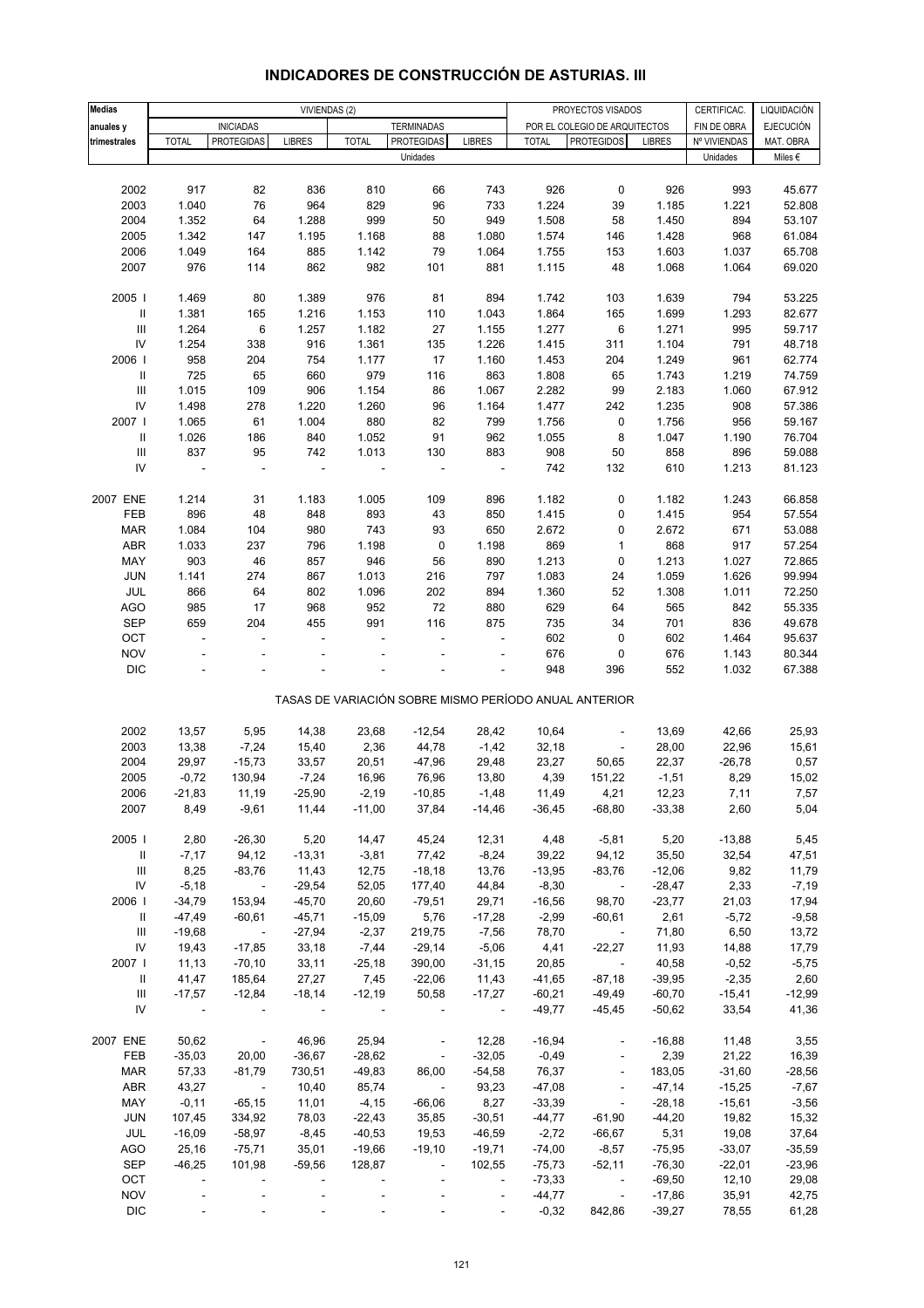# INDICADORES DE CONSTRUCCIÓN DE ASTURIAS. III

| Medias anuales y trimestrales | VIVIENDAS (2) | | | | | | PROYECTOS VISADOS POR EL COLEGIO DE ARQUITECTOS | | | CERTIFICAC. FIN DE OBRA | LIQUIDACIÓN EJECUCIÓN MAT. OBRA |
|---|---|---|---|---|---|---|---|---|---|---|---|
| | INICIADAS | | | TERMINADAS | | | | | | | |
| | TOTAL | PROTEGIDAS | LIBRES | TOTAL | PROTEGIDAS | LIBRES | TOTAL | PROTEGIDOS | LIBRES | Nº VIVIENDAS | MAT. OBRA |
| | Unidades | | | | | | | | | Unidades | Miles € |
| 2002 | 917 | 82 | 836 | 810 | 66 | 743 | 926 | 0 | 926 | 993 | 45.677 |
| 2003 | 1.040 | 76 | 964 | 829 | 96 | 733 | 1.224 | 39 | 1.185 | 1.221 | 52.808 |
| 2004 | 1.352 | 64 | 1.288 | 999 | 50 | 949 | 1.508 | 58 | 1.450 | 894 | 53.107 |
| 2005 | 1.342 | 147 | 1.195 | 1.168 | 88 | 1.080 | 1.574 | 146 | 1.428 | 968 | 61.084 |
| 2006 | 1.049 | 164 | 885 | 1.142 | 79 | 1.064 | 1.755 | 153 | 1.603 | 1.037 | 65.708 |
| 2007 | 976 | 114 | 862 | 982 | 101 | 881 | 1.115 | 48 | 1.068 | 1.064 | 69.020 |
| 2005 I | 1.469 | 80 | 1.389 | 976 | 81 | 894 | 1.742 | 103 | 1.639 | 794 | 53.225 |
| II | 1.381 | 165 | 1.216 | 1.153 | 110 | 1.043 | 1.864 | 165 | 1.699 | 1.293 | 82.677 |
| III | 1.264 | 6 | 1.257 | 1.182 | 27 | 1.155 | 1.277 | 6 | 1.271 | 995 | 59.717 |
| IV | 1.254 | 338 | 916 | 1.361 | 135 | 1.226 | 1.415 | 311 | 1.104 | 791 | 48.718 |
| 2006 I | 958 | 204 | 754 | 1.177 | 17 | 1.160 | 1.453 | 204 | 1.249 | 961 | 62.774 |
| II | 725 | 65 | 660 | 979 | 116 | 863 | 1.808 | 65 | 1.743 | 1.219 | 74.759 |
| III | 1.015 | 109 | 906 | 1.154 | 86 | 1.067 | 2.282 | 99 | 2.183 | 1.060 | 67.912 |
| IV | 1.498 | 278 | 1.220 | 1.260 | 96 | 1.164 | 1.477 | 242 | 1.235 | 908 | 57.386 |
| 2007 I | 1.065 | 61 | 1.004 | 880 | 82 | 799 | 1.756 | 0 | 1.756 | 956 | 59.167 |
| II | 1.026 | 186 | 840 | 1.052 | 91 | 962 | 1.055 | 8 | 1.047 | 1.190 | 76.704 |
| III | 837 | 95 | 742 | 1.013 | 130 | 883 | 908 | 50 | 858 | 896 | 59.088 |
| IV | - | - | - | - | - | - | 742 | 132 | 610 | 1.213 | 81.123 |
| 2007 ENE | 1.214 | 31 | 1.183 | 1.005 | 109 | 896 | 1.182 | 0 | 1.182 | 1.243 | 66.858 |
| FEB | 896 | 48 | 848 | 893 | 43 | 850 | 1.415 | 0 | 1.415 | 954 | 57.554 |
| MAR | 1.084 | 104 | 980 | 743 | 93 | 650 | 2.672 | 0 | 2.672 | 671 | 53.088 |
| ABR | 1.033 | 237 | 796 | 1.198 | 0 | 1.198 | 869 | 1 | 868 | 917 | 57.254 |
| MAY | 903 | 46 | 857 | 946 | 56 | 890 | 1.213 | 0 | 1.213 | 1.027 | 72.865 |
| JUN | 1.141 | 274 | 867 | 1.013 | 216 | 797 | 1.083 | 24 | 1.059 | 1.626 | 99.994 |
| JUL | 866 | 64 | 802 | 1.096 | 202 | 894 | 1.360 | 52 | 1.308 | 1.011 | 72.250 |
| AGO | 985 | 17 | 968 | 952 | 72 | 880 | 629 | 64 | 565 | 842 | 55.335 |
| SEP | 659 | 204 | 455 | 991 | 116 | 875 | 735 | 34 | 701 | 836 | 49.678 |
| OCT | - | - | - | - | - | - | 602 | 0 | 602 | 1.464 | 95.637 |
| NOV | - | - | - | - | - | - | 676 | 0 | 676 | 1.143 | 80.344 |
| DIC | - | - | - | - | - | - | 948 | 396 | 552 | 1.032 | 67.388 |
| TASAS DE VARIACIÓN SOBRE MISMO PERÍODO ANUAL ANTERIOR | | | | | | | | | | | |
| 2002 | 13,57 | 5,95 | 14,38 | 23,68 | -12,54 | 28,42 | 10,64 | - | 13,69 | 42,66 | 25,93 |
| 2003 | 13,38 | -7,24 | 15,40 | 2,36 | 44,78 | -1,42 | 32,18 | - | 28,00 | 22,96 | 15,61 |
| 2004 | 29,97 | -15,73 | 33,57 | 20,51 | -47,96 | 29,48 | 23,27 | 50,65 | 22,37 | -26,78 | 0,57 |
| 2005 | -0,72 | 130,94 | -7,24 | 16,96 | 76,96 | 13,80 | 4,39 | 151,22 | -1,51 | 8,29 | 15,02 |
| 2006 | -21,83 | 11,19 | -25,90 | -2,19 | -10,85 | -1,48 | 11,49 | 4,21 | 12,23 | 7,11 | 7,57 |
| 2007 | 8,49 | -9,61 | 11,44 | -11,00 | 37,84 | -14,46 | -36,45 | -68,80 | -33,38 | 2,60 | 5,04 |
| 2005 I | 2,80 | -26,30 | 5,20 | 14,47 | 45,24 | 12,31 | 4,48 | -5,81 | 5,20 | -13,88 | 5,45 |
| II | -7,17 | 94,12 | -13,31 | -3,81 | 77,42 | -8,24 | 39,22 | 94,12 | 35,50 | 32,54 | 47,51 |
| III | 8,25 | -83,76 | 11,43 | 12,75 | -18,18 | 13,76 | -13,95 | -83,76 | -12,06 | 9,82 | 11,79 |
| IV | -5,18 | - | -29,54 | 52,05 | 177,40 | 44,84 | -8,30 | - | -28,47 | 2,33 | -7,19 |
| 2006 I | -34,79 | 153,94 | -45,70 | 20,60 | -79,51 | 29,71 | -16,56 | 98,70 | -23,77 | 21,03 | 17,94 |
| II | -47,49 | -60,61 | -45,71 | -15,09 | 5,76 | -17,28 | -2,99 | -60,61 | 2,61 | -5,72 | -9,58 |
| III | -19,68 | - | -27,94 | -2,37 | 219,75 | -7,56 | 78,70 | - | 71,80 | 6,50 | 13,72 |
| IV | 19,43 | -17,85 | 33,18 | -7,44 | -29,14 | -5,06 | 4,41 | -22,27 | 11,93 | 14,88 | 17,79 |
| 2007 I | 11,13 | -70,10 | 33,11 | -25,18 | 390,00 | -31,15 | 20,85 | - | 40,58 | -0,52 | -5,75 |
| II | 41,47 | 185,64 | 27,27 | 7,45 | -22,06 | 11,43 | -41,65 | -87,18 | -39,95 | -2,35 | 2,60 |
| III | -17,57 | -12,84 | -18,14 | -12,19 | 50,58 | -17,27 | -60,21 | -49,49 | -60,70 | -15,41 | -12,99 |
| IV | - | - | - | - | - | - | -49,77 | -45,45 | -50,62 | 33,54 | 41,36 |
| 2007 ENE | 50,62 | - | 46,96 | 25,94 | - | 12,28 | -16,94 | - | -16,88 | 11,48 | 3,55 |
| FEB | -35,03 | 20,00 | -36,67 | -28,62 | - | -32,05 | -0,49 | - | 2,39 | 21,22 | 16,39 |
| MAR | 57,33 | -81,79 | 730,51 | -49,83 | 86,00 | -54,58 | 76,37 | - | 183,05 | -31,60 | -28,56 |
| ABR | 43,27 | - | 10,40 | 85,74 | - | 93,23 | -47,08 | - | -47,14 | -15,25 | -7,67 |
| MAY | -0,11 | -65,15 | 11,01 | -4,15 | -66,06 | 8,27 | -33,39 | - | -28,18 | -15,61 | -3,56 |
| JUN | 107,45 | 334,92 | 78,03 | -22,43 | 35,85 | -30,51 | -44,77 | -61,90 | -44,20 | 19,82 | 15,32 |
| JUL | -16,09 | -58,97 | -8,45 | -40,53 | 19,53 | -46,59 | -2,72 | -66,67 | 5,31 | 19,08 | 37,64 |
| AGO | 25,16 | -75,71 | 35,01 | -19,66 | -19,10 | -19,71 | -74,00 | -8,57 | -75,95 | -33,07 | -35,59 |
| SEP | -46,25 | 101,98 | -59,56 | 128,87 | - | 102,55 | -75,73 | -52,11 | -76,30 | -22,01 | -23,96 |
| OCT | - | - | - | - | - | - | -73,33 | - | -69,50 | 12,10 | 29,08 |
| NOV | - | - | - | - | - | - | -44,77 | - | -17,86 | 35,91 | 42,75 |
| DIC | - | - | - | - | - | - | -0,32 | 842,86 | -39,27 | 78,55 | 61,28 |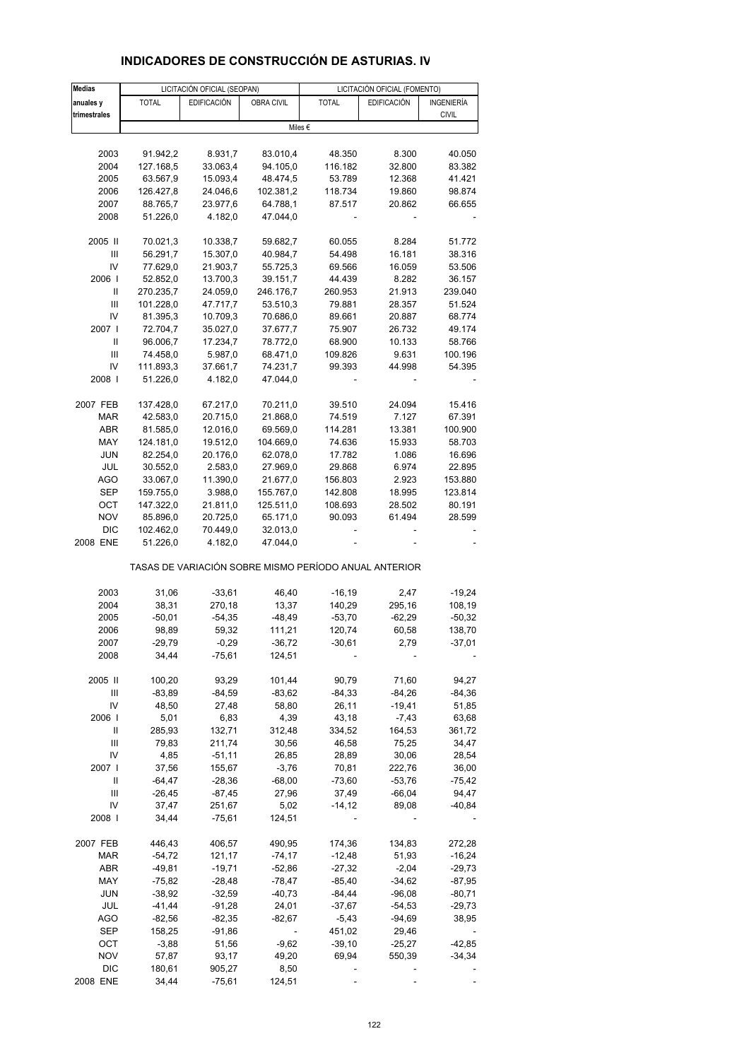# INDICADORES DE CONSTRUCCIÓN DE ASTURIAS. IV

| Medias anuales y trimestrales | LICITACIÓN OFICIAL (SEOPAN) | | | LICITACIÓN OFICIAL (FOMENTO) | | |
|---|---|---|---|---|---|---|
| | TOTAL | EDIFICACIÓN | OBRA CIVIL | TOTAL | EDIFICACIÓN | INGENIERÍA CIVIL |
| | Miles € | | | | | |
| 2003 | 91.942,2 | 8.931,7 | 83.010,4 | 48.350 | 8.300 | 40.050 |
| 2004 | 127.168,5 | 33.063,4 | 94.105,0 | 116.182 | 32.800 | 83.382 |
| 2005 | 63.567,9 | 15.093,4 | 48.474,5 | 53.789 | 12.368 | 41.421 |
| 2006 | 126.427,8 | 24.046,6 | 102.381,2 | 118.734 | 19.860 | 98.874 |
| 2007 | 88.765,7 | 23.977,6 | 64.788,1 | 87.517 | 20.862 | 66.655 |
| 2008 | 51.226,0 | 4.182,0 | 47.044,0 | - | - | - |
| 2005 II | 70.021,3 | 10.338,7 | 59.682,7 | 60.055 | 8.284 | 51.772 |
| III | 56.291,7 | 15.307,0 | 40.984,7 | 54.498 | 16.181 | 38.316 |
| IV | 77.629,0 | 21.903,7 | 55.725,3 | 69.566 | 16.059 | 53.506 |
| 2006 I | 52.852,0 | 13.700,3 | 39.151,7 | 44.439 | 8.282 | 36.157 |
| II | 270.235,7 | 24.059,0 | 246.176,7 | 260.953 | 21.913 | 239.040 |
| III | 101.228,0 | 47.717,7 | 53.510,3 | 79.881 | 28.357 | 51.524 |
| IV | 81.395,3 | 10.709,3 | 70.686,0 | 89.661 | 20.887 | 68.774 |
| 2007 I | 72.704,7 | 35.027,0 | 37.677,7 | 75.907 | 26.732 | 49.174 |
| II | 96.006,7 | 17.234,7 | 78.772,0 | 68.900 | 10.133 | 58.766 |
| III | 74.458,0 | 5.987,0 | 68.471,0 | 109.826 | 9.631 | 100.196 |
| IV | 111.893,3 | 37.661,7 | 74.231,7 | 99.393 | 44.998 | 54.395 |
| 2008 I | 51.226,0 | 4.182,0 | 47.044,0 | - | - | - |
| 2007 FEB | 137.428,0 | 67.217,0 | 70.211,0 | 39.510 | 24.094 | 15.416 |
| MAR | 42.583,0 | 20.715,0 | 21.868,0 | 74.519 | 7.127 | 67.391 |
| ABR | 81.585,0 | 12.016,0 | 69.569,0 | 114.281 | 13.381 | 100.900 |
| MAY | 124.181,0 | 19.512,0 | 104.669,0 | 74.636 | 15.933 | 58.703 |
| JUN | 82.254,0 | 20.176,0 | 62.078,0 | 17.782 | 1.086 | 16.696 |
| JUL | 30.552,0 | 2.583,0 | 27.969,0 | 29.868 | 6.974 | 22.895 |
| AGO | 33.067,0 | 11.390,0 | 21.677,0 | 156.803 | 2.923 | 153.880 |
| SEP | 159.755,0 | 3.988,0 | 155.767,0 | 142.808 | 18.995 | 123.814 |
| OCT | 147.322,0 | 21.811,0 | 125.511,0 | 108.693 | 28.502 | 80.191 |
| NOV | 85.896,0 | 20.725,0 | 65.171,0 | 90.093 | 61.494 | 28.599 |
| DIC | 102.462,0 | 70.449,0 | 32.013,0 | - | - | - |
| 2008 ENE | 51.226,0 | 4.182,0 | 47.044,0 | - | - | - |
| | TASAS DE VARIACIÓN SOBRE MISMO PERÍODO ANUAL ANTERIOR | | | | | |
| 2003 | 31,06 | -33,61 | 46,40 | -16,19 | 2,47 | -19,24 |
| 2004 | 38,31 | 270,18 | 13,37 | 140,29 | 295,16 | 108,19 |
| 2005 | -50,01 | -54,35 | -48,49 | -53,70 | -62,29 | -50,32 |
| 2006 | 98,89 | 59,32 | 111,21 | 120,74 | 60,58 | 138,70 |
| 2007 | -29,79 | -0,29 | -36,72 | -30,61 | 2,79 | -37,01 |
| 2008 | 34,44 | -75,61 | 124,51 | - | - | - |
| 2005 II | 100,20 | 93,29 | 101,44 | 90,79 | 71,60 | 94,27 |
| III | -83,89 | -84,59 | -83,62 | -84,33 | -84,26 | -84,36 |
| IV | 48,50 | 27,48 | 58,80 | 26,11 | -19,41 | 51,85 |
| 2006 I | 5,01 | 6,83 | 4,39 | 43,18 | -7,43 | 63,68 |
| II | 285,93 | 132,71 | 312,48 | 334,52 | 164,53 | 361,72 |
| III | 79,83 | 211,74 | 30,56 | 46,58 | 75,25 | 34,47 |
| IV | 4,85 | -51,11 | 26,85 | 28,89 | 30,06 | 28,54 |
| 2007 I | 37,56 | 155,67 | -3,76 | 70,81 | 222,76 | 36,00 |
| II | -64,47 | -28,36 | -68,00 | -73,60 | -53,76 | -75,42 |
| III | -26,45 | -87,45 | 27,96 | 37,49 | -66,04 | 94,47 |
| IV | 37,47 | 251,67 | 5,02 | -14,12 | 89,08 | -40,84 |
| 2008 I | 34,44 | -75,61 | 124,51 | - | - | - |
| 2007 FEB | 446,43 | 406,57 | 490,95 | 174,36 | 134,83 | 272,28 |
| MAR | -54,72 | 121,17 | -74,17 | -12,48 | 51,93 | -16,24 |
| ABR | -49,81 | -19,71 | -52,86 | -27,32 | -2,04 | -29,73 |
| MAY | -75,82 | -28,48 | -78,47 | -85,40 | -34,62 | -87,95 |
| JUN | -38,92 | -32,59 | -40,73 | -84,44 | -96,08 | -80,71 |
| JUL | -41,44 | -91,28 | 24,01 | -37,67 | -54,53 | -29,73 |
| AGO | -82,56 | -82,35 | -82,67 | -5,43 | -94,69 | 38,95 |
| SEP | 158,25 | -91,86 | - | 451,02 | 29,46 | - |
| OCT | -3,88 | 51,56 | -9,62 | -39,10 | -25,27 | -42,85 |
| NOV | 57,87 | 93,17 | 49,20 | 69,94 | 550,39 | -34,34 |
| DIC | 180,61 | 905,27 | 8,50 | - | - | - |
| 2008 ENE | 34,44 | -75,61 | 124,51 | - | - | - |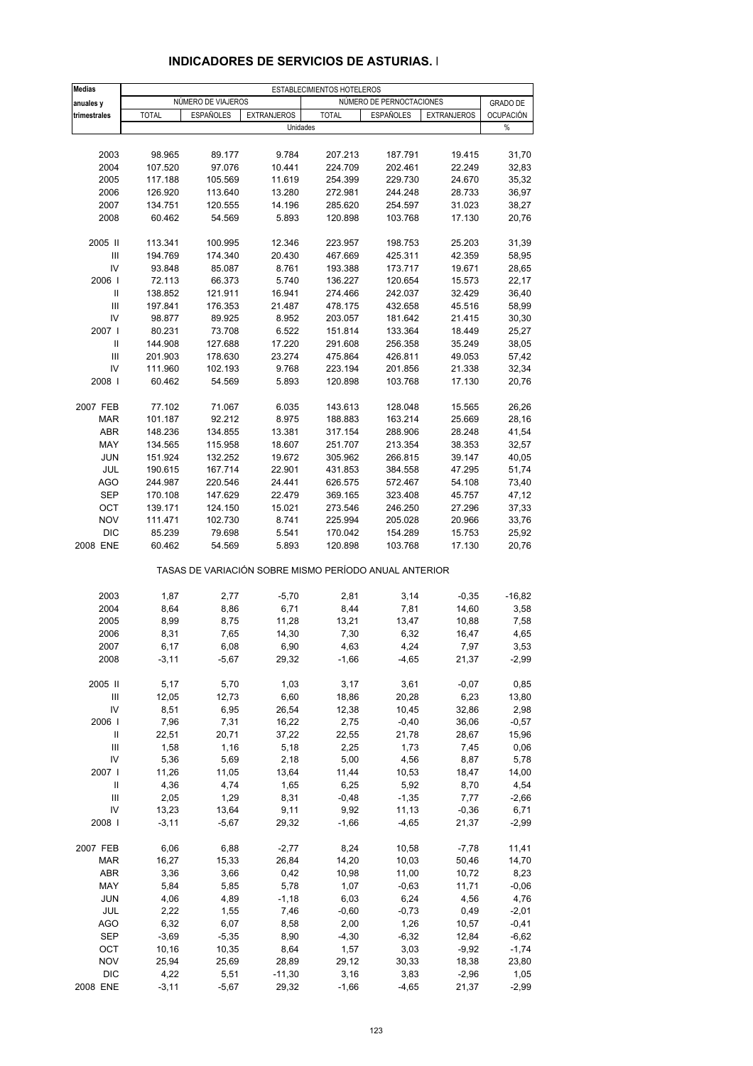## INDICADORES DE SERVICIOS DE ASTURIAS. I

| Medias anuales y trimestrales | ESTABLECIMIENTOS HOTELEROS | | | | | | |
|---|---|---|---|---|---|---|---|
| | NÚMERO DE VIAJEROS | | | NÚMERO DE PERNOCTACIONES | | | GRADO DE OCUPACIÓN |
| | TOTAL | ESPAÑOLES | EXTRANJEROS | TOTAL | ESPAÑOLES | EXTRANJEROS | |
| | Unidades | | | | | | % |
| 2003 | 98.965 | 89.177 | 9.784 | 207.213 | 187.791 | 19.415 | 31,70 |
| 2004 | 107.520 | 97.076 | 10.441 | 224.709 | 202.461 | 22.249 | 32,83 |
| 2005 | 117.188 | 105.569 | 11.619 | 254.399 | 229.730 | 24.670 | 35,32 |
| 2006 | 126.920 | 113.640 | 13.280 | 272.981 | 244.248 | 28.733 | 36,97 |
| 2007 | 134.751 | 120.555 | 14.196 | 285.620 | 254.597 | 31.023 | 38,27 |
| 2008 | 60.462 | 54.569 | 5.893 | 120.898 | 103.768 | 17.130 | 20,76 |
| 2005 II | 113.341 | 100.995 | 12.346 | 223.957 | 198.753 | 25.203 | 31,39 |
| III | 194.769 | 174.340 | 20.430 | 467.669 | 425.311 | 42.359 | 58,95 |
| IV | 93.848 | 85.087 | 8.761 | 193.388 | 173.717 | 19.671 | 28,65 |
| 2006 I | 72.113 | 66.373 | 5.740 | 136.227 | 120.654 | 15.573 | 22,17 |
| II | 138.852 | 121.911 | 16.941 | 274.466 | 242.037 | 32.429 | 36,40 |
| III | 197.841 | 176.353 | 21.487 | 478.175 | 432.658 | 45.516 | 58,99 |
| IV | 98.877 | 89.925 | 8.952 | 203.057 | 181.642 | 21.415 | 30,30 |
| 2007 I | 80.231 | 73.708 | 6.522 | 151.814 | 133.364 | 18.449 | 25,27 |
| II | 144.908 | 127.688 | 17.220 | 291.608 | 256.358 | 35.249 | 38,05 |
| III | 201.903 | 178.630 | 23.274 | 475.864 | 426.811 | 49.053 | 57,42 |
| IV | 111.960 | 102.193 | 9.768 | 223.194 | 201.856 | 21.338 | 32,34 |
| 2008 I | 60.462 | 54.569 | 5.893 | 120.898 | 103.768 | 17.130 | 20,76 |
| 2007 FEB | 77.102 | 71.067 | 6.035 | 143.613 | 128.048 | 15.565 | 26,26 |
| MAR | 101.187 | 92.212 | 8.975 | 188.883 | 163.214 | 25.669 | 28,16 |
| ABR | 148.236 | 134.855 | 13.381 | 317.154 | 288.906 | 28.248 | 41,54 |
| MAY | 134.565 | 115.958 | 18.607 | 251.707 | 213.354 | 38.353 | 32,57 |
| JUN | 151.924 | 132.252 | 19.672 | 305.962 | 266.815 | 39.147 | 40,05 |
| JUL | 190.615 | 167.714 | 22.901 | 431.853 | 384.558 | 47.295 | 51,74 |
| AGO | 244.987 | 220.546 | 24.441 | 626.575 | 572.467 | 54.108 | 73,40 |
| SEP | 170.108 | 147.629 | 22.479 | 369.165 | 323.408 | 45.757 | 47,12 |
| OCT | 139.171 | 124.150 | 15.021 | 273.546 | 246.250 | 27.296 | 37,33 |
| NOV | 111.471 | 102.730 | 8.741 | 225.994 | 205.028 | 20.966 | 33,76 |
| DIC | 85.239 | 79.698 | 5.541 | 170.042 | 154.289 | 15.753 | 25,92 |
| 2008 ENE | 60.462 | 54.569 | 5.893 | 120.898 | 103.768 | 17.130 | 20,76 |
| | TASAS DE VARIACIÓN SOBRE MISMO PERÍODO ANUAL ANTERIOR | | | | | | |
| 2003 | 1,87 | 2,77 | -5,70 | 2,81 | 3,14 | -0,35 | -16,82 |
| 2004 | 8,64 | 8,86 | 6,71 | 8,44 | 7,81 | 14,60 | 3,58 |
| 2005 | 8,99 | 8,75 | 11,28 | 13,21 | 13,47 | 10,88 | 7,58 |
| 2006 | 8,31 | 7,65 | 14,30 | 7,30 | 6,32 | 16,47 | 4,65 |
| 2007 | 6,17 | 6,08 | 6,90 | 4,63 | 4,24 | 7,97 | 3,53 |
| 2008 | -3,11 | -5,67 | 29,32 | -1,66 | -4,65 | 21,37 | -2,99 |
| 2005 II | 5,17 | 5,70 | 1,03 | 3,17 | 3,61 | -0,07 | 0,85 |
| III | 12,05 | 12,73 | 6,60 | 18,86 | 20,28 | 6,23 | 13,80 |
| IV | 8,51 | 6,95 | 26,54 | 12,38 | 10,45 | 32,86 | 2,98 |
| 2006 I | 7,96 | 7,31 | 16,22 | 2,75 | -0,40 | 36,06 | -0,57 |
| II | 22,51 | 20,71 | 37,22 | 22,55 | 21,78 | 28,67 | 15,96 |
| III | 1,58 | 1,16 | 5,18 | 2,25 | 1,73 | 7,45 | 0,06 |
| IV | 5,36 | 5,69 | 2,18 | 5,00 | 4,56 | 8,87 | 5,78 |
| 2007 I | 11,26 | 11,05 | 13,64 | 11,44 | 10,53 | 18,47 | 14,00 |
| II | 4,36 | 4,74 | 1,65 | 6,25 | 5,92 | 8,70 | 4,54 |
| III | 2,05 | 1,29 | 8,31 | -0,48 | -1,35 | 7,77 | -2,66 |
| IV | 13,23 | 13,64 | 9,11 | 9,92 | 11,13 | -0,36 | 6,71 |
| 2008 I | -3,11 | -5,67 | 29,32 | -1,66 | -4,65 | 21,37 | -2,99 |
| 2007 FEB | 6,06 | 6,88 | -2,77 | 8,24 | 10,58 | -7,78 | 11,41 |
| MAR | 16,27 | 15,33 | 26,84 | 14,20 | 10,03 | 50,46 | 14,70 |
| ABR | 3,36 | 3,66 | 0,42 | 10,98 | 11,00 | 10,72 | 8,23 |
| MAY | 5,84 | 5,85 | 5,78 | 1,07 | -0,63 | 11,71 | -0,06 |
| JUN | 4,06 | 4,89 | -1,18 | 6,03 | 6,24 | 4,56 | 4,76 |
| JUL | 2,22 | 1,55 | 7,46 | -0,60 | -0,73 | 0,49 | -2,01 |
| AGO | 6,32 | 6,07 | 8,58 | 2,00 | 1,26 | 10,57 | -0,41 |
| SEP | -3,69 | -5,35 | 8,90 | -4,30 | -6,32 | 12,84 | -6,62 |
| OCT | 10,16 | 10,35 | 8,64 | 1,57 | 3,03 | -9,92 | -1,74 |
| NOV | 25,94 | 25,69 | 28,89 | 29,12 | 30,33 | 18,38 | 23,80 |
| DIC | 4,22 | 5,51 | -11,30 | 3,16 | 3,83 | -2,96 | 1,05 |
| 2008 ENE | -3,11 | -5,67 | 29,32 | -1,66 | -4,65 | 21,37 | -2,99 |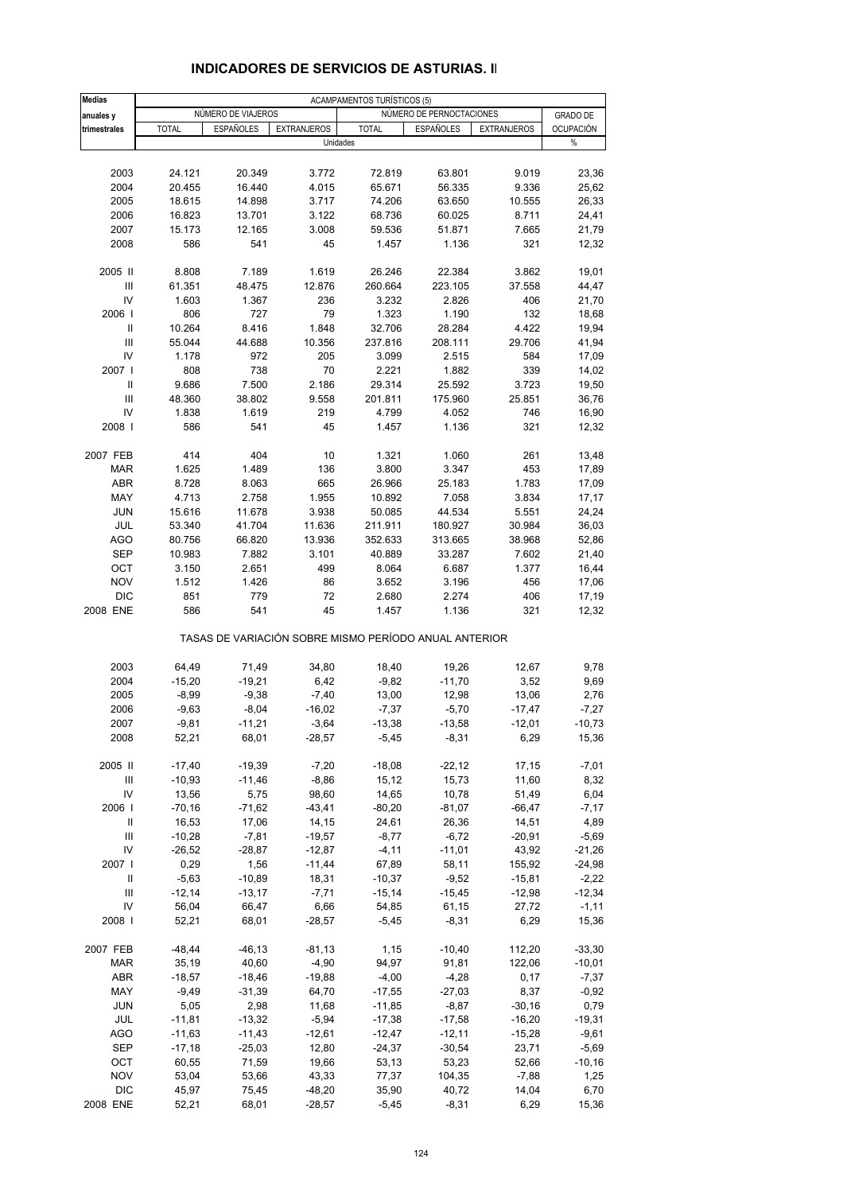## INDICADORES DE SERVICIOS DE ASTURIAS. II

| Medias anuales y trimestrales | ACAMPAMENTOS TURÍSTICOS (5) | | | | | | |
|---|---|---|---|---|---|---|---|
| | NÚMERO DE VIAJEROS | | | NÚMERO DE PERNOCTACIONES | | | GRADO DE OCUPACIÓN |
| | TOTAL | ESPAÑOLES | EXTRANJEROS | TOTAL | ESPAÑOLES | EXTRANJEROS | |
| | Unidades | | | | | | % |
| 2003 | 24.121 | 20.349 | 3.772 | 72.819 | 63.801 | 9.019 | 23,36 |
| 2004 | 20.455 | 16.440 | 4.015 | 65.671 | 56.335 | 9.336 | 25,62 |
| 2005 | 18.615 | 14.898 | 3.717 | 74.206 | 63.650 | 10.555 | 26,33 |
| 2006 | 16.823 | 13.701 | 3.122 | 68.736 | 60.025 | 8.711 | 24,41 |
| 2007 | 15.173 | 12.165 | 3.008 | 59.536 | 51.871 | 7.665 | 21,79 |
| 2008 | 586 | 541 | 45 | 1.457 | 1.136 | 321 | 12,32 |
| 2005 II | 8.808 | 7.189 | 1.619 | 26.246 | 22.384 | 3.862 | 19,01 |
| III | 61.351 | 48.475 | 12.876 | 260.664 | 223.105 | 37.558 | 44,47 |
| IV | 1.603 | 1.367 | 236 | 3.232 | 2.826 | 406 | 21,70 |
| 2006 I | 806 | 727 | 79 | 1.323 | 1.190 | 132 | 18,68 |
| II | 10.264 | 8.416 | 1.848 | 32.706 | 28.284 | 4.422 | 19,94 |
| III | 55.044 | 44.688 | 10.356 | 237.816 | 208.111 | 29.706 | 41,94 |
| IV | 1.178 | 972 | 205 | 3.099 | 2.515 | 584 | 17,09 |
| 2007 I | 808 | 738 | 70 | 2.221 | 1.882 | 339 | 14,02 |
| II | 9.686 | 7.500 | 2.186 | 29.314 | 25.592 | 3.723 | 19,50 |
| III | 48.360 | 38.802 | 9.558 | 201.811 | 175.960 | 25.851 | 36,76 |
| IV | 1.838 | 1.619 | 219 | 4.799 | 4.052 | 746 | 16,90 |
| 2008 I | 586 | 541 | 45 | 1.457 | 1.136 | 321 | 12,32 |
| 2007 FEB | 414 | 404 | 10 | 1.321 | 1.060 | 261 | 13,48 |
| MAR | 1.625 | 1.489 | 136 | 3.800 | 3.347 | 453 | 17,89 |
| ABR | 8.728 | 8.063 | 665 | 26.966 | 25.183 | 1.783 | 17,09 |
| MAY | 4.713 | 2.758 | 1.955 | 10.892 | 7.058 | 3.834 | 17,17 |
| JUN | 15.616 | 11.678 | 3.938 | 50.085 | 44.534 | 5.551 | 24,24 |
| JUL | 53.340 | 41.704 | 11.636 | 211.911 | 180.927 | 30.984 | 36,03 |
| AGO | 80.756 | 66.820 | 13.936 | 352.633 | 313.665 | 38.968 | 52,86 |
| SEP | 10.983 | 7.882 | 3.101 | 40.889 | 33.287 | 7.602 | 21,40 |
| OCT | 3.150 | 2.651 | 499 | 8.064 | 6.687 | 1.377 | 16,44 |
| NOV | 1.512 | 1.426 | 86 | 3.652 | 3.196 | 456 | 17,06 |
| DIC | 851 | 779 | 72 | 2.680 | 2.274 | 406 | 17,19 |
| 2008 ENE | 586 | 541 | 45 | 1.457 | 1.136 | 321 | 12,32 |
| TASAS DE VARIACIÓN SOBRE MISMO PERÍODO ANUAL ANTERIOR | | | | | | | |
| 2003 | 64,49 | 71,49 | 34,80 | 18,40 | 19,26 | 12,67 | 9,78 |
| 2004 | -15,20 | -19,21 | 6,42 | -9,82 | -11,70 | 3,52 | 9,69 |
| 2005 | -8,99 | -9,38 | -7,40 | 13,00 | 12,98 | 13,06 | 2,76 |
| 2006 | -9,63 | -8,04 | -16,02 | -7,37 | -5,70 | -17,47 | -7,27 |
| 2007 | -9,81 | -11,21 | -3,64 | -13,38 | -13,58 | -12,01 | -10,73 |
| 2008 | 52,21 | 68,01 | -28,57 | -5,45 | -8,31 | 6,29 | 15,36 |
| 2005 II | -17,40 | -19,39 | -7,20 | -18,08 | -22,12 | 17,15 | -7,01 |
| III | -10,93 | -11,46 | -8,86 | 15,12 | 15,73 | 11,60 | 8,32 |
| IV | 13,56 | 5,75 | 98,60 | 14,65 | 10,78 | 51,49 | 6,04 |
| 2006 I | -70,16 | -71,62 | -43,41 | -80,20 | -81,07 | -66,47 | -7,17 |
| II | 16,53 | 17,06 | 14,15 | 24,61 | 26,36 | 14,51 | 4,89 |
| III | -10,28 | -7,81 | -19,57 | -8,77 | -6,72 | -20,91 | -5,69 |
| IV | -26,52 | -28,87 | -12,87 | -4,11 | -11,01 | 43,92 | -21,26 |
| 2007 I | 0,29 | 1,56 | -11,44 | 67,89 | 58,11 | 155,92 | -24,98 |
| II | -5,63 | -10,89 | 18,31 | -10,37 | -9,52 | -15,81 | -2,22 |
| III | -12,14 | -13,17 | -7,71 | -15,14 | -15,45 | -12,98 | -12,34 |
| IV | 56,04 | 66,47 | 6,66 | 54,85 | 61,15 | 27,72 | -1,11 |
| 2008 I | 52,21 | 68,01 | -28,57 | -5,45 | -8,31 | 6,29 | 15,36 |
| 2007 FEB | -48,44 | -46,13 | -81,13 | 1,15 | -10,40 | 112,20 | -33,30 |
| MAR | 35,19 | 40,60 | -4,90 | 94,97 | 91,81 | 122,06 | -10,01 |
| ABR | -18,57 | -18,46 | -19,88 | -4,00 | -4,28 | 0,17 | -7,37 |
| MAY | -9,49 | -31,39 | 64,70 | -17,55 | -27,03 | 8,37 | -0,92 |
| JUN | 5,05 | 2,98 | 11,68 | -11,85 | -8,87 | -30,16 | 0,79 |
| JUL | -11,81 | -13,32 | -5,94 | -17,38 | -17,58 | -16,20 | -19,31 |
| AGO | -11,63 | -11,43 | -12,61 | -12,47 | -12,11 | -15,28 | -9,61 |
| SEP | -17,18 | -25,03 | 12,80 | -24,37 | -30,54 | 23,71 | -5,69 |
| OCT | 60,55 | 71,59 | 19,66 | 53,13 | 53,23 | 52,66 | -10,16 |
| NOV | 53,04 | 53,66 | 43,33 | 77,37 | 104,35 | -7,88 | 1,25 |
| DIC | 45,97 | 75,45 | -48,20 | 35,90 | 40,72 | 14,04 | 6,70 |
| 2008 ENE | 52,21 | 68,01 | -28,57 | -5,45 | -8,31 | 6,29 | 15,36 |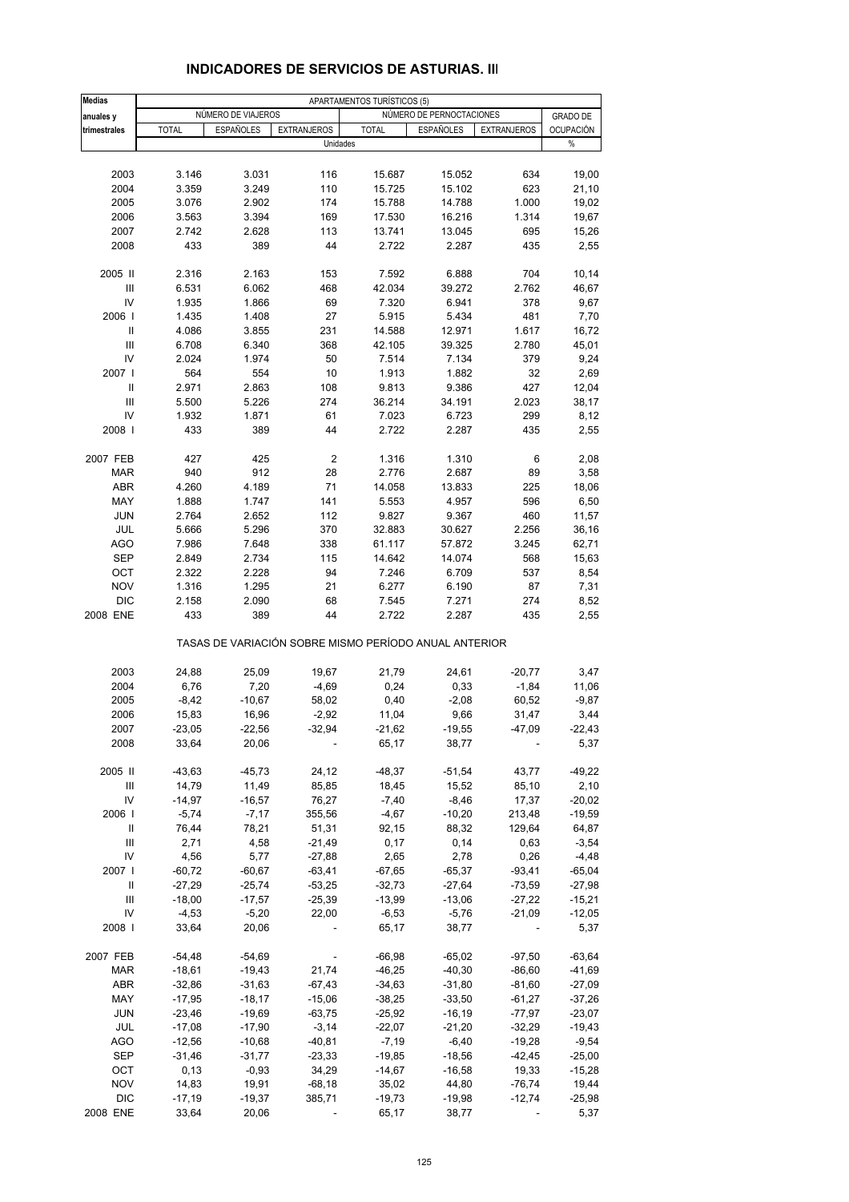## INDICADORES DE SERVICIOS DE ASTURIAS. III

| Medias anuales y trimestrales | APARTAMENTOS TURÍSTICOS (5) | | | | | | |
|---|---|---|---|---|---|---|---|
| | NÚMERO DE VIAJEROS | | | NÚMERO DE PERNOCTACIONES | | | GRADO DE OCUPACIÓN |
| | TOTAL | ESPAÑOLES | EXTRANJEROS | TOTAL | ESPAÑOLES | EXTRANJEROS | |
| | Unidades | | | | | | % |
| 2003 | 3.146 | 3.031 | 116 | 15.687 | 15.052 | 634 | 19,00 |
| 2004 | 3.359 | 3.249 | 110 | 15.725 | 15.102 | 623 | 21,10 |
| 2005 | 3.076 | 2.902 | 174 | 15.788 | 14.788 | 1.000 | 19,02 |
| 2006 | 3.563 | 3.394 | 169 | 17.530 | 16.216 | 1.314 | 19,67 |
| 2007 | 2.742 | 2.628 | 113 | 13.741 | 13.045 | 695 | 15,26 |
| 2008 | 433 | 389 | 44 | 2.722 | 2.287 | 435 | 2,55 |
| 2005 II | 2.316 | 2.163 | 153 | 7.592 | 6.888 | 704 | 10,14 |
| III | 6.531 | 6.062 | 468 | 42.034 | 39.272 | 2.762 | 46,67 |
| IV | 1.935 | 1.866 | 69 | 7.320 | 6.941 | 378 | 9,67 |
| 2006 I | 1.435 | 1.408 | 27 | 5.915 | 5.434 | 481 | 7,70 |
| II | 4.086 | 3.855 | 231 | 14.588 | 12.971 | 1.617 | 16,72 |
| III | 6.708 | 6.340 | 368 | 42.105 | 39.325 | 2.780 | 45,01 |
| IV | 2.024 | 1.974 | 50 | 7.514 | 7.134 | 379 | 9,24 |
| 2007 I | 564 | 554 | 10 | 1.913 | 1.882 | 32 | 2,69 |
| II | 2.971 | 2.863 | 108 | 9.813 | 9.386 | 427 | 12,04 |
| III | 5.500 | 5.226 | 274 | 36.214 | 34.191 | 2.023 | 38,17 |
| IV | 1.932 | 1.871 | 61 | 7.023 | 6.723 | 299 | 8,12 |
| 2008 I | 433 | 389 | 44 | 2.722 | 2.287 | 435 | 2,55 |
| 2007 FEB | 427 | 425 | 2 | 1.316 | 1.310 | 6 | 2,08 |
| MAR | 940 | 912 | 28 | 2.776 | 2.687 | 89 | 3,58 |
| ABR | 4.260 | 4.189 | 71 | 14.058 | 13.833 | 225 | 18,06 |
| MAY | 1.888 | 1.747 | 141 | 5.553 | 4.957 | 596 | 6,50 |
| JUN | 2.764 | 2.652 | 112 | 9.827 | 9.367 | 460 | 11,57 |
| JUL | 5.666 | 5.296 | 370 | 32.883 | 30.627 | 2.256 | 36,16 |
| AGO | 7.986 | 7.648 | 338 | 61.117 | 57.872 | 3.245 | 62,71 |
| SEP | 2.849 | 2.734 | 115 | 14.642 | 14.074 | 568 | 15,63 |
| OCT | 2.322 | 2.228 | 94 | 7.246 | 6.709 | 537 | 8,54 |
| NOV | 1.316 | 1.295 | 21 | 6.277 | 6.190 | 87 | 7,31 |
| DIC | 2.158 | 2.090 | 68 | 7.545 | 7.271 | 274 | 8,52 |
| 2008 ENE | 433 | 389 | 44 | 2.722 | 2.287 | 435 | 2,55 |
| | TASAS DE VARIACIÓN SOBRE MISMO PERÍODO ANUAL ANTERIOR | | | | | | |
| 2003 | 24,88 | 25,09 | 19,67 | 21,79 | 24,61 | -20,77 | 3,47 |
| 2004 | 6,76 | 7,20 | -4,69 | 0,24 | 0,33 | -1,84 | 11,06 |
| 2005 | -8,42 | -10,67 | 58,02 | 0,40 | -2,08 | 60,52 | -9,87 |
| 2006 | 15,83 | 16,96 | -2,92 | 11,04 | 9,66 | 31,47 | 3,44 |
| 2007 | -23,05 | -22,56 | -32,94 | -21,62 | -19,55 | -47,09 | -22,43 |
| 2008 | 33,64 | 20,06 | - | 65,17 | 38,77 | - | 5,37 |
| 2005 II | -43,63 | -45,73 | 24,12 | -48,37 | -51,54 | 43,77 | -49,22 |
| III | 14,79 | 11,49 | 85,85 | 18,45 | 15,52 | 85,10 | 2,10 |
| IV | -14,97 | -16,57 | 76,27 | -7,40 | -8,46 | 17,37 | -20,02 |
| 2006 I | -5,74 | -7,17 | 355,56 | -4,67 | -10,20 | 213,48 | -19,59 |
| II | 76,44 | 78,21 | 51,31 | 92,15 | 88,32 | 129,64 | 64,87 |
| III | 2,71 | 4,58 | -21,49 | 0,17 | 0,14 | 0,63 | -3,54 |
| IV | 4,56 | 5,77 | -27,88 | 2,65 | 2,78 | 0,26 | -4,48 |
| 2007 I | -60,72 | -60,67 | -63,41 | -67,65 | -65,37 | -93,41 | -65,04 |
| II | -27,29 | -25,74 | -53,25 | -32,73 | -27,64 | -73,59 | -27,98 |
| III | -18,00 | -17,57 | -25,39 | -13,99 | -13,06 | -27,22 | -15,21 |
| IV | -4,53 | -5,20 | 22,00 | -6,53 | -5,76 | -21,09 | -12,05 |
| 2008 I | 33,64 | 20,06 | - | 65,17 | 38,77 | - | 5,37 |
| 2007 FEB | -54,48 | -54,69 | - | -66,98 | -65,02 | -97,50 | -63,64 |
| MAR | -18,61 | -19,43 | 21,74 | -46,25 | -40,30 | -86,60 | -41,69 |
| ABR | -32,86 | -31,63 | -67,43 | -34,63 | -31,80 | -81,60 | -27,09 |
| MAY | -17,95 | -18,17 | -15,06 | -38,25 | -33,50 | -61,27 | -37,26 |
| JUN | -23,46 | -19,69 | -63,75 | -25,92 | -16,19 | -77,97 | -23,07 |
| JUL | -17,08 | -17,90 | -3,14 | -22,07 | -21,20 | -32,29 | -19,43 |
| AGO | -12,56 | -10,68 | -40,81 | -7,19 | -6,40 | -19,28 | -9,54 |
| SEP | -31,46 | -31,77 | -23,33 | -19,85 | -18,56 | -42,45 | -25,00 |
| OCT | 0,13 | -0,93 | 34,29 | -14,67 | -16,58 | 19,33 | -15,28 |
| NOV | 14,83 | 19,91 | -68,18 | 35,02 | 44,80 | -76,74 | 19,44 |
| DIC | -17,19 | -19,37 | 385,71 | -19,73 | -19,98 | -12,74 | -25,98 |
| 2008 ENE | 33,64 | 20,06 | - | 65,17 | 38,77 | - | 5,37 |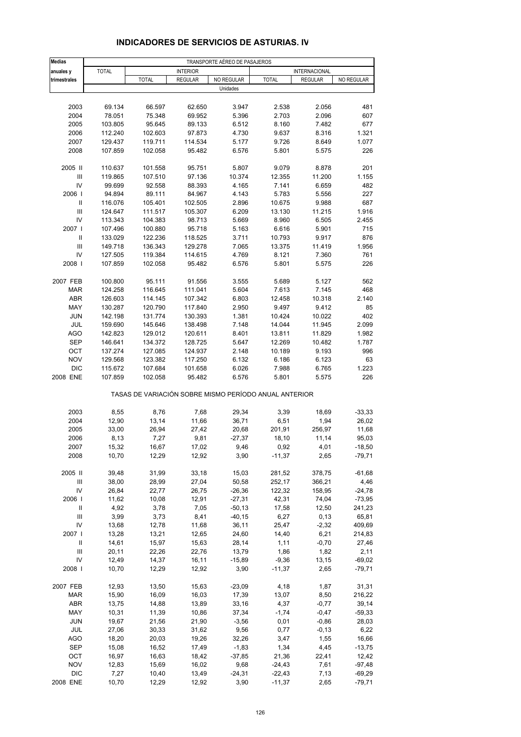## INDICADORES DE SERVICIOS DE ASTURIAS. IV

| Medias anuales y trimestrales | TRANSPORTE AÉREO DE PASAJEROS | | | | | | |
|---|---|---|---|---|---|---|---|
| | TOTAL | INTERIOR | | | INTERNACIONAL | | |
| | | TOTAL | REGULAR | NO REGULAR | TOTAL | REGULAR | NO REGULAR |
| | Unidades | | | | | | |
| 2003 | 69.134 | 66.597 | 62.650 | 3.947 | 2.538 | 2.056 | 481 |
| 2004 | 78.051 | 75.348 | 69.952 | 5.396 | 2.703 | 2.096 | 607 |
| 2005 | 103.805 | 95.645 | 89.133 | 6.512 | 8.160 | 7.482 | 677 |
| 2006 | 112.240 | 102.603 | 97.873 | 4.730 | 9.637 | 8.316 | 1.321 |
| 2007 | 129.437 | 119.711 | 114.534 | 5.177 | 9.726 | 8.649 | 1.077 |
| 2008 | 107.859 | 102.058 | 95.482 | 6.576 | 5.801 | 5.575 | 226 |
| 2005 II | 110.637 | 101.558 | 95.751 | 5.807 | 9.079 | 8.878 | 201 |
| III | 119.865 | 107.510 | 97.136 | 10.374 | 12.355 | 11.200 | 1.155 |
| IV | 99.699 | 92.558 | 88.393 | 4.165 | 7.141 | 6.659 | 482 |
| 2006 I | 94.894 | 89.111 | 84.967 | 4.143 | 5.783 | 5.556 | 227 |
| II | 116.076 | 105.401 | 102.505 | 2.896 | 10.675 | 9.988 | 687 |
| III | 124.647 | 111.517 | 105.307 | 6.209 | 13.130 | 11.215 | 1.916 |
| IV | 113.343 | 104.383 | 98.713 | 5.669 | 8.960 | 6.505 | 2.455 |
| 2007 I | 107.496 | 100.880 | 95.718 | 5.163 | 6.616 | 5.901 | 715 |
| II | 133.029 | 122.236 | 118.525 | 3.711 | 10.793 | 9.917 | 876 |
| III | 149.718 | 136.343 | 129.278 | 7.065 | 13.375 | 11.419 | 1.956 |
| IV | 127.505 | 119.384 | 114.615 | 4.769 | 8.121 | 7.360 | 761 |
| 2008 I | 107.859 | 102.058 | 95.482 | 6.576 | 5.801 | 5.575 | 226 |
| 2007 FEB | 100.800 | 95.111 | 91.556 | 3.555 | 5.689 | 5.127 | 562 |
| MAR | 124.258 | 116.645 | 111.041 | 5.604 | 7.613 | 7.145 | 468 |
| ABR | 126.603 | 114.145 | 107.342 | 6.803 | 12.458 | 10.318 | 2.140 |
| MAY | 130.287 | 120.790 | 117.840 | 2.950 | 9.497 | 9.412 | 85 |
| JUN | 142.198 | 131.774 | 130.393 | 1.381 | 10.424 | 10.022 | 402 |
| JUL | 159.690 | 145.646 | 138.498 | 7.148 | 14.044 | 11.945 | 2.099 |
| AGO | 142.823 | 129.012 | 120.611 | 8.401 | 13.811 | 11.829 | 1.982 |
| SEP | 146.641 | 134.372 | 128.725 | 5.647 | 12.269 | 10.482 | 1.787 |
| OCT | 137.274 | 127.085 | 124.937 | 2.148 | 10.189 | 9.193 | 996 |
| NOV | 129.568 | 123.382 | 117.250 | 6.132 | 6.186 | 6.123 | 63 |
| DIC | 115.672 | 107.684 | 101.658 | 6.026 | 7.988 | 6.765 | 1.223 |
| 2008 ENE | 107.859 | 102.058 | 95.482 | 6.576 | 5.801 | 5.575 | 226 |
| | TASAS DE VARIACIÓN SOBRE MISMO PERÍODO ANUAL ANTERIOR | | | | | | |
| 2003 | 8,55 | 8,76 | 7,68 | 29,34 | 3,39 | 18,69 | -33,33 |
| 2004 | 12,90 | 13,14 | 11,66 | 36,71 | 6,51 | 1,94 | 26,02 |
| 2005 | 33,00 | 26,94 | 27,42 | 20,68 | 201,91 | 256,97 | 11,68 |
| 2006 | 8,13 | 7,27 | 9,81 | -27,37 | 18,10 | 11,14 | 95,03 |
| 2007 | 15,32 | 16,67 | 17,02 | 9,46 | 0,92 | 4,01 | -18,50 |
| 2008 | 10,70 | 12,29 | 12,92 | 3,90 | -11,37 | 2,65 | -79,71 |
| 2005 II | 39,48 | 31,99 | 33,18 | 15,03 | 281,52 | 378,75 | -61,68 |
| III | 38,00 | 28,99 | 27,04 | 50,58 | 252,17 | 366,21 | 4,46 |
| IV | 26,84 | 22,77 | 26,75 | -26,36 | 122,32 | 158,95 | -24,78 |
| 2006 I | 11,62 | 10,08 | 12,91 | -27,31 | 42,31 | 74,04 | -73,95 |
| II | 4,92 | 3,78 | 7,05 | -50,13 | 17,58 | 12,50 | 241,23 |
| III | 3,99 | 3,73 | 8,41 | -40,15 | 6,27 | 0,13 | 65,81 |
| IV | 13,68 | 12,78 | 11,68 | 36,11 | 25,47 | -2,32 | 409,69 |
| 2007 I | 13,28 | 13,21 | 12,65 | 24,60 | 14,40 | 6,21 | 214,83 |
| II | 14,61 | 15,97 | 15,63 | 28,14 | 1,11 | -0,70 | 27,46 |
| III | 20,11 | 22,26 | 22,76 | 13,79 | 1,86 | 1,82 | 2,11 |
| IV | 12,49 | 14,37 | 16,11 | -15,89 | -9,36 | 13,15 | -69,02 |
| 2008 I | 10,70 | 12,29 | 12,92 | 3,90 | -11,37 | 2,65 | -79,71 |
| 2007 FEB | 12,93 | 13,50 | 15,63 | -23,09 | 4,18 | 1,87 | 31,31 |
| MAR | 15,90 | 16,09 | 16,03 | 17,39 | 13,07 | 8,50 | 216,22 |
| ABR | 13,75 | 14,88 | 13,89 | 33,16 | 4,37 | -0,77 | 39,14 |
| MAY | 10,31 | 11,39 | 10,86 | 37,34 | -1,74 | -0,47 | -59,33 |
| JUN | 19,67 | 21,56 | 21,90 | -3,56 | 0,01 | -0,86 | 28,03 |
| JUL | 27,06 | 30,33 | 31,62 | 9,56 | 0,77 | -0,13 | 6,22 |
| AGO | 18,20 | 20,03 | 19,26 | 32,26 | 3,47 | 1,55 | 16,66 |
| SEP | 15,08 | 16,52 | 17,49 | -1,83 | 1,34 | 4,45 | -13,75 |
| OCT | 16,97 | 16,63 | 18,42 | -37,85 | 21,36 | 22,41 | 12,42 |
| NOV | 12,83 | 15,69 | 16,02 | 9,68 | -24,43 | 7,61 | -97,48 |
| DIC | 7,27 | 10,40 | 13,49 | -24,31 | -22,43 | 7,13 | -69,29 |
| 2008 ENE | 10,70 | 12,29 | 12,92 | 3,90 | -11,37 | 2,65 | -79,71 |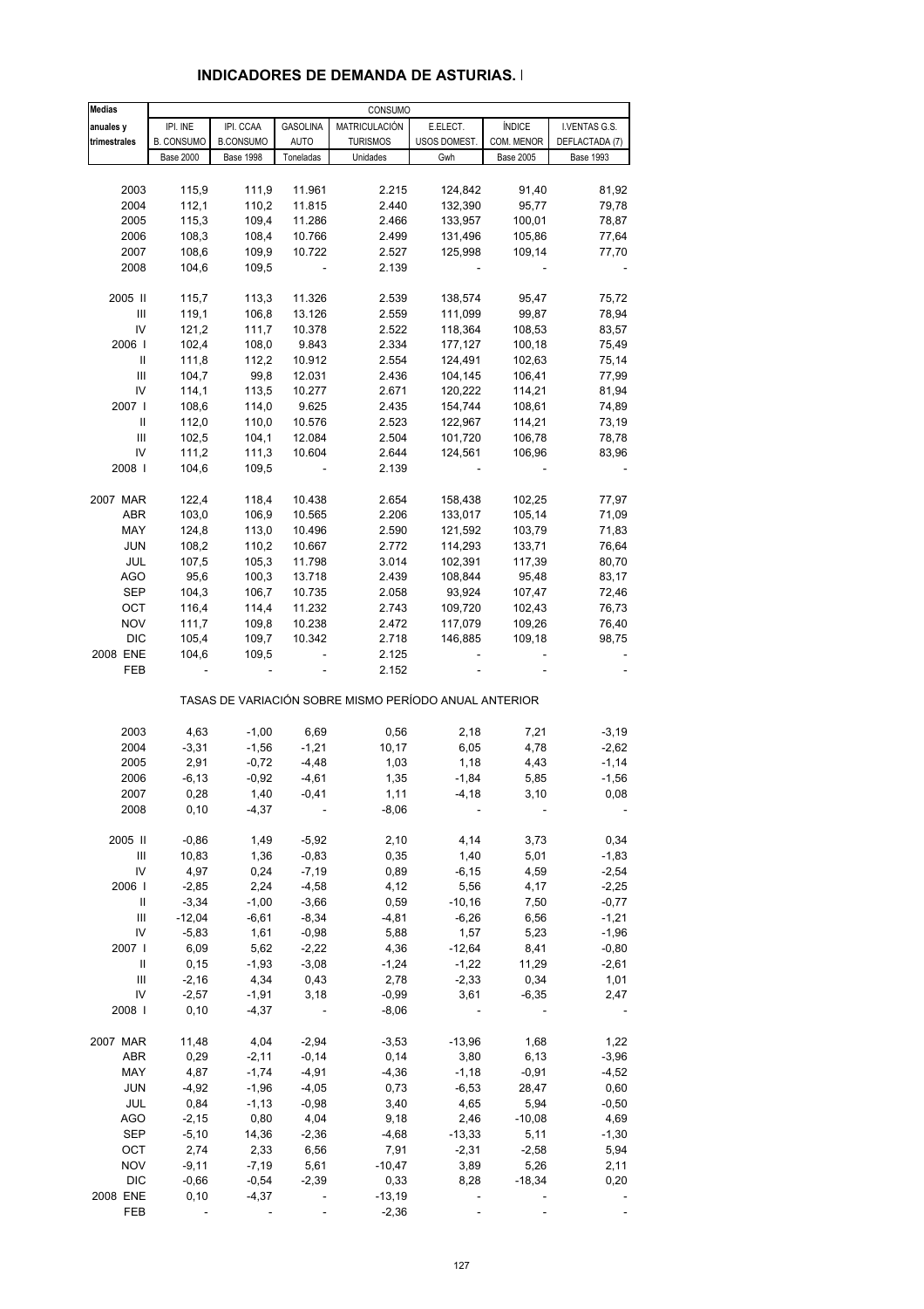## INDICADORES DE DEMANDA DE ASTURIAS. I

| Medias | CONSUMO | | | | | | |
|---|---|---|---|---|---|---|---|
| anuales y | IPI. INE | IPI. CCAA | GASOLINA | MATRICULACIÓN | E.ELECT. | ÍNDICE | I.VENTAS G.S. |
| trimestrales | B. CONSUMO | B.CONSUMO | AUTO | TURISMOS | USOS DOMEST. | COM. MENOR | DEFLACTADA (7) |
| | Base 2000 | Base 1998 | Toneladas | Unidades | Gwh | Base 2005 | Base 1993 |
| 2003 | 115,9 | 111,9 | 11.961 | 2.215 | 124,842 | 91,40 | 81,92 |
| 2004 | 112,1 | 110,2 | 11.815 | 2.440 | 132,390 | 95,77 | 79,78 |
| 2005 | 115,3 | 109,4 | 11.286 | 2.466 | 133,957 | 100,01 | 78,87 |
| 2006 | 108,3 | 108,4 | 10.766 | 2.499 | 131,496 | 105,86 | 77,64 |
| 2007 | 108,6 | 109,9 | 10.722 | 2.527 | 125,998 | 109,14 | 77,70 |
| 2008 | 104,6 | 109,5 | - | 2.139 | - | - | - |
| 2005 II | 115,7 | 113,3 | 11.326 | 2.539 | 138,574 | 95,47 | 75,72 |
| III | 119,1 | 106,8 | 13.126 | 2.559 | 111,099 | 99,87 | 78,94 |
| IV | 121,2 | 111,7 | 10.378 | 2.522 | 118,364 | 108,53 | 83,57 |
| 2006 I | 102,4 | 108,0 | 9.843 | 2.334 | 177,127 | 100,18 | 75,49 |
| II | 111,8 | 112,2 | 10.912 | 2.554 | 124,491 | 102,63 | 75,14 |
| III | 104,7 | 99,8 | 12.031 | 2.436 | 104,145 | 106,41 | 77,99 |
| IV | 114,1 | 113,5 | 10.277 | 2.671 | 120,222 | 114,21 | 81,94 |
| 2007 I | 108,6 | 114,0 | 9.625 | 2.435 | 154,744 | 108,61 | 74,89 |
| II | 112,0 | 110,0 | 10.576 | 2.523 | 122,967 | 114,21 | 73,19 |
| III | 102,5 | 104,1 | 12.084 | 2.504 | 101,720 | 106,78 | 78,78 |
| IV | 111,2 | 111,3 | 10.604 | 2.644 | 124,561 | 106,96 | 83,96 |
| 2008 I | 104,6 | 109,5 | - | 2.139 | - | - | - |
| 2007 MAR | 122,4 | 118,4 | 10.438 | 2.654 | 158,438 | 102,25 | 77,97 |
| ABR | 103,0 | 106,9 | 10.565 | 2.206 | 133,017 | 105,14 | 71,09 |
| MAY | 124,8 | 113,0 | 10.496 | 2.590 | 121,592 | 103,79 | 71,83 |
| JUN | 108,2 | 110,2 | 10.667 | 2.772 | 114,293 | 133,71 | 76,64 |
| JUL | 107,5 | 105,3 | 11.798 | 3.014 | 102,391 | 117,39 | 80,70 |
| AGO | 95,6 | 100,3 | 13.718 | 2.439 | 108,844 | 95,48 | 83,17 |
| SEP | 104,3 | 106,7 | 10.735 | 2.058 | 93,924 | 107,47 | 72,46 |
| OCT | 116,4 | 114,4 | 11.232 | 2.743 | 109,720 | 102,43 | 76,73 |
| NOV | 111,7 | 109,8 | 10.238 | 2.472 | 117,079 | 109,26 | 76,40 |
| DIC | 105,4 | 109,7 | 10.342 | 2.718 | 146,885 | 109,18 | 98,75 |
| 2008 ENE | 104,6 | 109,5 | - | 2.125 | - | - | - |
| FEB | - | - | - | 2.152 | - | - | - |

TASAS DE VARIACIÓN SOBRE MISMO PERÍODO ANUAL ANTERIOR

| | IPI. INE | IPI. CCAA | GASOLINA | MATRICULACIÓN | E.ELECT. | ÍNDICE | I.VENTAS G.S. |
|---|---|---|---|---|---|---|---|
| 2003 | 4,63 | -1,00 | 6,69 | 0,56 | 2,18 | 7,21 | -3,19 |
| 2004 | -3,31 | -1,56 | -1,21 | 10,17 | 6,05 | 4,78 | -2,62 |
| 2005 | 2,91 | -0,72 | -4,48 | 1,03 | 1,18 | 4,43 | -1,14 |
| 2006 | -6,13 | -0,92 | -4,61 | 1,35 | -1,84 | 5,85 | -1,56 |
| 2007 | 0,28 | 1,40 | -0,41 | 1,11 | -4,18 | 3,10 | 0,08 |
| 2008 | 0,10 | -4,37 | - | -8,06 | - | - | - |
| 2005 II | -0,86 | 1,49 | -5,92 | 2,10 | 4,14 | 3,73 | 0,34 |
| III | 10,83 | 1,36 | -0,83 | 0,35 | 1,40 | 5,01 | -1,83 |
| IV | 4,97 | 0,24 | -7,19 | 0,89 | -6,15 | 4,59 | -2,54 |
| 2006 I | -2,85 | 2,24 | -4,58 | 4,12 | 5,56 | 4,17 | -2,25 |
| II | -3,34 | -1,00 | -3,66 | 0,59 | -10,16 | 7,50 | -0,77 |
| III | -12,04 | -6,61 | -8,34 | -4,81 | -6,26 | 6,56 | -1,21 |
| IV | -5,83 | 1,61 | -0,98 | 5,88 | 1,57 | 5,23 | -1,96 |
| 2007 I | 6,09 | 5,62 | -2,22 | 4,36 | -12,64 | 8,41 | -0,80 |
| II | 0,15 | -1,93 | -3,08 | -1,24 | -1,22 | 11,29 | -2,61 |
| III | -2,16 | 4,34 | 0,43 | 2,78 | -2,33 | 0,34 | 1,01 |
| IV | -2,57 | -1,91 | 3,18 | -0,99 | 3,61 | -6,35 | 2,47 |
| 2008 I | 0,10 | -4,37 | - | -8,06 | - | - | - |
| 2007 MAR | 11,48 | 4,04 | -2,94 | -3,53 | -13,96 | 1,68 | 1,22 |
| ABR | 0,29 | -2,11 | -0,14 | 0,14 | 3,80 | 6,13 | -3,96 |
| MAY | 4,87 | -1,74 | -4,91 | -4,36 | -1,18 | -0,91 | -4,52 |
| JUN | -4,92 | -1,96 | -4,05 | 0,73 | -6,53 | 28,47 | 0,60 |
| JUL | 0,84 | -1,13 | -0,98 | 3,40 | 4,65 | 5,94 | -0,50 |
| AGO | -2,15 | 0,80 | 4,04 | 9,18 | 2,46 | -10,08 | 4,69 |
| SEP | -5,10 | 14,36 | -2,36 | -4,68 | -13,33 | 5,11 | -1,30 |
| OCT | 2,74 | 2,33 | 6,56 | 7,91 | -2,31 | -2,58 | 5,94 |
| NOV | -9,11 | -7,19 | 5,61 | -10,47 | 3,89 | 5,26 | 2,11 |
| DIC | -0,66 | -0,54 | -2,39 | 0,33 | 8,28 | -18,34 | 0,20 |
| 2008 ENE | 0,10 | -4,37 | - | -13,19 | - | - | - |
| FEB | - | - | - | -2,36 | - | - | - |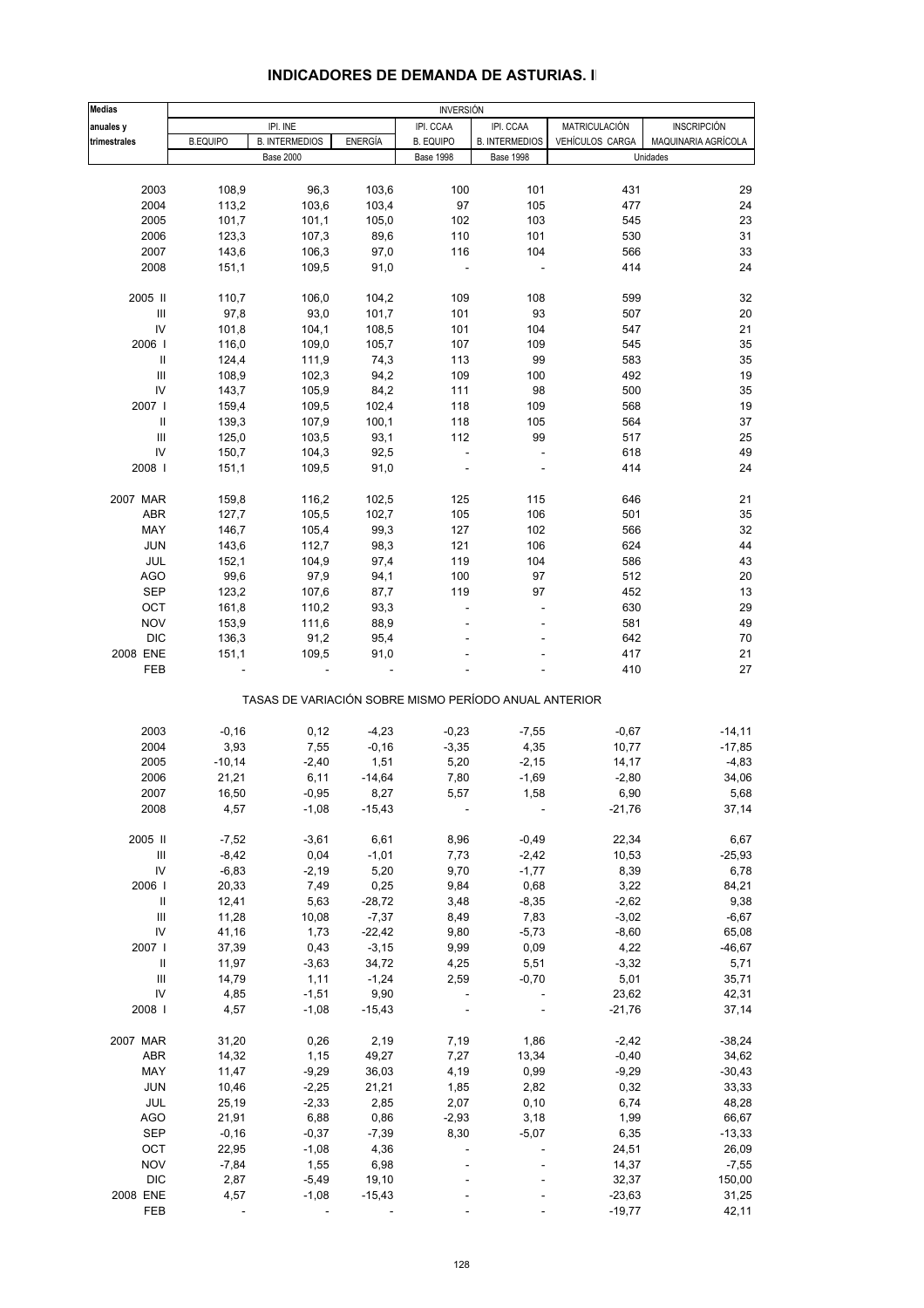## INDICADORES DE DEMANDA DE ASTURIAS. I

| Medias anuales y trimestrales | INVERSIÓN | | | | | | |
|---|---|---|---|---|---|---|---|
| | IPI. INE | | | IPI. CCAA | IPI. CCAA | MATRICULACIÓN | INSCRIPCIÓN |
| | B.EQUIPO | B. INTERMEDIOS | ENERGÍA | B. EQUIPO | B. INTERMEDIOS | VEHÍCULOS CARGA | MAQUINARIA AGRÍCOLA |
| | Base 2000 | | | Base 1998 | Base 1998 | Unidades | |
| 2003 | 108,9 | 96,3 | 103,6 | 100 | 101 | 431 | 29 |
| 2004 | 113,2 | 103,6 | 103,4 | 97 | 105 | 477 | 24 |
| 2005 | 101,7 | 101,1 | 105,0 | 102 | 103 | 545 | 23 |
| 2006 | 123,3 | 107,3 | 89,6 | 110 | 101 | 530 | 31 |
| 2007 | 143,6 | 106,3 | 97,0 | 116 | 104 | 566 | 33 |
| 2008 | 151,1 | 109,5 | 91,0 | - | - | 414 | 24 |
| 2005 II | 110,7 | 106,0 | 104,2 | 109 | 108 | 599 | 32 |
| III | 97,8 | 93,0 | 101,7 | 101 | 93 | 507 | 20 |
| IV | 101,8 | 104,1 | 108,5 | 101 | 104 | 547 | 21 |
| 2006 I | 116,0 | 109,0 | 105,7 | 107 | 109 | 545 | 35 |
| II | 124,4 | 111,9 | 74,3 | 113 | 99 | 583 | 35 |
| III | 108,9 | 102,3 | 94,2 | 109 | 100 | 492 | 19 |
| IV | 143,7 | 105,9 | 84,2 | 111 | 98 | 500 | 35 |
| 2007 I | 159,4 | 109,5 | 102,4 | 118 | 109 | 568 | 19 |
| II | 139,3 | 107,9 | 100,1 | 118 | 105 | 564 | 37 |
| III | 125,0 | 103,5 | 93,1 | 112 | 99 | 517 | 25 |
| IV | 150,7 | 104,3 | 92,5 | - | - | 618 | 49 |
| 2008 I | 151,1 | 109,5 | 91,0 | - | - | 414 | 24 |
| 2007 MAR | 159,8 | 116,2 | 102,5 | 125 | 115 | 646 | 21 |
| ABR | 127,7 | 105,5 | 102,7 | 105 | 106 | 501 | 35 |
| MAY | 146,7 | 105,4 | 99,3 | 127 | 102 | 566 | 32 |
| JUN | 143,6 | 112,7 | 98,3 | 121 | 106 | 624 | 44 |
| JUL | 152,1 | 104,9 | 97,4 | 119 | 104 | 586 | 43 |
| AGO | 99,6 | 97,9 | 94,1 | 100 | 97 | 512 | 20 |
| SEP | 123,2 | 107,6 | 87,7 | 119 | 97 | 452 | 13 |
| OCT | 161,8 | 110,2 | 93,3 | - | - | 630 | 29 |
| NOV | 153,9 | 111,6 | 88,9 | - | - | 581 | 49 |
| DIC | 136,3 | 91,2 | 95,4 | - | - | 642 | 70 |
| 2008 ENE | 151,1 | 109,5 | 91,0 | - | - | 417 | 21 |
| FEB | - | - | - | - | - | 410 | 27 |
| | TASAS DE VARIACIÓN SOBRE MISMO PERÍODO ANUAL ANTERIOR | | | | | | |
| 2003 | -0,16 | 0,12 | -4,23 | -0,23 | -7,55 | -0,67 | -14,11 |
| 2004 | 3,93 | 7,55 | -0,16 | -3,35 | 4,35 | 10,77 | -17,85 |
| 2005 | -10,14 | -2,40 | 1,51 | 5,20 | -2,15 | 14,17 | -4,83 |
| 2006 | 21,21 | 6,11 | -14,64 | 7,80 | -1,69 | -2,80 | 34,06 |
| 2007 | 16,50 | -0,95 | 8,27 | 5,57 | 1,58 | 6,90 | 5,68 |
| 2008 | 4,57 | -1,08 | -15,43 | - | - | -21,76 | 37,14 |
| 2005 II | -7,52 | -3,61 | 6,61 | 8,96 | -0,49 | 22,34 | 6,67 |
| III | -8,42 | 0,04 | -1,01 | 7,73 | -2,42 | 10,53 | -25,93 |
| IV | -6,83 | -2,19 | 5,20 | 9,70 | -1,77 | 8,39 | 6,78 |
| 2006 I | 20,33 | 7,49 | 0,25 | 9,84 | 0,68 | 3,22 | 84,21 |
| II | 12,41 | 5,63 | -28,72 | 3,48 | -8,35 | -2,62 | 9,38 |
| III | 11,28 | 10,08 | -7,37 | 8,49 | 7,83 | -3,02 | -6,67 |
| IV | 41,16 | 1,73 | -22,42 | 9,80 | -5,73 | -8,60 | 65,08 |
| 2007 I | 37,39 | 0,43 | -3,15 | 9,99 | 0,09 | 4,22 | -46,67 |
| II | 11,97 | -3,63 | 34,72 | 4,25 | 5,51 | -3,32 | 5,71 |
| III | 14,79 | 1,11 | -1,24 | 2,59 | -0,70 | 5,01 | 35,71 |
| IV | 4,85 | -1,51 | 9,90 | - | - | 23,62 | 42,31 |
| 2008 I | 4,57 | -1,08 | -15,43 | - | - | -21,76 | 37,14 |
| 2007 MAR | 31,20 | 0,26 | 2,19 | 7,19 | 1,86 | -2,42 | -38,24 |
| ABR | 14,32 | 1,15 | 49,27 | 7,27 | 13,34 | -0,40 | 34,62 |
| MAY | 11,47 | -9,29 | 36,03 | 4,19 | 0,99 | -9,29 | -30,43 |
| JUN | 10,46 | -2,25 | 21,21 | 1,85 | 2,82 | 0,32 | 33,33 |
| JUL | 25,19 | -2,33 | 2,85 | 2,07 | 0,10 | 6,74 | 48,28 |
| AGO | 21,91 | 6,88 | 0,86 | -2,93 | 3,18 | 1,99 | 66,67 |
| SEP | -0,16 | -0,37 | -7,39 | 8,30 | -5,07 | 6,35 | -13,33 |
| OCT | 22,95 | -1,08 | 4,36 | - | - | 24,51 | 26,09 |
| NOV | -7,84 | 1,55 | 6,98 | - | - | 14,37 | -7,55 |
| DIC | 2,87 | -5,49 | 19,10 | - | - | 32,37 | 150,00 |
| 2008 ENE | 4,57 | -1,08 | -15,43 | - | - | -23,63 | 31,25 |
| FEB | - | - | - | - | - | -19,77 | 42,11 |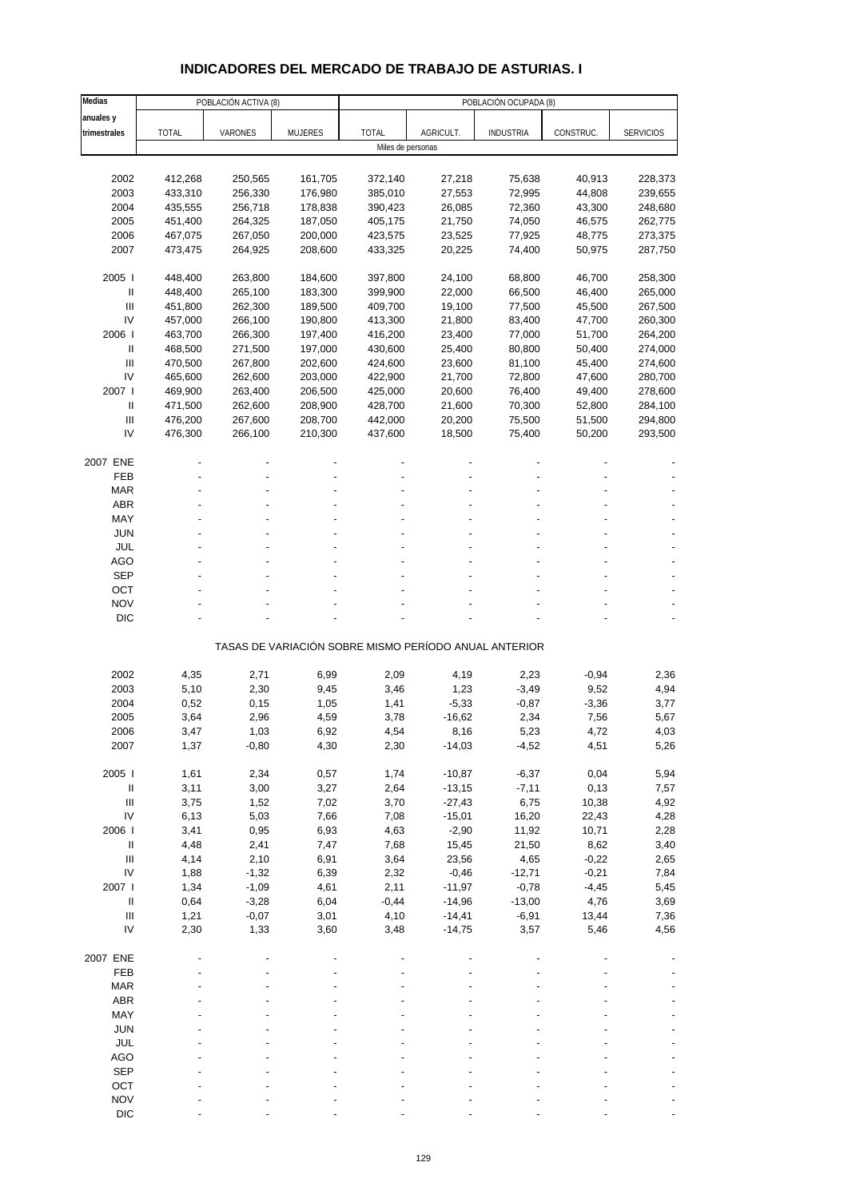# INDICADORES DEL MERCADO DE TRABAJO DE ASTURIAS. I

| Medias anuales y trimestrales | POBLACIÓN ACTIVA (8) | | | POBLACIÓN OCUPADA (8) | | | | |
|---|---|---|---|---|---|---|---|---|
| | TOTAL | VARONES | MUJERES | TOTAL | AGRICULT. | INDUSTRIA | CONSTRUC. | SERVICIOS |
| | Miles de personas | | | | | | | |
| 2002 | 412,268 | 250,565 | 161,705 | 372,140 | 27,218 | 75,638 | 40,913 | 228,373 |
| 2003 | 433,310 | 256,330 | 176,980 | 385,010 | 27,553 | 72,995 | 44,808 | 239,655 |
| 2004 | 435,555 | 256,718 | 178,838 | 390,423 | 26,085 | 72,360 | 43,300 | 248,680 |
| 2005 | 451,400 | 264,325 | 187,050 | 405,175 | 21,750 | 74,050 | 46,575 | 262,775 |
| 2006 | 467,075 | 267,050 | 200,000 | 423,575 | 23,525 | 77,925 | 48,775 | 273,375 |
| 2007 | 473,475 | 264,925 | 208,600 | 433,325 | 20,225 | 74,400 | 50,975 | 287,750 |
| 2005 I | 448,400 | 263,800 | 184,600 | 397,800 | 24,100 | 68,800 | 46,700 | 258,300 |
| II | 448,400 | 265,100 | 183,300 | 399,900 | 22,000 | 66,500 | 46,400 | 265,000 |
| III | 451,800 | 262,300 | 189,500 | 409,700 | 19,100 | 77,500 | 45,500 | 267,500 |
| IV | 457,000 | 266,100 | 190,800 | 413,300 | 21,800 | 83,400 | 47,700 | 260,300 |
| 2006 I | 463,700 | 266,300 | 197,400 | 416,200 | 23,400 | 77,000 | 51,700 | 264,200 |
| II | 468,500 | 271,500 | 197,000 | 430,600 | 25,400 | 80,800 | 50,400 | 274,000 |
| III | 470,500 | 267,800 | 202,600 | 424,600 | 23,600 | 81,100 | 45,400 | 274,600 |
| IV | 465,600 | 262,600 | 203,000 | 422,900 | 21,700 | 72,800 | 47,600 | 280,700 |
| 2007 I | 469,900 | 263,400 | 206,500 | 425,000 | 20,600 | 76,400 | 49,400 | 278,600 |
| II | 471,500 | 262,600 | 208,900 | 428,700 | 21,600 | 70,300 | 52,800 | 284,100 |
| III | 476,200 | 267,600 | 208,700 | 442,000 | 20,200 | 75,500 | 51,500 | 294,800 |
| IV | 476,300 | 266,100 | 210,300 | 437,600 | 18,500 | 75,400 | 50,200 | 293,500 |
| 2007 ENE | - | - | - | - | - | - | - | - |
| FEB | - | - | - | - | - | - | - | - |
| MAR | - | - | - | - | - | - | - | - |
| ABR | - | - | - | - | - | - | - | - |
| MAY | - | - | - | - | - | - | - | - |
| JUN | - | - | - | - | - | - | - | - |
| JUL | - | - | - | - | - | - | - | - |
| AGO | - | - | - | - | - | - | - | - |
| SEP | - | - | - | - | - | - | - | - |
| OCT | - | - | - | - | - | - | - | - |
| NOV | - | - | - | - | - | - | - | - |
| DIC | - | - | - | - | - | - | - | - |
| | TASAS DE VARIACIÓN SOBRE MISMO PERÍODO ANUAL ANTERIOR | | | | | | | |
| 2002 | 4,35 | 2,71 | 6,99 | 2,09 | 4,19 | 2,23 | -0,94 | 2,36 |
| 2003 | 5,10 | 2,30 | 9,45 | 3,46 | 1,23 | -3,49 | 9,52 | 4,94 |
| 2004 | 0,52 | 0,15 | 1,05 | 1,41 | -5,33 | -0,87 | -3,36 | 3,77 |
| 2005 | 3,64 | 2,96 | 4,59 | 3,78 | -16,62 | 2,34 | 7,56 | 5,67 |
| 2006 | 3,47 | 1,03 | 6,92 | 4,54 | 8,16 | 5,23 | 4,72 | 4,03 |
| 2007 | 1,37 | -0,80 | 4,30 | 2,30 | -14,03 | -4,52 | 4,51 | 5,26 |
| 2005 I | 1,61 | 2,34 | 0,57 | 1,74 | -10,87 | -6,37 | 0,04 | 5,94 |
| II | 3,11 | 3,00 | 3,27 | 2,64 | -13,15 | -7,11 | 0,13 | 7,57 |
| III | 3,75 | 1,52 | 7,02 | 3,70 | -27,43 | 6,75 | 10,38 | 4,92 |
| IV | 6,13 | 5,03 | 7,66 | 7,08 | -15,01 | 16,20 | 22,43 | 4,28 |
| 2006 I | 3,41 | 0,95 | 6,93 | 4,63 | -2,90 | 11,92 | 10,71 | 2,28 |
| II | 4,48 | 2,41 | 7,47 | 7,68 | 15,45 | 21,50 | 8,62 | 3,40 |
| III | 4,14 | 2,10 | 6,91 | 3,64 | 23,56 | 4,65 | -0,22 | 2,65 |
| IV | 1,88 | -1,32 | 6,39 | 2,32 | -0,46 | -12,71 | -0,21 | 7,84 |
| 2007 I | 1,34 | -1,09 | 4,61 | 2,11 | -11,97 | -0,78 | -4,45 | 5,45 |
| II | 0,64 | -3,28 | 6,04 | -0,44 | -14,96 | -13,00 | 4,76 | 3,69 |
| III | 1,21 | -0,07 | 3,01 | 4,10 | -14,41 | -6,91 | 13,44 | 7,36 |
| IV | 2,30 | 1,33 | 3,60 | 3,48 | -14,75 | 3,57 | 5,46 | 4,56 |
| 2007 ENE | - | - | - | - | - | - | - | - |
| FEB | - | - | - | - | - | - | - | - |
| MAR | - | - | - | - | - | - | - | - |
| ABR | - | - | - | - | - | - | - | - |
| MAY | - | - | - | - | - | - | - | - |
| JUN | - | - | - | - | - | - | - | - |
| JUL | - | - | - | - | - | - | - | - |
| AGO | - | - | - | - | - | - | - | - |
| SEP | - | - | - | - | - | - | - | - |
| OCT | - | - | - | - | - | - | - | - |
| NOV | - | - | - | - | - | - | - | - |
| DIC | - | - | - | - | - | - | - | - |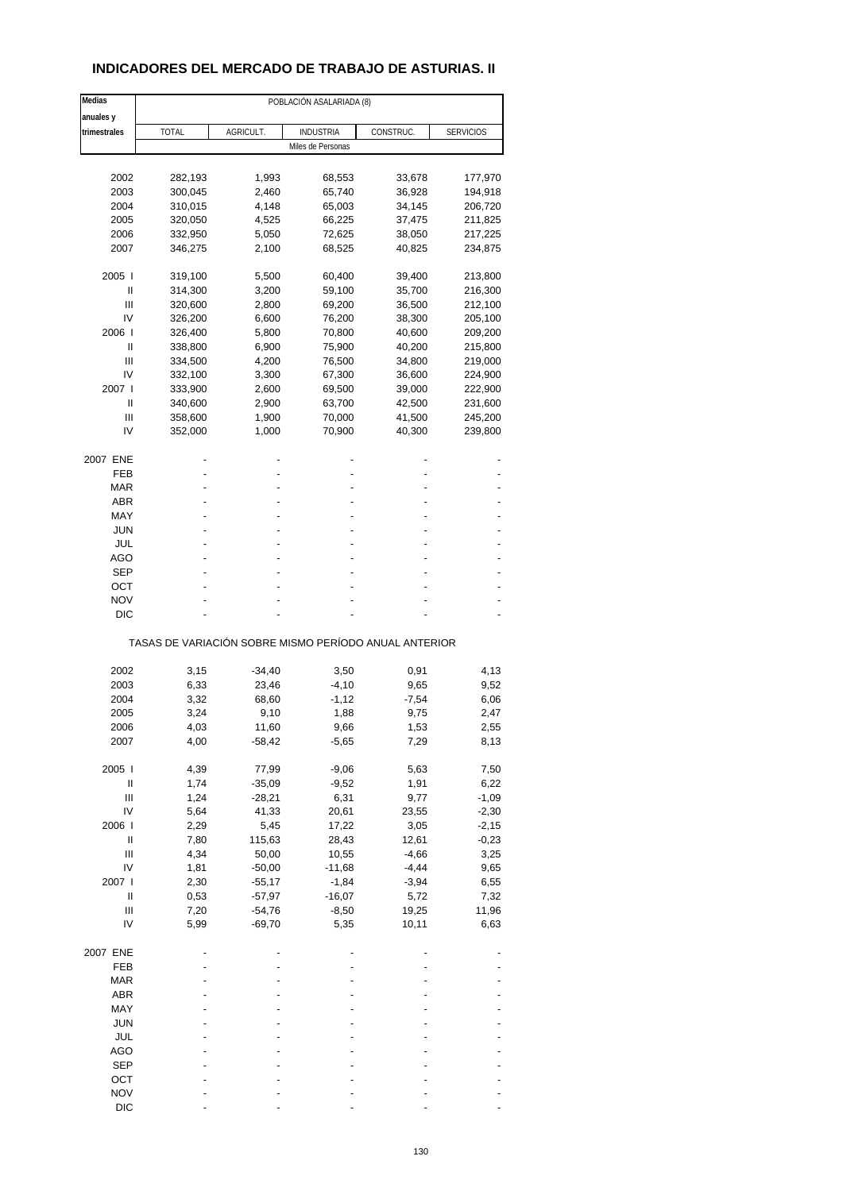## INDICADORES DEL MERCADO DE TRABAJO DE ASTURIAS. II

| Medias anuales y trimestrales | POBLACIÓN ASALARIADA (8) | | | | |
|---|---|---|---|---|---|
| | TOTAL | AGRICULT. | INDUSTRIA | CONSTRUC. | SERVICIOS |
| | Miles de Personas | | | | |
| 2002 | 282,193 | 1,993 | 68,553 | 33,678 | 177,970 |
| 2003 | 300,045 | 2,460 | 65,740 | 36,928 | 194,918 |
| 2004 | 310,015 | 4,148 | 65,003 | 34,145 | 206,720 |
| 2005 | 320,050 | 4,525 | 66,225 | 37,475 | 211,825 |
| 2006 | 332,950 | 5,050 | 72,625 | 38,050 | 217,225 |
| 2007 | 346,275 | 2,100 | 68,525 | 40,825 | 234,875 |
| 2005 I | 319,100 | 5,500 | 60,400 | 39,400 | 213,800 |
| II | 314,300 | 3,200 | 59,100 | 35,700 | 216,300 |
| III | 320,600 | 2,800 | 69,200 | 36,500 | 212,100 |
| IV | 326,200 | 6,600 | 76,200 | 38,300 | 205,100 |
| 2006 I | 326,400 | 5,800 | 70,800 | 40,600 | 209,200 |
| II | 338,800 | 6,900 | 75,900 | 40,200 | 215,800 |
| III | 334,500 | 4,200 | 76,500 | 34,800 | 219,000 |
| IV | 332,100 | 3,300 | 67,300 | 36,600 | 224,900 |
| 2007 I | 333,900 | 2,600 | 69,500 | 39,000 | 222,900 |
| II | 340,600 | 2,900 | 63,700 | 42,500 | 231,600 |
| III | 358,600 | 1,900 | 70,000 | 41,500 | 245,200 |
| IV | 352,000 | 1,000 | 70,900 | 40,300 | 239,800 |
| 2007 ENE | - | - | - | - | - |
| FEB | - | - | - | - | - |
| MAR | - | - | - | - | - |
| ABR | - | - | - | - | - |
| MAY | - | - | - | - | - |
| JUN | - | - | - | - | - |
| JUL | - | - | - | - | - |
| AGO | - | - | - | - | - |
| SEP | - | - | - | - | - |
| OCT | - | - | - | - | - |
| NOV | - | - | - | - | - |
| DIC | - | - | - | - | - |
| | TASAS DE VARIACIÓN SOBRE MISMO PERÍODO ANUAL ANTERIOR | | | | |
| 2002 | 3,15 | -34,40 | 3,50 | 0,91 | 4,13 |
| 2003 | 6,33 | 23,46 | -4,10 | 9,65 | 9,52 |
| 2004 | 3,32 | 68,60 | -1,12 | -7,54 | 6,06 |
| 2005 | 3,24 | 9,10 | 1,88 | 9,75 | 2,47 |
| 2006 | 4,03 | 11,60 | 9,66 | 1,53 | 2,55 |
| 2007 | 4,00 | -58,42 | -5,65 | 7,29 | 8,13 |
| 2005 I | 4,39 | 77,99 | -9,06 | 5,63 | 7,50 |
| II | 1,74 | -35,09 | -9,52 | 1,91 | 6,22 |
| III | 1,24 | -28,21 | 6,31 | 9,77 | -1,09 |
| IV | 5,64 | 41,33 | 20,61 | 23,55 | -2,30 |
| 2006 I | 2,29 | 5,45 | 17,22 | 3,05 | -2,15 |
| II | 7,80 | 115,63 | 28,43 | 12,61 | -0,23 |
| III | 4,34 | 50,00 | 10,55 | -4,66 | 3,25 |
| IV | 1,81 | -50,00 | -11,68 | -4,44 | 9,65 |
| 2007 I | 2,30 | -55,17 | -1,84 | -3,94 | 6,55 |
| II | 0,53 | -57,97 | -16,07 | 5,72 | 7,32 |
| III | 7,20 | -54,76 | -8,50 | 19,25 | 11,96 |
| IV | 5,99 | -69,70 | 5,35 | 10,11 | 6,63 |
| 2007 ENE | - | - | - | - | - |
| FEB | - | - | - | - | - |
| MAR | - | - | - | - | - |
| ABR | - | - | - | - | - |
| MAY | - | - | - | - | - |
| JUN | - | - | - | - | - |
| JUL | - | - | - | - | - |
| AGO | - | - | - | - | - |
| SEP | - | - | - | - | - |
| OCT | - | - | - | - | - |
| NOV | - | - | - | - | - |
| DIC | - | - | - | - | - |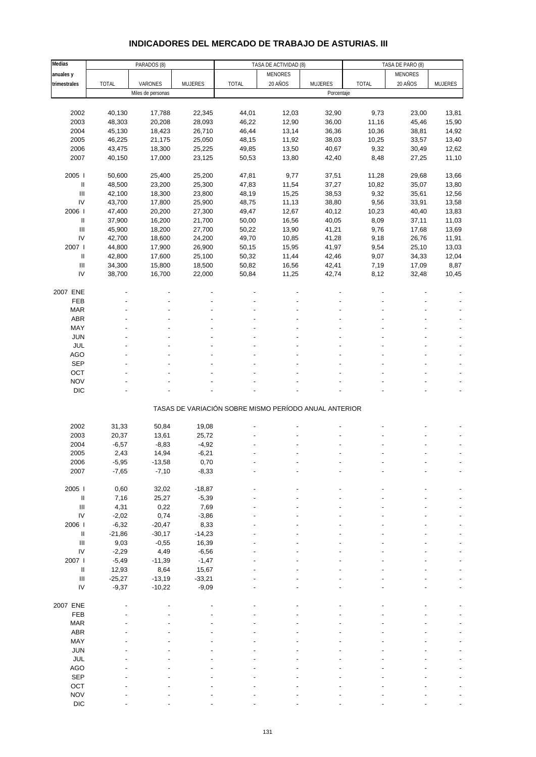# INDICADORES DEL MERCADO DE TRABAJO DE ASTURIAS. III

| Medias anuales y trimestrales | PARADOS (8) | | | TASA DE ACTIVIDAD (8) | | | TASA DE PARO (8) | | |
|---|---|---|---|---|---|---|---|---|---|
| | TOTAL | VARONES | MUJERES | TOTAL | MENORES 20 AÑOS | MUJERES | TOTAL | MENORES 20 AÑOS | MUJERES |
| | Miles de personas | | | Porcentaje | | | | | |
| 2002 | 40,130 | 17,788 | 22,345 | 44,01 | 12,03 | 32,90 | 9,73 | 23,00 | 13,81 |
| 2003 | 48,303 | 20,208 | 28,093 | 46,22 | 12,90 | 36,00 | 11,16 | 45,46 | 15,90 |
| 2004 | 45,130 | 18,423 | 26,710 | 46,44 | 13,14 | 36,36 | 10,36 | 38,81 | 14,92 |
| 2005 | 46,225 | 21,175 | 25,050 | 48,15 | 11,92 | 38,03 | 10,25 | 33,57 | 13,40 |
| 2006 | 43,475 | 18,300 | 25,225 | 49,85 | 13,50 | 40,67 | 9,32 | 30,49 | 12,62 |
| 2007 | 40,150 | 17,000 | 23,125 | 50,53 | 13,80 | 42,40 | 8,48 | 27,25 | 11,10 |
| 2005 I | 50,600 | 25,400 | 25,200 | 47,81 | 9,77 | 37,51 | 11,28 | 29,68 | 13,66 |
| II | 48,500 | 23,200 | 25,300 | 47,83 | 11,54 | 37,27 | 10,82 | 35,07 | 13,80 |
| III | 42,100 | 18,300 | 23,800 | 48,19 | 15,25 | 38,53 | 9,32 | 35,61 | 12,56 |
| IV | 43,700 | 17,800 | 25,900 | 48,75 | 11,13 | 38,80 | 9,56 | 33,91 | 13,58 |
| 2006 I | 47,400 | 20,200 | 27,300 | 49,47 | 12,67 | 40,12 | 10,23 | 40,40 | 13,83 |
| II | 37,900 | 16,200 | 21,700 | 50,00 | 16,56 | 40,05 | 8,09 | 37,11 | 11,03 |
| III | 45,900 | 18,200 | 27,700 | 50,22 | 13,90 | 41,21 | 9,76 | 17,68 | 13,69 |
| IV | 42,700 | 18,600 | 24,200 | 49,70 | 10,85 | 41,28 | 9,18 | 26,76 | 11,91 |
| 2007 I | 44,800 | 17,900 | 26,900 | 50,15 | 15,95 | 41,97 | 9,54 | 25,10 | 13,03 |
| II | 42,800 | 17,600 | 25,100 | 50,32 | 11,44 | 42,46 | 9,07 | 34,33 | 12,04 |
| III | 34,300 | 15,800 | 18,500 | 50,82 | 16,56 | 42,41 | 7,19 | 17,09 | 8,87 |
| IV | 38,700 | 16,700 | 22,000 | 50,84 | 11,25 | 42,74 | 8,12 | 32,48 | 10,45 |
| 2007 ENE | - | - | - | - | - | - | - | - | - |
| FEB | - | - | - | - | - | - | - | - | - |
| MAR | - | - | - | - | - | - | - | - | - |
| ABR | - | - | - | - | - | - | - | - | - |
| MAY | - | - | - | - | - | - | - | - | - |
| JUN | - | - | - | - | - | - | - | - | - |
| JUL | - | - | - | - | - | - | - | - | - |
| AGO | - | - | - | - | - | - | - | - | - |
| SEP | - | - | - | - | - | - | - | - | - |
| OCT | - | - | - | - | - | - | - | - | - |
| NOV | - | - | - | - | - | - | - | - | - |
| DIC | - | - | - | - | - | - | - | - | - |

TASAS DE VARIACIÓN SOBRE MISMO PERÍODO ANUAL ANTERIOR

| Medias anuales y trimestrales | PARADOS TOTAL | PARADOS VARONES | PARADOS MUJERES | ACTIVIDAD TOTAL | ACTIVIDAD MENORES 20 AÑOS | ACTIVIDAD MUJERES | PARO TOTAL | PARO MENORES 20 AÑOS | PARO MUJERES |
|---|---|---|---|---|---|---|---|---|---|
| 2002 | 31,33 | 50,84 | 19,08 | - | - | - | - | - | - |
| 2003 | 20,37 | 13,61 | 25,72 | - | - | - | - | - | - |
| 2004 | -6,57 | -8,83 | -4,92 | - | - | - | - | - | - |
| 2005 | 2,43 | 14,94 | -6,21 | - | - | - | - | - | - |
| 2006 | -5,95 | -13,58 | 0,70 | - | - | - | - | - | - |
| 2007 | -7,65 | -7,10 | -8,33 | - | - | - | - | - | - |
| 2005 I | 0,60 | 32,02 | -18,87 | - | - | - | - | - | - |
| II | 7,16 | 25,27 | -5,39 | - | - | - | - | - | - |
| III | 4,31 | 0,22 | 7,69 | - | - | - | - | - | - |
| IV | -2,02 | 0,74 | -3,86 | - | - | - | - | - | - |
| 2006 I | -6,32 | -20,47 | 8,33 | - | - | - | - | - | - |
| II | -21,86 | -30,17 | -14,23 | - | - | - | - | - | - |
| III | 9,03 | -0,55 | 16,39 | - | - | - | - | - | - |
| IV | -2,29 | 4,49 | -6,56 | - | - | - | - | - | - |
| 2007 I | -5,49 | -11,39 | -1,47 | - | - | - | - | - | - |
| II | 12,93 | 8,64 | 15,67 | - | - | - | - | - | - |
| III | -25,27 | -13,19 | -33,21 | - | - | - | - | - | - |
| IV | -9,37 | -10,22 | -9,09 | - | - | - | - | - | - |
| 2007 ENE | - | - | - | - | - | - | - | - | - |
| FEB | - | - | - | - | - | - | - | - | - |
| MAR | - | - | - | - | - | - | - | - | - |
| ABR | - | - | - | - | - | - | - | - | - |
| MAY | - | - | - | - | - | - | - | - | - |
| JUN | - | - | - | - | - | - | - | - | - |
| JUL | - | - | - | - | - | - | - | - | - |
| AGO | - | - | - | - | - | - | - | - | - |
| SEP | - | - | - | - | - | - | - | - | - |
| OCT | - | - | - | - | - | - | - | - | - |
| NOV | - | - | - | - | - | - | - | - | - |
| DIC | - | - | - | - | - | - | - | - | - |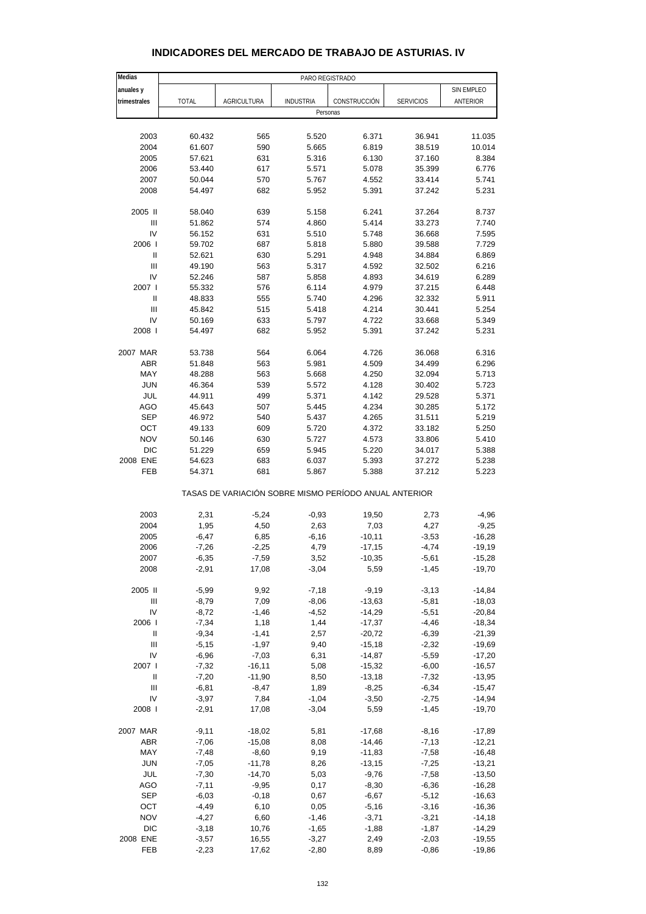# INDICADORES DEL MERCADO DE TRABAJO DE ASTURIAS. IV

| Medias anuales y trimestrales | PARO REGISTRADO | | | | | |
|---|---|---|---|---|---|---|
| | TOTAL | AGRICULTURA | INDUSTRIA | CONSTRUCCIÓN | SERVICIOS | SIN EMPLEO ANTERIOR |
| | Personas | | | | | |
| 2003 | 60.432 | 565 | 5.520 | 6.371 | 36.941 | 11.035 |
| 2004 | 61.607 | 590 | 5.665 | 6.819 | 38.519 | 10.014 |
| 2005 | 57.621 | 631 | 5.316 | 6.130 | 37.160 | 8.384 |
| 2006 | 53.440 | 617 | 5.571 | 5.078 | 35.399 | 6.776 |
| 2007 | 50.044 | 570 | 5.767 | 4.552 | 33.414 | 5.741 |
| 2008 | 54.497 | 682 | 5.952 | 5.391 | 37.242 | 5.231 |
| 2005 II | 58.040 | 639 | 5.158 | 6.241 | 37.264 | 8.737 |
| III | 51.862 | 574 | 4.860 | 5.414 | 33.273 | 7.740 |
| IV | 56.152 | 631 | 5.510 | 5.748 | 36.668 | 7.595 |
| 2006 I | 59.702 | 687 | 5.818 | 5.880 | 39.588 | 7.729 |
| II | 52.621 | 630 | 5.291 | 4.948 | 34.884 | 6.869 |
| III | 49.190 | 563 | 5.317 | 4.592 | 32.502 | 6.216 |
| IV | 52.246 | 587 | 5.858 | 4.893 | 34.619 | 6.289 |
| 2007 I | 55.332 | 576 | 6.114 | 4.979 | 37.215 | 6.448 |
| II | 48.833 | 555 | 5.740 | 4.296 | 32.332 | 5.911 |
| III | 45.842 | 515 | 5.418 | 4.214 | 30.441 | 5.254 |
| IV | 50.169 | 633 | 5.797 | 4.722 | 33.668 | 5.349 |
| 2008 I | 54.497 | 682 | 5.952 | 5.391 | 37.242 | 5.231 |
| 2007 MAR | 53.738 | 564 | 6.064 | 4.726 | 36.068 | 6.316 |
| ABR | 51.848 | 563 | 5.981 | 4.509 | 34.499 | 6.296 |
| MAY | 48.288 | 563 | 5.668 | 4.250 | 32.094 | 5.713 |
| JUN | 46.364 | 539 | 5.572 | 4.128 | 30.402 | 5.723 |
| JUL | 44.911 | 499 | 5.371 | 4.142 | 29.528 | 5.371 |
| AGO | 45.643 | 507 | 5.445 | 4.234 | 30.285 | 5.172 |
| SEP | 46.972 | 540 | 5.437 | 4.265 | 31.511 | 5.219 |
| OCT | 49.133 | 609 | 5.720 | 4.372 | 33.182 | 5.250 |
| NOV | 50.146 | 630 | 5.727 | 4.573 | 33.806 | 5.410 |
| DIC | 51.229 | 659 | 5.945 | 5.220 | 34.017 | 5.388 |
| 2008 ENE | 54.623 | 683 | 6.037 | 5.393 | 37.272 | 5.238 |
| FEB | 54.371 | 681 | 5.867 | 5.388 | 37.212 | 5.223 |
| | TASAS DE VARIACIÓN SOBRE MISMO PERÍODO ANUAL ANTERIOR | | | | | |
| 2003 | 2,31 | -5,24 | -0,93 | 19,50 | 2,73 | -4,96 |
| 2004 | 1,95 | 4,50 | 2,63 | 7,03 | 4,27 | -9,25 |
| 2005 | -6,47 | 6,85 | -6,16 | -10,11 | -3,53 | -16,28 |
| 2006 | -7,26 | -2,25 | 4,79 | -17,15 | -4,74 | -19,19 |
| 2007 | -6,35 | -7,59 | 3,52 | -10,35 | -5,61 | -15,28 |
| 2008 | -2,91 | 17,08 | -3,04 | 5,59 | -1,45 | -19,70 |
| 2005 II | -5,99 | 9,92 | -7,18 | -9,19 | -3,13 | -14,84 |
| III | -8,79 | 7,09 | -8,06 | -13,63 | -5,81 | -18,03 |
| IV | -8,72 | -1,46 | -4,52 | -14,29 | -5,51 | -20,84 |
| 2006 I | -7,34 | 1,18 | 1,44 | -17,37 | -4,46 | -18,34 |
| II | -9,34 | -1,41 | 2,57 | -20,72 | -6,39 | -21,39 |
| III | -5,15 | -1,97 | 9,40 | -15,18 | -2,32 | -19,69 |
| IV | -6,96 | -7,03 | 6,31 | -14,87 | -5,59 | -17,20 |
| 2007 I | -7,32 | -16,11 | 5,08 | -15,32 | -6,00 | -16,57 |
| II | -7,20 | -11,90 | 8,50 | -13,18 | -7,32 | -13,95 |
| III | -6,81 | -8,47 | 1,89 | -8,25 | -6,34 | -15,47 |
| IV | -3,97 | 7,84 | -1,04 | -3,50 | -2,75 | -14,94 |
| 2008 I | -2,91 | 17,08 | -3,04 | 5,59 | -1,45 | -19,70 |
| 2007 MAR | -9,11 | -18,02 | 5,81 | -17,68 | -8,16 | -17,89 |
| ABR | -7,06 | -15,08 | 8,08 | -14,46 | -7,13 | -12,21 |
| MAY | -7,48 | -8,60 | 9,19 | -11,83 | -7,58 | -16,48 |
| JUN | -7,05 | -11,78 | 8,26 | -13,15 | -7,25 | -13,21 |
| JUL | -7,30 | -14,70 | 5,03 | -9,76 | -7,58 | -13,50 |
| AGO | -7,11 | -9,95 | 0,17 | -8,30 | -6,36 | -16,28 |
| SEP | -6,03 | -0,18 | 0,67 | -6,67 | -5,12 | -16,63 |
| OCT | -4,49 | 6,10 | 0,05 | -5,16 | -3,16 | -16,36 |
| NOV | -4,27 | 6,60 | -1,46 | -3,71 | -3,21 | -14,18 |
| DIC | -3,18 | 10,76 | -1,65 | -1,88 | -1,87 | -14,29 |
| 2008 ENE | -3,57 | 16,55 | -3,27 | 2,49 | -2,03 | -19,55 |
| FEB | -2,23 | 17,62 | -2,80 | 8,89 | -0,86 | -19,86 |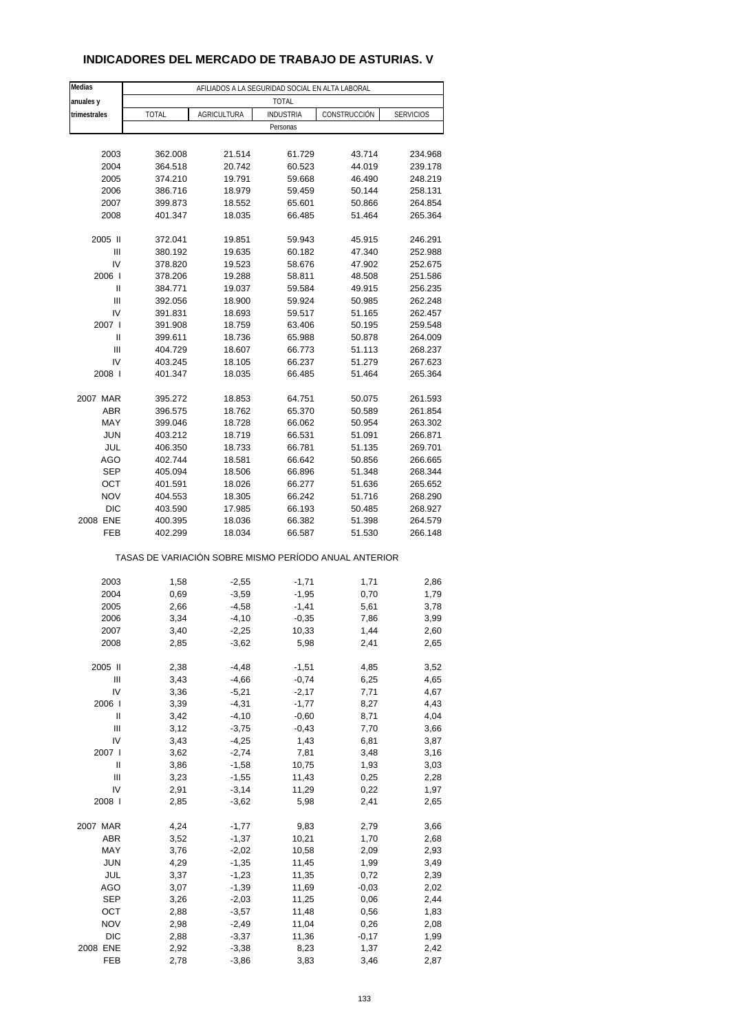## INDICADORES DEL MERCADO DE TRABAJO DE ASTURIAS. V

| Medias anuales y trimestrales | AFILIADOS A LA SEGURIDAD SOCIAL EN ALTA LABORAL | | | | |
|---|---|---|---|---|---|
| | TOTAL | | | | |
| | TOTAL | AGRICULTURA | INDUSTRIA | CONSTRUCCIÓN | SERVICIOS |
| | Personas | | | | |
| 2003 | 362.008 | 21.514 | 61.729 | 43.714 | 234.968 |
| 2004 | 364.518 | 20.742 | 60.523 | 44.019 | 239.178 |
| 2005 | 374.210 | 19.791 | 59.668 | 46.490 | 248.219 |
| 2006 | 386.716 | 18.979 | 59.459 | 50.144 | 258.131 |
| 2007 | 399.873 | 18.552 | 65.601 | 50.866 | 264.854 |
| 2008 | 401.347 | 18.035 | 66.485 | 51.464 | 265.364 |
| 2005 II | 372.041 | 19.851 | 59.943 | 45.915 | 246.291 |
| III | 380.192 | 19.635 | 60.182 | 47.340 | 252.988 |
| IV | 378.820 | 19.523 | 58.676 | 47.902 | 252.675 |
| 2006 I | 378.206 | 19.288 | 58.811 | 48.508 | 251.586 |
| II | 384.771 | 19.037 | 59.584 | 49.915 | 256.235 |
| III | 392.056 | 18.900 | 59.924 | 50.985 | 262.248 |
| IV | 391.831 | 18.693 | 59.517 | 51.165 | 262.457 |
| 2007 I | 391.908 | 18.759 | 63.406 | 50.195 | 259.548 |
| II | 399.611 | 18.736 | 65.988 | 50.878 | 264.009 |
| III | 404.729 | 18.607 | 66.773 | 51.113 | 268.237 |
| IV | 403.245 | 18.105 | 66.237 | 51.279 | 267.623 |
| 2008 I | 401.347 | 18.035 | 66.485 | 51.464 | 265.364 |
| 2007 MAR | 395.272 | 18.853 | 64.751 | 50.075 | 261.593 |
| ABR | 396.575 | 18.762 | 65.370 | 50.589 | 261.854 |
| MAY | 399.046 | 18.728 | 66.062 | 50.954 | 263.302 |
| JUN | 403.212 | 18.719 | 66.531 | 51.091 | 266.871 |
| JUL | 406.350 | 18.733 | 66.781 | 51.135 | 269.701 |
| AGO | 402.744 | 18.581 | 66.642 | 50.856 | 266.665 |
| SEP | 405.094 | 18.506 | 66.896 | 51.348 | 268.344 |
| OCT | 401.591 | 18.026 | 66.277 | 51.636 | 265.652 |
| NOV | 404.553 | 18.305 | 66.242 | 51.716 | 268.290 |
| DIC | 403.590 | 17.985 | 66.193 | 50.485 | 268.927 |
| 2008 ENE | 400.395 | 18.036 | 66.382 | 51.398 | 264.579 |
| FEB | 402.299 | 18.034 | 66.587 | 51.530 | 266.148 |
| | TASAS DE VARIACIÓN SOBRE MISMO PERÍODO ANUAL ANTERIOR | | | | |
| 2003 | 1,58 | -2,55 | -1,71 | 1,71 | 2,86 |
| 2004 | 0,69 | -3,59 | -1,95 | 0,70 | 1,79 |
| 2005 | 2,66 | -4,58 | -1,41 | 5,61 | 3,78 |
| 2006 | 3,34 | -4,10 | -0,35 | 7,86 | 3,99 |
| 2007 | 3,40 | -2,25 | 10,33 | 1,44 | 2,60 |
| 2008 | 2,85 | -3,62 | 5,98 | 2,41 | 2,65 |
| 2005 II | 2,38 | -4,48 | -1,51 | 4,85 | 3,52 |
| III | 3,43 | -4,66 | -0,74 | 6,25 | 4,65 |
| IV | 3,36 | -5,21 | -2,17 | 7,71 | 4,67 |
| 2006 I | 3,39 | -4,31 | -1,77 | 8,27 | 4,43 |
| II | 3,42 | -4,10 | -0,60 | 8,71 | 4,04 |
| III | 3,12 | -3,75 | -0,43 | 7,70 | 3,66 |
| IV | 3,43 | -4,25 | 1,43 | 6,81 | 3,87 |
| 2007 I | 3,62 | -2,74 | 7,81 | 3,48 | 3,16 |
| II | 3,86 | -1,58 | 10,75 | 1,93 | 3,03 |
| III | 3,23 | -1,55 | 11,43 | 0,25 | 2,28 |
| IV | 2,91 | -3,14 | 11,29 | 0,22 | 1,97 |
| 2008 I | 2,85 | -3,62 | 5,98 | 2,41 | 2,65 |
| 2007 MAR | 4,24 | -1,77 | 9,83 | 2,79 | 3,66 |
| ABR | 3,52 | -1,37 | 10,21 | 1,70 | 2,68 |
| MAY | 3,76 | -2,02 | 10,58 | 2,09 | 2,93 |
| JUN | 4,29 | -1,35 | 11,45 | 1,99 | 3,49 |
| JUL | 3,37 | -1,23 | 11,35 | 0,72 | 2,39 |
| AGO | 3,07 | -1,39 | 11,69 | -0,03 | 2,02 |
| SEP | 3,26 | -2,03 | 11,25 | 0,06 | 2,44 |
| OCT | 2,88 | -3,57 | 11,48 | 0,56 | 1,83 |
| NOV | 2,98 | -2,49 | 11,04 | 0,26 | 2,08 |
| DIC | 2,88 | -3,37 | 11,36 | -0,17 | 1,99 |
| 2008 ENE | 2,92 | -3,38 | 8,23 | 1,37 | 2,42 |
| FEB | 2,78 | -3,86 | 3,83 | 3,46 | 2,87 |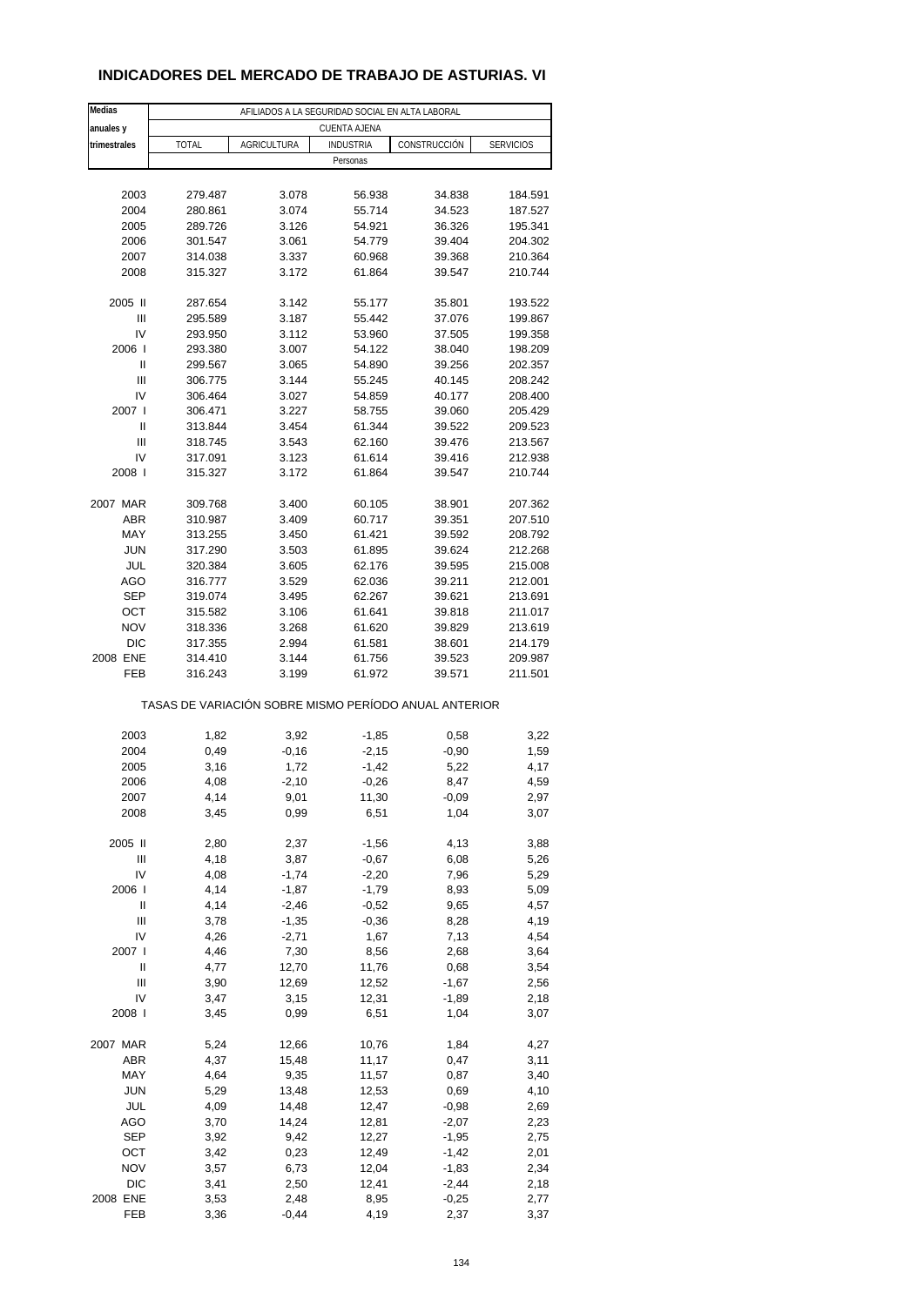## INDICADORES DEL MERCADO DE TRABAJO DE ASTURIAS. VI

| Medias anuales y trimestrales | AFILIADOS A LA SEGURIDAD SOCIAL EN ALTA LABORAL - CUENTA AJENA | | | | |
|---|---|---|---|---|---|
| | TOTAL | AGRICULTURA | INDUSTRIA | CONSTRUCCIÓN | SERVICIOS |
| | Personas | | | | |
| 2003 | 279.487 | 3.078 | 56.938 | 34.838 | 184.591 |
| 2004 | 280.861 | 3.074 | 55.714 | 34.523 | 187.527 |
| 2005 | 289.726 | 3.126 | 54.921 | 36.326 | 195.341 |
| 2006 | 301.547 | 3.061 | 54.779 | 39.404 | 204.302 |
| 2007 | 314.038 | 3.337 | 60.968 | 39.368 | 210.364 |
| 2008 | 315.327 | 3.172 | 61.864 | 39.547 | 210.744 |
| 2005 II | 287.654 | 3.142 | 55.177 | 35.801 | 193.522 |
| III | 295.589 | 3.187 | 55.442 | 37.076 | 199.867 |
| IV | 293.950 | 3.112 | 53.960 | 37.505 | 199.358 |
| 2006 I | 293.380 | 3.007 | 54.122 | 38.040 | 198.209 |
| II | 299.567 | 3.065 | 54.890 | 39.256 | 202.357 |
| III | 306.775 | 3.144 | 55.245 | 40.145 | 208.242 |
| IV | 306.464 | 3.027 | 54.859 | 40.177 | 208.400 |
| 2007 I | 306.471 | 3.227 | 58.755 | 39.060 | 205.429 |
| II | 313.844 | 3.454 | 61.344 | 39.522 | 209.523 |
| III | 318.745 | 3.543 | 62.160 | 39.476 | 213.567 |
| IV | 317.091 | 3.123 | 61.614 | 39.416 | 212.938 |
| 2008 I | 315.327 | 3.172 | 61.864 | 39.547 | 210.744 |
| 2007 MAR | 309.768 | 3.400 | 60.105 | 38.901 | 207.362 |
| ABR | 310.987 | 3.409 | 60.717 | 39.351 | 207.510 |
| MAY | 313.255 | 3.450 | 61.421 | 39.592 | 208.792 |
| JUN | 317.290 | 3.503 | 61.895 | 39.624 | 212.268 |
| JUL | 320.384 | 3.605 | 62.176 | 39.595 | 215.008 |
| AGO | 316.777 | 3.529 | 62.036 | 39.211 | 212.001 |
| SEP | 319.074 | 3.495 | 62.267 | 39.621 | 213.691 |
| OCT | 315.582 | 3.106 | 61.641 | 39.818 | 211.017 |
| NOV | 318.336 | 3.268 | 61.620 | 39.829 | 213.619 |
| DIC | 317.355 | 2.994 | 61.581 | 38.601 | 214.179 |
| 2008 ENE | 314.410 | 3.144 | 61.756 | 39.523 | 209.987 |
| FEB | 316.243 | 3.199 | 61.972 | 39.571 | 211.501 |
| | TASAS DE VARIACIÓN SOBRE MISMO PERÍODO ANUAL ANTERIOR | | | | |
| 2003 | 1,82 | 3,92 | -1,85 | 0,58 | 3,22 |
| 2004 | 0,49 | -0,16 | -2,15 | -0,90 | 1,59 |
| 2005 | 3,16 | 1,72 | -1,42 | 5,22 | 4,17 |
| 2006 | 4,08 | -2,10 | -0,26 | 8,47 | 4,59 |
| 2007 | 4,14 | 9,01 | 11,30 | -0,09 | 2,97 |
| 2008 | 3,45 | 0,99 | 6,51 | 1,04 | 3,07 |
| 2005 II | 2,80 | 2,37 | -1,56 | 4,13 | 3,88 |
| III | 4,18 | 3,87 | -0,67 | 6,08 | 5,26 |
| IV | 4,08 | -1,74 | -2,20 | 7,96 | 5,29 |
| 2006 I | 4,14 | -1,87 | -1,79 | 8,93 | 5,09 |
| II | 4,14 | -2,46 | -0,52 | 9,65 | 4,57 |
| III | 3,78 | -1,35 | -0,36 | 8,28 | 4,19 |
| IV | 4,26 | -2,71 | 1,67 | 7,13 | 4,54 |
| 2007 I | 4,46 | 7,30 | 8,56 | 2,68 | 3,64 |
| II | 4,77 | 12,70 | 11,76 | 0,68 | 3,54 |
| III | 3,90 | 12,69 | 12,52 | -1,67 | 2,56 |
| IV | 3,47 | 3,15 | 12,31 | -1,89 | 2,18 |
| 2008 I | 3,45 | 0,99 | 6,51 | 1,04 | 3,07 |
| 2007 MAR | 5,24 | 12,66 | 10,76 | 1,84 | 4,27 |
| ABR | 4,37 | 15,48 | 11,17 | 0,47 | 3,11 |
| MAY | 4,64 | 9,35 | 11,57 | 0,87 | 3,40 |
| JUN | 5,29 | 13,48 | 12,53 | 0,69 | 4,10 |
| JUL | 4,09 | 14,48 | 12,47 | -0,98 | 2,69 |
| AGO | 3,70 | 14,24 | 12,81 | -2,07 | 2,23 |
| SEP | 3,92 | 9,42 | 12,27 | -1,95 | 2,75 |
| OCT | 3,42 | 0,23 | 12,49 | -1,42 | 2,01 |
| NOV | 3,57 | 6,73 | 12,04 | -1,83 | 2,34 |
| DIC | 3,41 | 2,50 | 12,41 | -2,44 | 2,18 |
| 2008 ENE | 3,53 | 2,48 | 8,95 | -0,25 | 2,77 |
| FEB | 3,36 | -0,44 | 4,19 | 2,37 | 3,37 |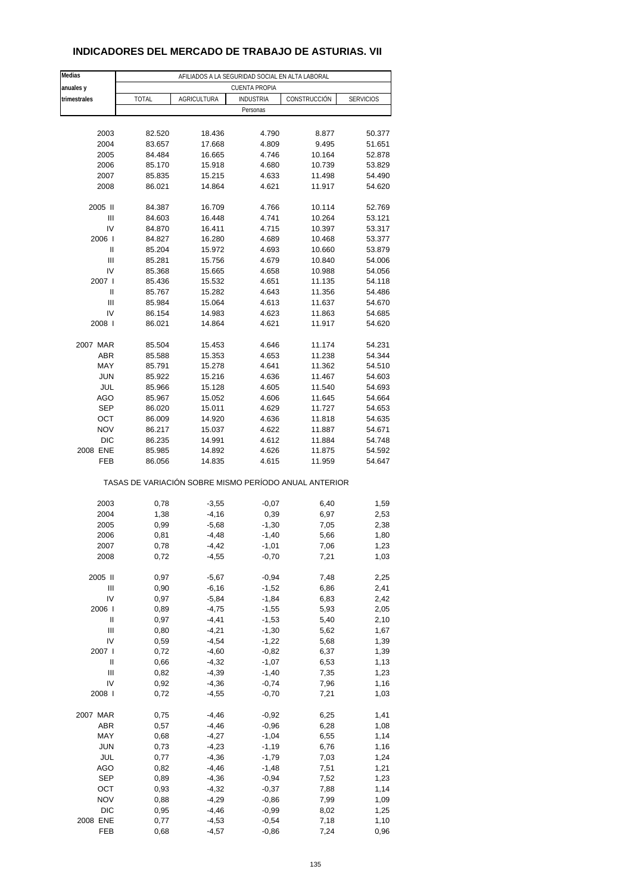# INDICADORES DEL MERCADO DE TRABAJO DE ASTURIAS. VII

| Medias anuales y trimestrales | AFILIADOS A LA SEGURIDAD SOCIAL EN ALTA LABORAL | | | | |
|---|---|---|---|---|---|
| | CUENTA PROPIA | | | | |
| | TOTAL | AGRICULTURA | INDUSTRIA | CONSTRUCCIÓN | SERVICIOS |
| | Personas | | | | |
| 2003 | 82.520 | 18.436 | 4.790 | 8.877 | 50.377 |
| 2004 | 83.657 | 17.668 | 4.809 | 9.495 | 51.651 |
| 2005 | 84.484 | 16.665 | 4.746 | 10.164 | 52.878 |
| 2006 | 85.170 | 15.918 | 4.680 | 10.739 | 53.829 |
| 2007 | 85.835 | 15.215 | 4.633 | 11.498 | 54.490 |
| 2008 | 86.021 | 14.864 | 4.621 | 11.917 | 54.620 |
| 2005 II | 84.387 | 16.709 | 4.766 | 10.114 | 52.769 |
| III | 84.603 | 16.448 | 4.741 | 10.264 | 53.121 |
| IV | 84.870 | 16.411 | 4.715 | 10.397 | 53.317 |
| 2006 I | 84.827 | 16.280 | 4.689 | 10.468 | 53.377 |
| II | 85.204 | 15.972 | 4.693 | 10.660 | 53.879 |
| III | 85.281 | 15.756 | 4.679 | 10.840 | 54.006 |
| IV | 85.368 | 15.665 | 4.658 | 10.988 | 54.056 |
| 2007 I | 85.436 | 15.532 | 4.651 | 11.135 | 54.118 |
| II | 85.767 | 15.282 | 4.643 | 11.356 | 54.486 |
| III | 85.984 | 15.064 | 4.613 | 11.637 | 54.670 |
| IV | 86.154 | 14.983 | 4.623 | 11.863 | 54.685 |
| 2008 I | 86.021 | 14.864 | 4.621 | 11.917 | 54.620 |
| 2007 MAR | 85.504 | 15.453 | 4.646 | 11.174 | 54.231 |
| ABR | 85.588 | 15.353 | 4.653 | 11.238 | 54.344 |
| MAY | 85.791 | 15.278 | 4.641 | 11.362 | 54.510 |
| JUN | 85.922 | 15.216 | 4.636 | 11.467 | 54.603 |
| JUL | 85.966 | 15.128 | 4.605 | 11.540 | 54.693 |
| AGO | 85.967 | 15.052 | 4.606 | 11.645 | 54.664 |
| SEP | 86.020 | 15.011 | 4.629 | 11.727 | 54.653 |
| OCT | 86.009 | 14.920 | 4.636 | 11.818 | 54.635 |
| NOV | 86.217 | 15.037 | 4.622 | 11.887 | 54.671 |
| DIC | 86.235 | 14.991 | 4.612 | 11.884 | 54.748 |
| 2008 ENE | 85.985 | 14.892 | 4.626 | 11.875 | 54.592 |
| FEB | 86.056 | 14.835 | 4.615 | 11.959 | 54.647 |
| | TASAS DE VARIACIÓN SOBRE MISMO PERÍODO ANUAL ANTERIOR | | | | |
| 2003 | 0,78 | -3,55 | -0,07 | 6,40 | 1,59 |
| 2004 | 1,38 | -4,16 | 0,39 | 6,97 | 2,53 |
| 2005 | 0,99 | -5,68 | -1,30 | 7,05 | 2,38 |
| 2006 | 0,81 | -4,48 | -1,40 | 5,66 | 1,80 |
| 2007 | 0,78 | -4,42 | -1,01 | 7,06 | 1,23 |
| 2008 | 0,72 | -4,55 | -0,70 | 7,21 | 1,03 |
| 2005 II | 0,97 | -5,67 | -0,94 | 7,48 | 2,25 |
| III | 0,90 | -6,16 | -1,52 | 6,86 | 2,41 |
| IV | 0,97 | -5,84 | -1,84 | 6,83 | 2,42 |
| 2006 I | 0,89 | -4,75 | -1,55 | 5,93 | 2,05 |
| II | 0,97 | -4,41 | -1,53 | 5,40 | 2,10 |
| III | 0,80 | -4,21 | -1,30 | 5,62 | 1,67 |
| IV | 0,59 | -4,54 | -1,22 | 5,68 | 1,39 |
| 2007 I | 0,72 | -4,60 | -0,82 | 6,37 | 1,39 |
| II | 0,66 | -4,32 | -1,07 | 6,53 | 1,13 |
| III | 0,82 | -4,39 | -1,40 | 7,35 | 1,23 |
| IV | 0,92 | -4,36 | -0,74 | 7,96 | 1,16 |
| 2008 I | 0,72 | -4,55 | -0,70 | 7,21 | 1,03 |
| 2007 MAR | 0,75 | -4,46 | -0,92 | 6,25 | 1,41 |
| ABR | 0,57 | -4,46 | -0,96 | 6,28 | 1,08 |
| MAY | 0,68 | -4,27 | -1,04 | 6,55 | 1,14 |
| JUN | 0,73 | -4,23 | -1,19 | 6,76 | 1,16 |
| JUL | 0,77 | -4,36 | -1,79 | 7,03 | 1,24 |
| AGO | 0,82 | -4,46 | -1,48 | 7,51 | 1,21 |
| SEP | 0,89 | -4,36 | -0,94 | 7,52 | 1,23 |
| OCT | 0,93 | -4,32 | -0,37 | 7,88 | 1,14 |
| NOV | 0,88 | -4,29 | -0,86 | 7,99 | 1,09 |
| DIC | 0,95 | -4,46 | -0,99 | 8,02 | 1,25 |
| 2008 ENE | 0,77 | -4,53 | -0,54 | 7,18 | 1,10 |
| FEB | 0,68 | -4,57 | -0,86 | 7,24 | 0,96 |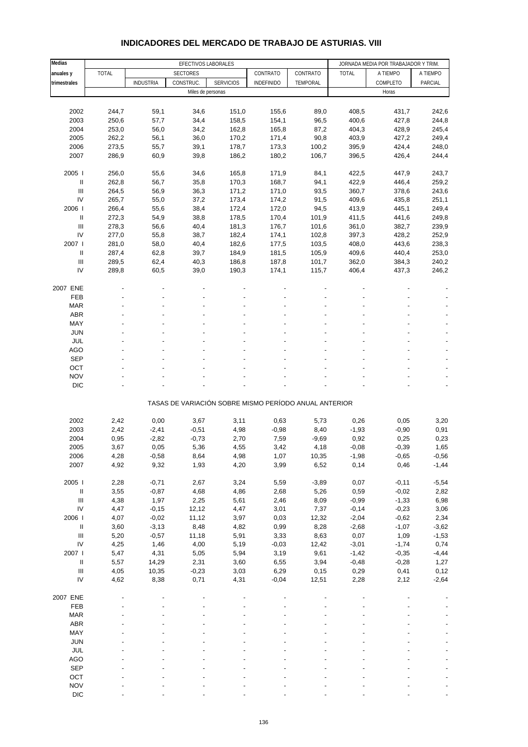# INDICADORES DEL MERCADO DE TRABAJO DE ASTURIAS. VIII

| Medias anuales y trimestrales | EFECTIVOS LABORALES | | | | | | JORNADA MEDIA POR TRABAJADOR Y TRIM. | | |
|---|---|---|---|---|---|---|---|---|---|
| | TOTAL | SECTORES | | | CONTRATO | CONTRATO | TOTAL | A TIEMPO | A TIEMPO |
| | | INDUSTRIA | CONSTRUC. | SERVICIOS | INDEFINIDO | TEMPORAL | | COMPLETO | PARCIAL |
| | Miles de personas | | | | | | Horas | | |
| 2002 | 244,7 | 59,1 | 34,6 | 151,0 | 155,6 | 89,0 | 408,5 | 431,7 | 242,6 |
| 2003 | 250,6 | 57,7 | 34,4 | 158,5 | 154,1 | 96,5 | 400,6 | 427,8 | 244,8 |
| 2004 | 253,0 | 56,0 | 34,2 | 162,8 | 165,8 | 87,2 | 404,3 | 428,9 | 245,4 |
| 2005 | 262,2 | 56,1 | 36,0 | 170,2 | 171,4 | 90,8 | 403,9 | 427,2 | 249,4 |
| 2006 | 273,5 | 55,7 | 39,1 | 178,7 | 173,3 | 100,2 | 395,9 | 424,4 | 248,0 |
| 2007 | 286,9 | 60,9 | 39,8 | 186,2 | 180,2 | 106,7 | 396,5 | 426,4 | 244,4 |
| 2005 I | 256,0 | 55,6 | 34,6 | 165,8 | 171,9 | 84,1 | 422,5 | 447,9 | 243,7 |
| II | 262,8 | 56,7 | 35,8 | 170,3 | 168,7 | 94,1 | 422,9 | 446,4 | 259,2 |
| III | 264,5 | 56,9 | 36,3 | 171,2 | 171,0 | 93,5 | 360,7 | 378,6 | 243,6 |
| IV | 265,7 | 55,0 | 37,2 | 173,4 | 174,2 | 91,5 | 409,6 | 435,8 | 251,1 |
| 2006 I | 266,4 | 55,6 | 38,4 | 172,4 | 172,0 | 94,5 | 413,9 | 445,1 | 249,4 |
| II | 272,3 | 54,9 | 38,8 | 178,5 | 170,4 | 101,9 | 411,5 | 441,6 | 249,8 |
| III | 278,3 | 56,6 | 40,4 | 181,3 | 176,7 | 101,6 | 361,0 | 382,7 | 239,9 |
| IV | 277,0 | 55,8 | 38,7 | 182,4 | 174,1 | 102,8 | 397,3 | 428,2 | 252,9 |
| 2007 I | 281,0 | 58,0 | 40,4 | 182,6 | 177,5 | 103,5 | 408,0 | 443,6 | 238,3 |
| II | 287,4 | 62,8 | 39,7 | 184,9 | 181,5 | 105,9 | 409,6 | 440,4 | 253,0 |
| III | 289,5 | 62,4 | 40,3 | 186,8 | 187,8 | 101,7 | 362,0 | 384,3 | 240,2 |
| IV | 289,8 | 60,5 | 39,0 | 190,3 | 174,1 | 115,7 | 406,4 | 437,3 | 246,2 |
| 2007 ENE | - | - | - | - | - | - | - | - | - |
| FEB | - | - | - | - | - | - | - | - | - |
| MAR | - | - | - | - | - | - | - | - | - |
| ABR | - | - | - | - | - | - | - | - | - |
| MAY | - | - | - | - | - | - | - | - | - |
| JUN | - | - | - | - | - | - | - | - | - |
| JUL | - | - | - | - | - | - | - | - | - |
| AGO | - | - | - | - | - | - | - | - | - |
| SEP | - | - | - | - | - | - | - | - | - |
| OCT | - | - | - | - | - | - | - | - | - |
| NOV | - | - | - | - | - | - | - | - | - |
| DIC | - | - | - | - | - | - | - | - | - |
| | TASAS DE VARIACIÓN SOBRE MISMO PERÍODO ANUAL ANTERIOR | | | | | | | | |
| 2002 | 2,42 | 0,00 | 3,67 | 3,11 | 0,63 | 5,73 | 0,26 | 0,05 | 3,20 |
| 2003 | 2,42 | -2,41 | -0,51 | 4,98 | -0,98 | 8,40 | -1,93 | -0,90 | 0,91 |
| 2004 | 0,95 | -2,82 | -0,73 | 2,70 | 7,59 | -9,69 | 0,92 | 0,25 | 0,23 |
| 2005 | 3,67 | 0,05 | 5,36 | 4,55 | 3,42 | 4,18 | -0,08 | -0,39 | 1,65 |
| 2006 | 4,28 | -0,58 | 8,64 | 4,98 | 1,07 | 10,35 | -1,98 | -0,65 | -0,56 |
| 2007 | 4,92 | 9,32 | 1,93 | 4,20 | 3,99 | 6,52 | 0,14 | 0,46 | -1,44 |
| 2005 I | 2,28 | -0,71 | 2,67 | 3,24 | 5,59 | -3,89 | 0,07 | -0,11 | -5,54 |
| II | 3,55 | -0,87 | 4,68 | 4,86 | 2,68 | 5,26 | 0,59 | -0,02 | 2,82 |
| III | 4,38 | 1,97 | 2,25 | 5,61 | 2,46 | 8,09 | -0,99 | -1,33 | 6,98 |
| IV | 4,47 | -0,15 | 12,12 | 4,47 | 3,01 | 7,37 | -0,14 | -0,23 | 3,06 |
| 2006 I | 4,07 | -0,02 | 11,12 | 3,97 | 0,03 | 12,32 | -2,04 | -0,62 | 2,34 |
| II | 3,60 | -3,13 | 8,48 | 4,82 | 0,99 | 8,28 | -2,68 | -1,07 | -3,62 |
| III | 5,20 | -0,57 | 11,18 | 5,91 | 3,33 | 8,63 | 0,07 | 1,09 | -1,53 |
| IV | 4,25 | 1,46 | 4,00 | 5,19 | -0,03 | 12,42 | -3,01 | -1,74 | 0,74 |
| 2007 I | 5,47 | 4,31 | 5,05 | 5,94 | 3,19 | 9,61 | -1,42 | -0,35 | -4,44 |
| II | 5,57 | 14,29 | 2,31 | 3,60 | 6,55 | 3,94 | -0,48 | -0,28 | 1,27 |
| III | 4,05 | 10,35 | -0,23 | 3,03 | 6,29 | 0,15 | 0,29 | 0,41 | 0,12 |
| IV | 4,62 | 8,38 | 0,71 | 4,31 | -0,04 | 12,51 | 2,28 | 2,12 | -2,64 |
| 2007 ENE | - | - | - | - | - | - | - | - | - |
| FEB | - | - | - | - | - | - | - | - | - |
| MAR | - | - | - | - | - | - | - | - | - |
| ABR | - | - | - | - | - | - | - | - | - |
| MAY | - | - | - | - | - | - | - | - | - |
| JUN | - | - | - | - | - | - | - | - | - |
| JUL | - | - | - | - | - | - | - | - | - |
| AGO | - | - | - | - | - | - | - | - | - |
| SEP | - | - | - | - | - | - | - | - | - |
| OCT | - | - | - | - | - | - | - | - | - |
| NOV | - | - | - | - | - | - | - | - | - |
| DIC | - | - | - | - | - | - | - | - | - |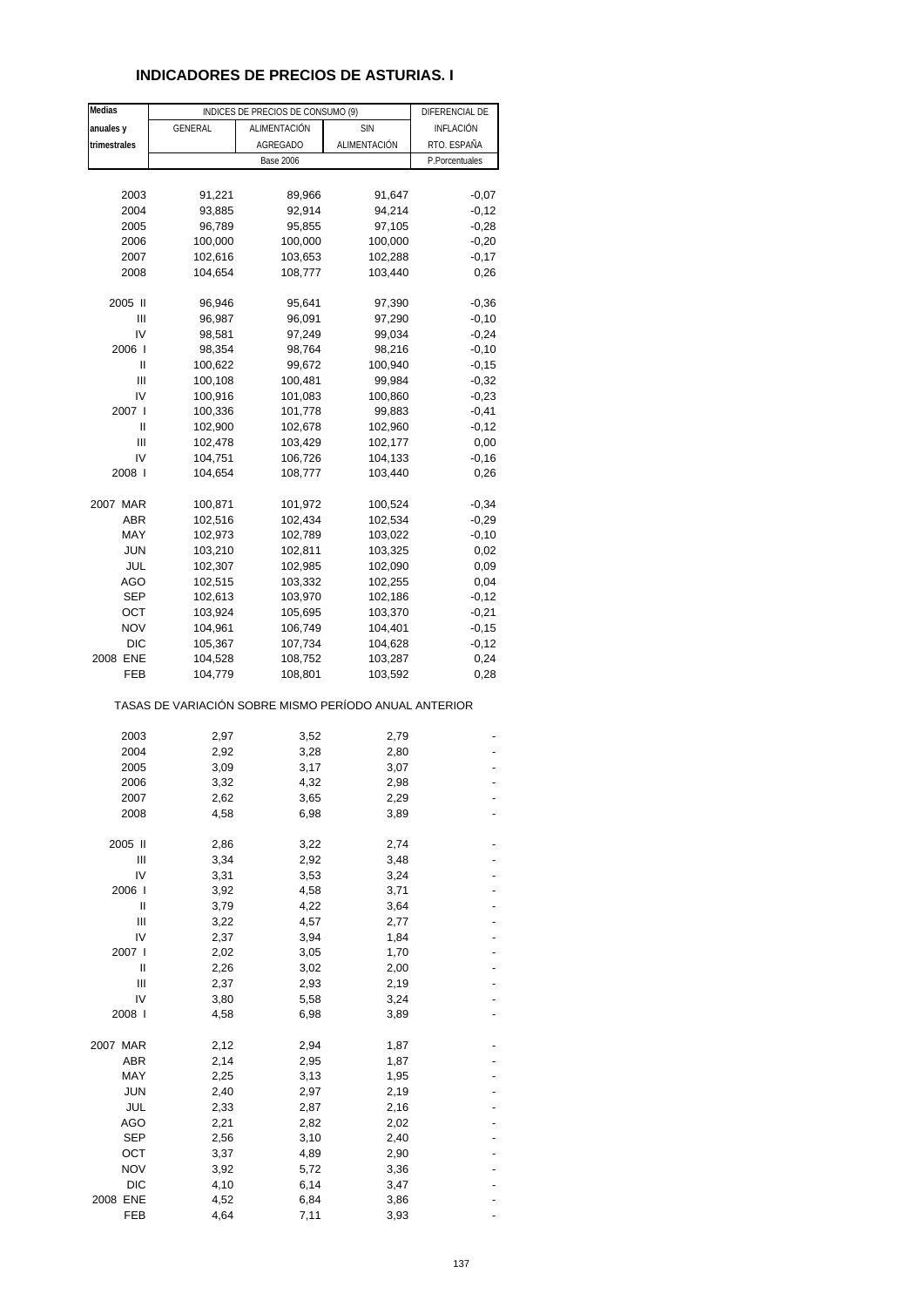## INDICADORES DE PRECIOS DE ASTURIAS. I

| Medias anuales y trimestrales | INDICES DE PRECIOS DE CONSUMO (9) | | | DIFERENCIAL DE INFLACIÓN RTO. ESPAÑA |
|---|---|---|---|---|
| | GENERAL | ALIMENTACIÓN AGREGADO | SIN ALIMENTACIÓN | |
| | Base 2006 | | | P.Porcentuales |
| 2003 | 91,221 | 89,966 | 91,647 | -0,07 |
| 2004 | 93,885 | 92,914 | 94,214 | -0,12 |
| 2005 | 96,789 | 95,855 | 97,105 | -0,28 |
| 2006 | 100,000 | 100,000 | 100,000 | -0,20 |
| 2007 | 102,616 | 103,653 | 102,288 | -0,17 |
| 2008 | 104,654 | 108,777 | 103,440 | 0,26 |
| 2005 II | 96,946 | 95,641 | 97,390 | -0,36 |
| III | 96,987 | 96,091 | 97,290 | -0,10 |
| IV | 98,581 | 97,249 | 99,034 | -0,24 |
| 2006 I | 98,354 | 98,764 | 98,216 | -0,10 |
| II | 100,622 | 99,672 | 100,940 | -0,15 |
| III | 100,108 | 100,481 | 99,984 | -0,32 |
| IV | 100,916 | 101,083 | 100,860 | -0,23 |
| 2007 I | 100,336 | 101,778 | 99,883 | -0,41 |
| II | 102,900 | 102,678 | 102,960 | -0,12 |
| III | 102,478 | 103,429 | 102,177 | 0,00 |
| IV | 104,751 | 106,726 | 104,133 | -0,16 |
| 2008 I | 104,654 | 108,777 | 103,440 | 0,26 |
| 2007 MAR | 100,871 | 101,972 | 100,524 | -0,34 |
| ABR | 102,516 | 102,434 | 102,534 | -0,29 |
| MAY | 102,973 | 102,789 | 103,022 | -0,10 |
| JUN | 103,210 | 102,811 | 103,325 | 0,02 |
| JUL | 102,307 | 102,985 | 102,090 | 0,09 |
| AGO | 102,515 | 103,332 | 102,255 | 0,04 |
| SEP | 102,613 | 103,970 | 102,186 | -0,12 |
| OCT | 103,924 | 105,695 | 103,370 | -0,21 |
| NOV | 104,961 | 106,749 | 104,401 | -0,15 |
| DIC | 105,367 | 107,734 | 104,628 | -0,12 |
| 2008 ENE | 104,528 | 108,752 | 103,287 | 0,24 |
| FEB | 104,779 | 108,801 | 103,592 | 0,28 |
| TASAS DE VARIACIÓN SOBRE MISMO PERÍODO ANUAL ANTERIOR | | | | |
| 2003 | 2,97 | 3,52 | 2,79 | - |
| 2004 | 2,92 | 3,28 | 2,80 | - |
| 2005 | 3,09 | 3,17 | 3,07 | - |
| 2006 | 3,32 | 4,32 | 2,98 | - |
| 2007 | 2,62 | 3,65 | 2,29 | - |
| 2008 | 4,58 | 6,98 | 3,89 | - |
| 2005 II | 2,86 | 3,22 | 2,74 | - |
| III | 3,34 | 2,92 | 3,48 | - |
| IV | 3,31 | 3,53 | 3,24 | - |
| 2006 I | 3,92 | 4,58 | 3,71 | - |
| II | 3,79 | 4,22 | 3,64 | - |
| III | 3,22 | 4,57 | 2,77 | - |
| IV | 2,37 | 3,94 | 1,84 | - |
| 2007 I | 2,02 | 3,05 | 1,70 | - |
| II | 2,26 | 3,02 | 2,00 | - |
| III | 2,37 | 2,93 | 2,19 | - |
| IV | 3,80 | 5,58 | 3,24 | - |
| 2008 I | 4,58 | 6,98 | 3,89 | - |
| 2007 MAR | 2,12 | 2,94 | 1,87 | - |
| ABR | 2,14 | 2,95 | 1,87 | - |
| MAY | 2,25 | 3,13 | 1,95 | - |
| JUN | 2,40 | 2,97 | 2,19 | - |
| JUL | 2,33 | 2,87 | 2,16 | - |
| AGO | 2,21 | 2,82 | 2,02 | - |
| SEP | 2,56 | 3,10 | 2,40 | - |
| OCT | 3,37 | 4,89 | 2,90 | - |
| NOV | 3,92 | 5,72 | 3,36 | - |
| DIC | 4,10 | 6,14 | 3,47 | - |
| 2008 ENE | 4,52 | 6,84 | 3,86 | - |
| FEB | 4,64 | 7,11 | 3,93 | - |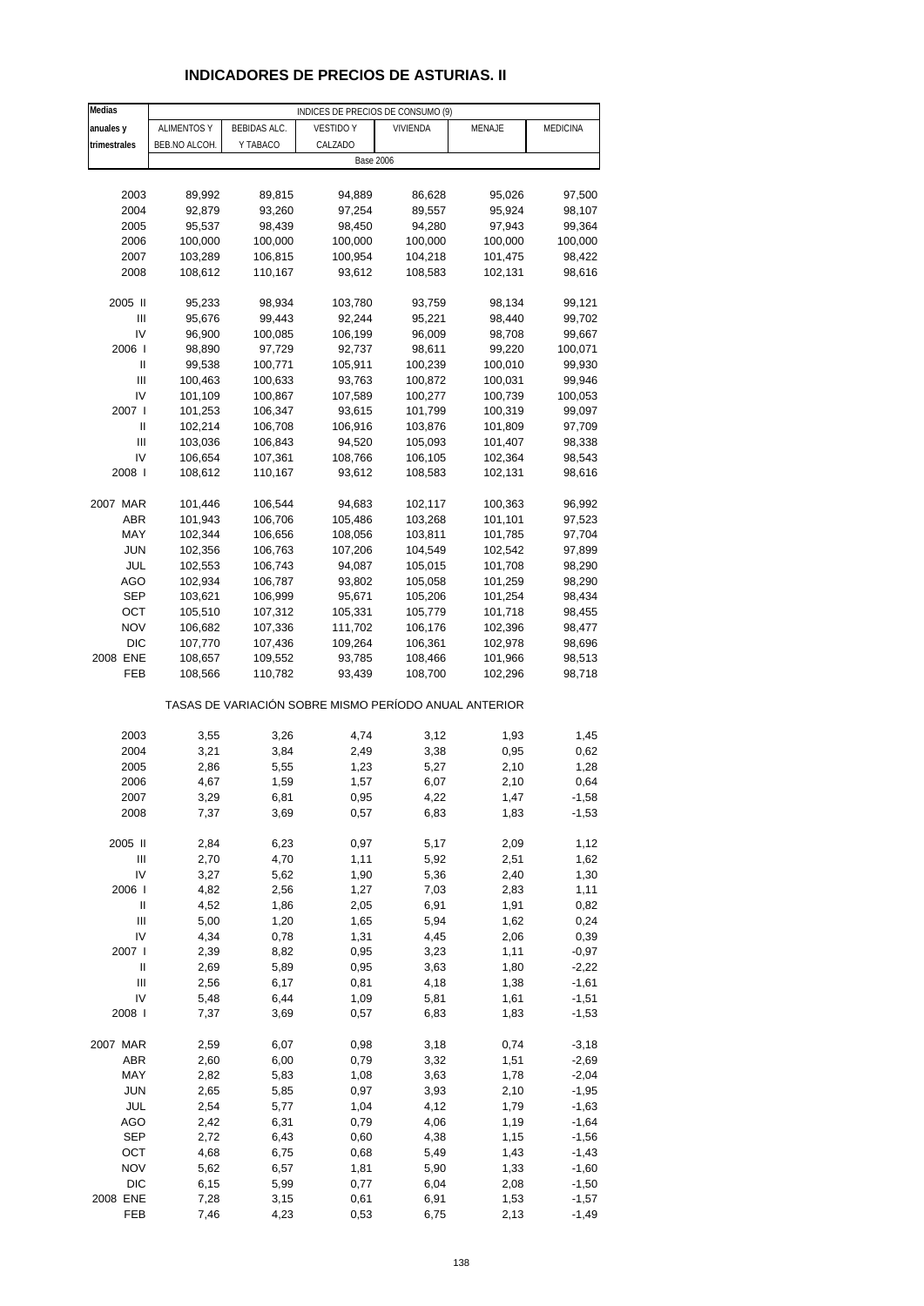## INDICADORES DE PRECIOS DE ASTURIAS. II

| Medias anuales y trimestrales | INDICES DE PRECIOS DE CONSUMO (9) | | | | | |
|---|---|---|---|---|---|---|
| | ALIMENTOS Y BEB.NO ALCOH. | BEBIDAS ALC. Y TABACO | VESTIDO Y CALZADO | VIVIENDA | MENAJE | MEDICINA |
| | Base 2006 | | | | | |
| 2003 | 89,992 | 89,815 | 94,889 | 86,628 | 95,026 | 97,500 |
| 2004 | 92,879 | 93,260 | 97,254 | 89,557 | 95,924 | 98,107 |
| 2005 | 95,537 | 98,439 | 98,450 | 94,280 | 97,943 | 99,364 |
| 2006 | 100,000 | 100,000 | 100,000 | 100,000 | 100,000 | 100,000 |
| 2007 | 103,289 | 106,815 | 100,954 | 104,218 | 101,475 | 98,422 |
| 2008 | 108,612 | 110,167 | 93,612 | 108,583 | 102,131 | 98,616 |
| 2005 II | 95,233 | 98,934 | 103,780 | 93,759 | 98,134 | 99,121 |
| III | 95,676 | 99,443 | 92,244 | 95,221 | 98,440 | 99,702 |
| IV | 96,900 | 100,085 | 106,199 | 96,009 | 98,708 | 99,667 |
| 2006 I | 98,890 | 97,729 | 92,737 | 98,611 | 99,220 | 100,071 |
| II | 99,538 | 100,771 | 105,911 | 100,239 | 100,010 | 99,930 |
| III | 100,463 | 100,633 | 93,763 | 100,872 | 100,031 | 99,946 |
| IV | 101,109 | 100,867 | 107,589 | 100,277 | 100,739 | 100,053 |
| 2007 I | 101,253 | 106,347 | 93,615 | 101,799 | 100,319 | 99,097 |
| II | 102,214 | 106,708 | 106,916 | 103,876 | 101,809 | 97,709 |
| III | 103,036 | 106,843 | 94,520 | 105,093 | 101,407 | 98,338 |
| IV | 106,654 | 107,361 | 108,766 | 106,105 | 102,364 | 98,543 |
| 2008 I | 108,612 | 110,167 | 93,612 | 108,583 | 102,131 | 98,616 |
| 2007 MAR | 101,446 | 106,544 | 94,683 | 102,117 | 100,363 | 96,992 |
| ABR | 101,943 | 106,706 | 105,486 | 103,268 | 101,101 | 97,523 |
| MAY | 102,344 | 106,656 | 108,056 | 103,811 | 101,785 | 97,704 |
| JUN | 102,356 | 106,763 | 107,206 | 104,549 | 102,542 | 97,899 |
| JUL | 102,553 | 106,743 | 94,087 | 105,015 | 101,708 | 98,290 |
| AGO | 102,934 | 106,787 | 93,802 | 105,058 | 101,259 | 98,290 |
| SEP | 103,621 | 106,999 | 95,671 | 105,206 | 101,254 | 98,434 |
| OCT | 105,510 | 107,312 | 105,331 | 105,779 | 101,718 | 98,455 |
| NOV | 106,682 | 107,336 | 111,702 | 106,176 | 102,396 | 98,477 |
| DIC | 107,770 | 107,436 | 109,264 | 106,361 | 102,978 | 98,696 |
| 2008 ENE | 108,657 | 109,552 | 93,785 | 108,466 | 101,966 | 98,513 |
| FEB | 108,566 | 110,782 | 93,439 | 108,700 | 102,296 | 98,718 |
| | TASAS DE VARIACIÓN SOBRE MISMO PERÍODO ANUAL ANTERIOR | | | | | |
| 2003 | 3,55 | 3,26 | 4,74 | 3,12 | 1,93 | 1,45 |
| 2004 | 3,21 | 3,84 | 2,49 | 3,38 | 0,95 | 0,62 |
| 2005 | 2,86 | 5,55 | 1,23 | 5,27 | 2,10 | 1,28 |
| 2006 | 4,67 | 1,59 | 1,57 | 6,07 | 2,10 | 0,64 |
| 2007 | 3,29 | 6,81 | 0,95 | 4,22 | 1,47 | -1,58 |
| 2008 | 7,37 | 3,69 | 0,57 | 6,83 | 1,83 | -1,53 |
| 2005 II | 2,84 | 6,23 | 0,97 | 5,17 | 2,09 | 1,12 |
| III | 2,70 | 4,70 | 1,11 | 5,92 | 2,51 | 1,62 |
| IV | 3,27 | 5,62 | 1,90 | 5,36 | 2,40 | 1,30 |
| 2006 I | 4,82 | 2,56 | 1,27 | 7,03 | 2,83 | 1,11 |
| II | 4,52 | 1,86 | 2,05 | 6,91 | 1,91 | 0,82 |
| III | 5,00 | 1,20 | 1,65 | 5,94 | 1,62 | 0,24 |
| IV | 4,34 | 0,78 | 1,31 | 4,45 | 2,06 | 0,39 |
| 2007 I | 2,39 | 8,82 | 0,95 | 3,23 | 1,11 | -0,97 |
| II | 2,69 | 5,89 | 0,95 | 3,63 | 1,80 | -2,22 |
| III | 2,56 | 6,17 | 0,81 | 4,18 | 1,38 | -1,61 |
| IV | 5,48 | 6,44 | 1,09 | 5,81 | 1,61 | -1,51 |
| 2008 I | 7,37 | 3,69 | 0,57 | 6,83 | 1,83 | -1,53 |
| 2007 MAR | 2,59 | 6,07 | 0,98 | 3,18 | 0,74 | -3,18 |
| ABR | 2,60 | 6,00 | 0,79 | 3,32 | 1,51 | -2,69 |
| MAY | 2,82 | 5,83 | 1,08 | 3,63 | 1,78 | -2,04 |
| JUN | 2,65 | 5,85 | 0,97 | 3,93 | 2,10 | -1,95 |
| JUL | 2,54 | 5,77 | 1,04 | 4,12 | 1,79 | -1,63 |
| AGO | 2,42 | 6,31 | 0,79 | 4,06 | 1,19 | -1,64 |
| SEP | 2,72 | 6,43 | 0,60 | 4,38 | 1,15 | -1,56 |
| OCT | 4,68 | 6,75 | 0,68 | 5,49 | 1,43 | -1,43 |
| NOV | 5,62 | 6,57 | 1,81 | 5,90 | 1,33 | -1,60 |
| DIC | 6,15 | 5,99 | 0,77 | 6,04 | 2,08 | -1,50 |
| 2008 ENE | 7,28 | 3,15 | 0,61 | 6,91 | 1,53 | -1,57 |
| FEB | 7,46 | 4,23 | 0,53 | 6,75 | 2,13 | -1,49 |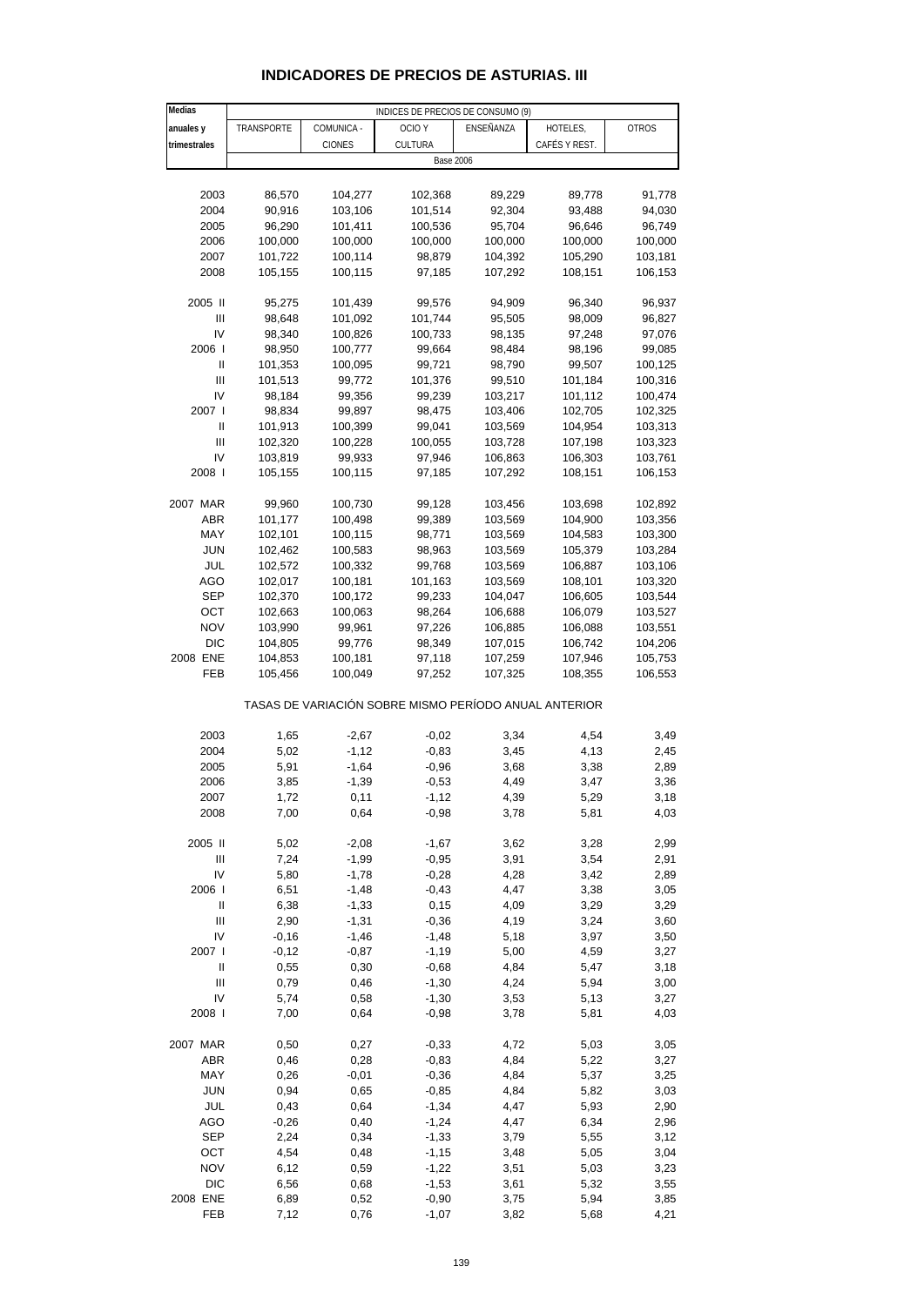# INDICADORES DE PRECIOS DE ASTURIAS. III

| Medias anuales y trimestrales | INDICES DE PRECIOS DE CONSUMO (9) | | | | | |
|---|---|---|---|---|---|---|
| | TRANSPORTE | COMUNICA - CIONES | OCIO Y CULTURA | ENSEÑANZA | HOTELES, CAFÉS Y REST. | OTROS |
| | Base 2006 | | | | | |
| 2003 | 86,570 | 104,277 | 102,368 | 89,229 | 89,778 | 91,778 |
| 2004 | 90,916 | 103,106 | 101,514 | 92,304 | 93,488 | 94,030 |
| 2005 | 96,290 | 101,411 | 100,536 | 95,704 | 96,646 | 96,749 |
| 2006 | 100,000 | 100,000 | 100,000 | 100,000 | 100,000 | 100,000 |
| 2007 | 101,722 | 100,114 | 98,879 | 104,392 | 105,290 | 103,181 |
| 2008 | 105,155 | 100,115 | 97,185 | 107,292 | 108,151 | 106,153 |
| 2005 II | 95,275 | 101,439 | 99,576 | 94,909 | 96,340 | 96,937 |
| III | 98,648 | 101,092 | 101,744 | 95,505 | 98,009 | 96,827 |
| IV | 98,340 | 100,826 | 100,733 | 98,135 | 97,248 | 97,076 |
| 2006 I | 98,950 | 100,777 | 99,664 | 98,484 | 98,196 | 99,085 |
| II | 101,353 | 100,095 | 99,721 | 98,790 | 99,507 | 100,125 |
| III | 101,513 | 99,772 | 101,376 | 99,510 | 101,184 | 100,316 |
| IV | 98,184 | 99,356 | 99,239 | 103,217 | 101,112 | 100,474 |
| 2007 I | 98,834 | 99,897 | 98,475 | 103,406 | 102,705 | 102,325 |
| II | 101,913 | 100,399 | 99,041 | 103,569 | 104,954 | 103,313 |
| III | 102,320 | 100,228 | 100,055 | 103,728 | 107,198 | 103,323 |
| IV | 103,819 | 99,933 | 97,946 | 106,863 | 106,303 | 103,761 |
| 2008 I | 105,155 | 100,115 | 97,185 | 107,292 | 108,151 | 106,153 |
| 2007 MAR | 99,960 | 100,730 | 99,128 | 103,456 | 103,698 | 102,892 |
| ABR | 101,177 | 100,498 | 99,389 | 103,569 | 104,900 | 103,356 |
| MAY | 102,101 | 100,115 | 98,771 | 103,569 | 104,583 | 103,300 |
| JUN | 102,462 | 100,583 | 98,963 | 103,569 | 105,379 | 103,284 |
| JUL | 102,572 | 100,332 | 99,768 | 103,569 | 106,887 | 103,106 |
| AGO | 102,017 | 100,181 | 101,163 | 103,569 | 108,101 | 103,320 |
| SEP | 102,370 | 100,172 | 99,233 | 104,047 | 106,605 | 103,544 |
| OCT | 102,663 | 100,063 | 98,264 | 106,688 | 106,079 | 103,527 |
| NOV | 103,990 | 99,961 | 97,226 | 106,885 | 106,088 | 103,551 |
| DIC | 104,805 | 99,776 | 98,349 | 107,015 | 106,742 | 104,206 |
| 2008 ENE | 104,853 | 100,181 | 97,118 | 107,259 | 107,946 | 105,753 |
| FEB | 105,456 | 100,049 | 97,252 | 107,325 | 108,355 | 106,553 |
| | TASAS DE VARIACIÓN SOBRE MISMO PERÍODO ANUAL ANTERIOR | | | | | |
| 2003 | 1,65 | -2,67 | -0,02 | 3,34 | 4,54 | 3,49 |
| 2004 | 5,02 | -1,12 | -0,83 | 3,45 | 4,13 | 2,45 |
| 2005 | 5,91 | -1,64 | -0,96 | 3,68 | 3,38 | 2,89 |
| 2006 | 3,85 | -1,39 | -0,53 | 4,49 | 3,47 | 3,36 |
| 2007 | 1,72 | 0,11 | -1,12 | 4,39 | 5,29 | 3,18 |
| 2008 | 7,00 | 0,64 | -0,98 | 3,78 | 5,81 | 4,03 |
| 2005 II | 5,02 | -2,08 | -1,67 | 3,62 | 3,28 | 2,99 |
| III | 7,24 | -1,99 | -0,95 | 3,91 | 3,54 | 2,91 |
| IV | 5,80 | -1,78 | -0,28 | 4,28 | 3,42 | 2,89 |
| 2006 I | 6,51 | -1,48 | -0,43 | 4,47 | 3,38 | 3,05 |
| II | 6,38 | -1,33 | 0,15 | 4,09 | 3,29 | 3,29 |
| III | 2,90 | -1,31 | -0,36 | 4,19 | 3,24 | 3,60 |
| IV | -0,16 | -1,46 | -1,48 | 5,18 | 3,97 | 3,50 |
| 2007 I | -0,12 | -0,87 | -1,19 | 5,00 | 4,59 | 3,27 |
| II | 0,55 | 0,30 | -0,68 | 4,84 | 5,47 | 3,18 |
| III | 0,79 | 0,46 | -1,30 | 4,24 | 5,94 | 3,00 |
| IV | 5,74 | 0,58 | -1,30 | 3,53 | 5,13 | 3,27 |
| 2008 I | 7,00 | 0,64 | -0,98 | 3,78 | 5,81 | 4,03 |
| 2007 MAR | 0,50 | 0,27 | -0,33 | 4,72 | 5,03 | 3,05 |
| ABR | 0,46 | 0,28 | -0,83 | 4,84 | 5,22 | 3,27 |
| MAY | 0,26 | -0,01 | -0,36 | 4,84 | 5,37 | 3,25 |
| JUN | 0,94 | 0,65 | -0,85 | 4,84 | 5,82 | 3,03 |
| JUL | 0,43 | 0,64 | -1,34 | 4,47 | 5,93 | 2,90 |
| AGO | -0,26 | 0,40 | -1,24 | 4,47 | 6,34 | 2,96 |
| SEP | 2,24 | 0,34 | -1,33 | 3,79 | 5,55 | 3,12 |
| OCT | 4,54 | 0,48 | -1,15 | 3,48 | 5,05 | 3,04 |
| NOV | 6,12 | 0,59 | -1,22 | 3,51 | 5,03 | 3,23 |
| DIC | 6,56 | 0,68 | -1,53 | 3,61 | 5,32 | 3,55 |
| 2008 ENE | 6,89 | 0,52 | -0,90 | 3,75 | 5,94 | 3,85 |
| FEB | 7,12 | 0,76 | -1,07 | 3,82 | 5,68 | 4,21 |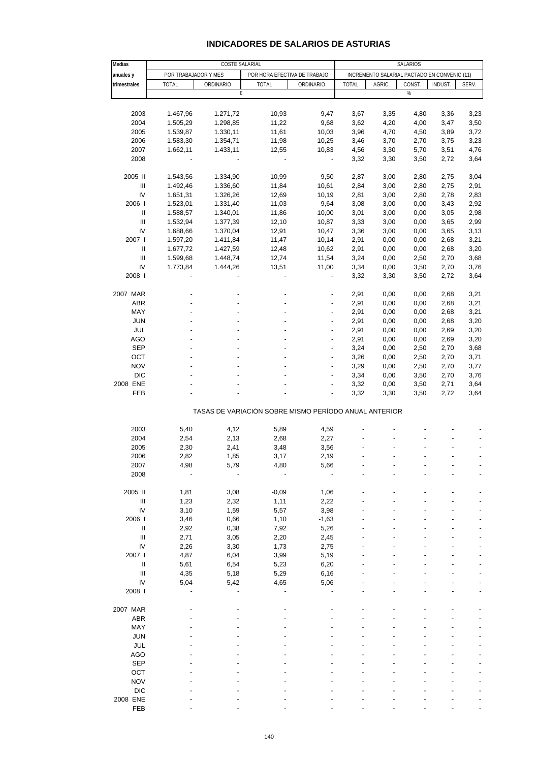# INDICADORES DE SALARIOS DE ASTURIAS

| Medias anuales y trimestrales | COSTE SALARIAL | | | | SALARIOS | | | | |
|---|---|---|---|---|---|---|---|---|---|
| | POR TRABAJADOR Y MES | | POR HORA EFECTIVA DE TRABAJO | | INCREMENTO SALARIAL PACTADO EN CONVENIO (11) | | | | |
| | TOTAL | ORDINARIO | TOTAL | ORDINARIO | TOTAL | AGRIC. | CONST. | INDUST. | SERV. |
| | € | | | | % | | | | |
| 2003 | 1.467,96 | 1.271,72 | 10,93 | 9,47 | 3,67 | 3,35 | 4,80 | 3,36 | 3,23 |
| 2004 | 1.505,29 | 1.298,85 | 11,22 | 9,68 | 3,62 | 4,20 | 4,00 | 3,47 | 3,50 |
| 2005 | 1.539,87 | 1.330,11 | 11,61 | 10,03 | 3,96 | 4,70 | 4,50 | 3,89 | 3,72 |
| 2006 | 1.583,30 | 1.354,71 | 11,98 | 10,25 | 3,46 | 3,70 | 2,70 | 3,75 | 3,23 |
| 2007 | 1.662,11 | 1.433,11 | 12,55 | 10,83 | 4,56 | 3,30 | 5,70 | 3,51 | 4,76 |
| 2008 | - | - | - | - | 3,32 | 3,30 | 3,50 | 2,72 | 3,64 |
| 2005 II | 1.543,56 | 1.334,90 | 10,99 | 9,50 | 2,87 | 3,00 | 2,80 | 2,75 | 3,04 |
| III | 1.492,46 | 1.336,60 | 11,84 | 10,61 | 2,84 | 3,00 | 2,80 | 2,75 | 2,91 |
| IV | 1.651,31 | 1.326,26 | 12,69 | 10,19 | 2,81 | 3,00 | 2,80 | 2,78 | 2,83 |
| 2006 I | 1.523,01 | 1.331,40 | 11,03 | 9,64 | 3,08 | 3,00 | 0,00 | 3,43 | 2,92 |
| II | 1.588,57 | 1.340,01 | 11,86 | 10,00 | 3,01 | 3,00 | 0,00 | 3,05 | 2,98 |
| III | 1.532,94 | 1.377,39 | 12,10 | 10,87 | 3,33 | 3,00 | 0,00 | 3,65 | 2,99 |
| IV | 1.688,66 | 1.370,04 | 12,91 | 10,47 | 3,36 | 3,00 | 0,00 | 3,65 | 3,13 |
| 2007 I | 1.597,20 | 1.411,84 | 11,47 | 10,14 | 2,91 | 0,00 | 0,00 | 2,68 | 3,21 |
| II | 1.677,72 | 1.427,59 | 12,48 | 10,62 | 2,91 | 0,00 | 0,00 | 2,68 | 3,20 |
| III | 1.599,68 | 1.448,74 | 12,74 | 11,54 | 3,24 | 0,00 | 2,50 | 2,70 | 3,68 |
| IV | 1.773,84 | 1.444,26 | 13,51 | 11,00 | 3,34 | 0,00 | 3,50 | 2,70 | 3,76 |
| 2008 I | - | - | - | - | 3,32 | 3,30 | 3,50 | 2,72 | 3,64 |
| 2007 MAR | - | - | - | - | 2,91 | 0,00 | 0,00 | 2,68 | 3,21 |
| ABR | - | - | - | - | 2,91 | 0,00 | 0,00 | 2,68 | 3,21 |
| MAY | - | - | - | - | 2,91 | 0,00 | 0,00 | 2,68 | 3,21 |
| JUN | - | - | - | - | 2,91 | 0,00 | 0,00 | 2,68 | 3,20 |
| JUL | - | - | - | - | 2,91 | 0,00 | 0,00 | 2,69 | 3,20 |
| AGO | - | - | - | - | 2,91 | 0,00 | 0,00 | 2,69 | 3,20 |
| SEP | - | - | - | - | 3,24 | 0,00 | 2,50 | 2,70 | 3,68 |
| OCT | - | - | - | - | 3,26 | 0,00 | 2,50 | 2,70 | 3,71 |
| NOV | - | - | - | - | 3,29 | 0,00 | 2,50 | 2,70 | 3,77 |
| DIC | - | - | - | - | 3,34 | 0,00 | 3,50 | 2,70 | 3,76 |
| 2008 ENE | - | - | - | - | 3,32 | 0,00 | 3,50 | 2,71 | 3,64 |
| FEB | - | - | - | - | 3,32 | 3,30 | 3,50 | 2,72 | 3,64 |
| **TASAS DE VARIACIÓN SOBRE MISMO PERÍODO ANUAL ANTERIOR** | | | | | | | | | |
| 2003 | 5,40 | 4,12 | 5,89 | 4,59 | - | - | - | - | - |
| 2004 | 2,54 | 2,13 | 2,68 | 2,27 | - | - | - | - | - |
| 2005 | 2,30 | 2,41 | 3,48 | 3,56 | - | - | - | - | - |
| 2006 | 2,82 | 1,85 | 3,17 | 2,19 | - | - | - | - | - |
| 2007 | 4,98 | 5,79 | 4,80 | 5,66 | - | - | - | - | - |
| 2008 | - | - | - | - | - | - | - | - | - |
| 2005 II | 1,81 | 3,08 | -0,09 | 1,06 | - | - | - | - | - |
| III | 1,23 | 2,32 | 1,11 | 2,22 | - | - | - | - | - |
| IV | 3,10 | 1,59 | 5,57 | 3,98 | - | - | - | - | - |
| 2006 I | 3,46 | 0,66 | 1,10 | -1,63 | - | - | - | - | - |
| II | 2,92 | 0,38 | 7,92 | 5,26 | - | - | - | - | - |
| III | 2,71 | 3,05 | 2,20 | 2,45 | - | - | - | - | - |
| IV | 2,26 | 3,30 | 1,73 | 2,75 | - | - | - | - | - |
| 2007 I | 4,87 | 6,04 | 3,99 | 5,19 | - | - | - | - | - |
| II | 5,61 | 6,54 | 5,23 | 6,20 | - | - | - | - | - |
| III | 4,35 | 5,18 | 5,29 | 6,16 | - | - | - | - | - |
| IV | 5,04 | 5,42 | 4,65 | 5,06 | - | - | - | - | - |
| 2008 I | - | - | - | - | - | - | - | - | - |
| 2007 MAR | - | - | - | - | - | - | - | - | - |
| ABR | - | - | - | - | - | - | - | - | - |
| MAY | - | - | - | - | - | - | - | - | - |
| JUN | - | - | - | - | - | - | - | - | - |
| JUL | - | - | - | - | - | - | - | - | - |
| AGO | - | - | - | - | - | - | - | - | - |
| SEP | - | - | - | - | - | - | - | - | - |
| OCT | - | - | - | - | - | - | - | - | - |
| NOV | - | - | - | - | - | - | - | - | - |
| DIC | - | - | - | - | - | - | - | - | - |
| 2008 ENE | - | - | - | - | - | - | - | - | - |
| FEB | - | - | - | - | - | - | - | - | - |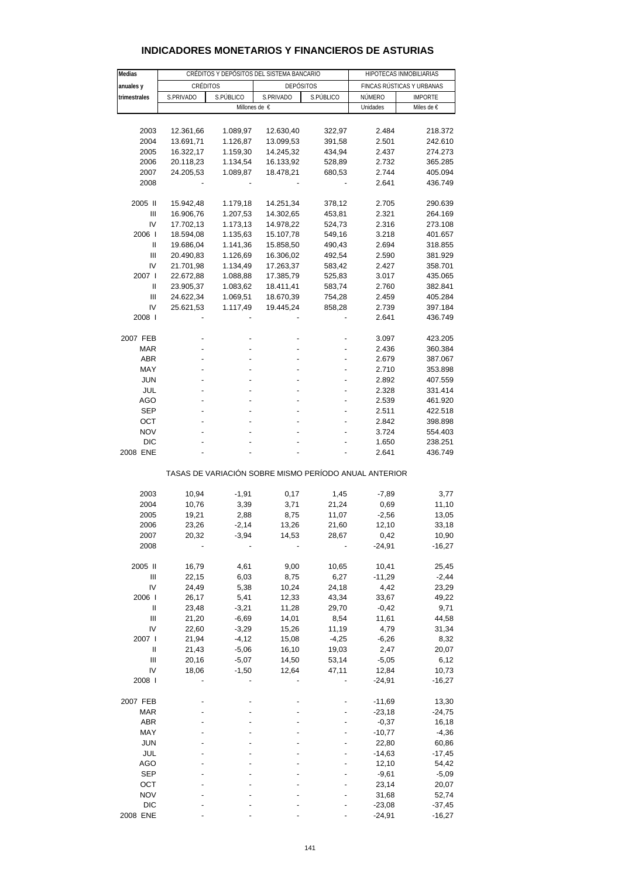## INDICADORES MONETARIOS Y FINANCIEROS DE ASTURIAS

| Medias anuales y trimestrales | CRÉDITOS Y DEPÓSITOS DEL SISTEMA BANCARIO | | | | HIPOTECAS INMOBILIARIAS | |
|---|---|---|---|---|---|---|
| | CRÉDITOS | | DEPÓSITOS | | FINCAS RÚSTICAS Y URBANAS | |
| | S.PRIVADO | S.PÚBLICO | S.PRIVADO | S.PÚBLICO | NÚMERO | IMPORTE |
| | Millones de € | | | | Unidades | Miles de € |
| 2003 | 12.361,66 | 1.089,97 | 12.630,40 | 322,97 | 2.484 | 218.372 |
| 2004 | 13.691,71 | 1.126,87 | 13.099,53 | 391,58 | 2.501 | 242.610 |
| 2005 | 16.322,17 | 1.159,30 | 14.245,32 | 434,94 | 2.437 | 274.273 |
| 2006 | 20.118,23 | 1.134,54 | 16.133,92 | 528,89 | 2.732 | 365.285 |
| 2007 | 24.205,53 | 1.089,87 | 18.478,21 | 680,53 | 2.744 | 405.094 |
| 2008 | - | - | - | - | 2.641 | 436.749 |
| 2005 II | 15.942,48 | 1.179,18 | 14.251,34 | 378,12 | 2.705 | 290.639 |
| III | 16.906,76 | 1.207,53 | 14.302,65 | 453,81 | 2.321 | 264.169 |
| IV | 17.702,13 | 1.173,13 | 14.978,22 | 524,73 | 2.316 | 273.108 |
| 2006 I | 18.594,08 | 1.135,63 | 15.107,78 | 549,16 | 3.218 | 401.657 |
| II | 19.686,04 | 1.141,36 | 15.858,50 | 490,43 | 2.694 | 318.855 |
| III | 20.490,83 | 1.126,69 | 16.306,02 | 492,54 | 2.590 | 381.929 |
| IV | 21.701,98 | 1.134,49 | 17.263,37 | 583,42 | 2.427 | 358.701 |
| 2007 I | 22.672,88 | 1.088,88 | 17.385,79 | 525,83 | 3.017 | 435.065 |
| II | 23.905,37 | 1.083,62 | 18.411,41 | 583,74 | 2.760 | 382.841 |
| III | 24.622,34 | 1.069,51 | 18.670,39 | 754,28 | 2.459 | 405.284 |
| IV | 25.621,53 | 1.117,49 | 19.445,24 | 858,28 | 2.739 | 397.184 |
| 2008 I | - | - | - | - | 2.641 | 436.749 |
| 2007 FEB | - | - | - | - | 3.097 | 423.205 |
| MAR | - | - | - | - | 2.436 | 360.384 |
| ABR | - | - | - | - | 2.679 | 387.067 |
| MAY | - | - | - | - | 2.710 | 353.898 |
| JUN | - | - | - | - | 2.892 | 407.559 |
| JUL | - | - | - | - | 2.328 | 331.414 |
| AGO | - | - | - | - | 2.539 | 461.920 |
| SEP | - | - | - | - | 2.511 | 422.518 |
| OCT | - | - | - | - | 2.842 | 398.898 |
| NOV | - | - | - | - | 3.724 | 554.403 |
| DIC | - | - | - | - | 1.650 | 238.251 |
| 2008 ENE | - | - | - | - | 2.641 | 436.749 |
| | TASAS DE VARIACIÓN SOBRE MISMO PERÍODO ANUAL ANTERIOR | | | | | |
| 2003 | 10,94 | -1,91 | 0,17 | 1,45 | -7,89 | 3,77 |
| 2004 | 10,76 | 3,39 | 3,71 | 21,24 | 0,69 | 11,10 |
| 2005 | 19,21 | 2,88 | 8,75 | 11,07 | -2,56 | 13,05 |
| 2006 | 23,26 | -2,14 | 13,26 | 21,60 | 12,10 | 33,18 |
| 2007 | 20,32 | -3,94 | 14,53 | 28,67 | 0,42 | 10,90 |
| 2008 | - | - | - | - | -24,91 | -16,27 |
| 2005 II | 16,79 | 4,61 | 9,00 | 10,65 | 10,41 | 25,45 |
| III | 22,15 | 6,03 | 8,75 | 6,27 | -11,29 | -2,44 |
| IV | 24,49 | 5,38 | 10,24 | 24,18 | 4,42 | 23,29 |
| 2006 I | 26,17 | 5,41 | 12,33 | 43,34 | 33,67 | 49,22 |
| II | 23,48 | -3,21 | 11,28 | 29,70 | -0,42 | 9,71 |
| III | 21,20 | -6,69 | 14,01 | 8,54 | 11,61 | 44,58 |
| IV | 22,60 | -3,29 | 15,26 | 11,19 | 4,79 | 31,34 |
| 2007 I | 21,94 | -4,12 | 15,08 | -4,25 | -6,26 | 8,32 |
| II | 21,43 | -5,06 | 16,10 | 19,03 | 2,47 | 20,07 |
| III | 20,16 | -5,07 | 14,50 | 53,14 | -5,05 | 6,12 |
| IV | 18,06 | -1,50 | 12,64 | 47,11 | 12,84 | 10,73 |
| 2008 I | - | - | - | - | -24,91 | -16,27 |
| 2007 FEB | - | - | - | - | -11,69 | 13,30 |
| MAR | - | - | - | - | -23,18 | -24,75 |
| ABR | - | - | - | - | -0,37 | 16,18 |
| MAY | - | - | - | - | -10,77 | -4,36 |
| JUN | - | - | - | - | 22,80 | 60,86 |
| JUL | - | - | - | - | -14,63 | -17,45 |
| AGO | - | - | - | - | 12,10 | 54,42 |
| SEP | - | - | - | - | -9,61 | -5,09 |
| OCT | - | - | - | - | 23,14 | 20,07 |
| NOV | - | - | - | - | 31,68 | 52,74 |
| DIC | - | - | - | - | -23,08 | -37,45 |
| 2008 ENE | - | - | - | - | -24,91 | -16,27 |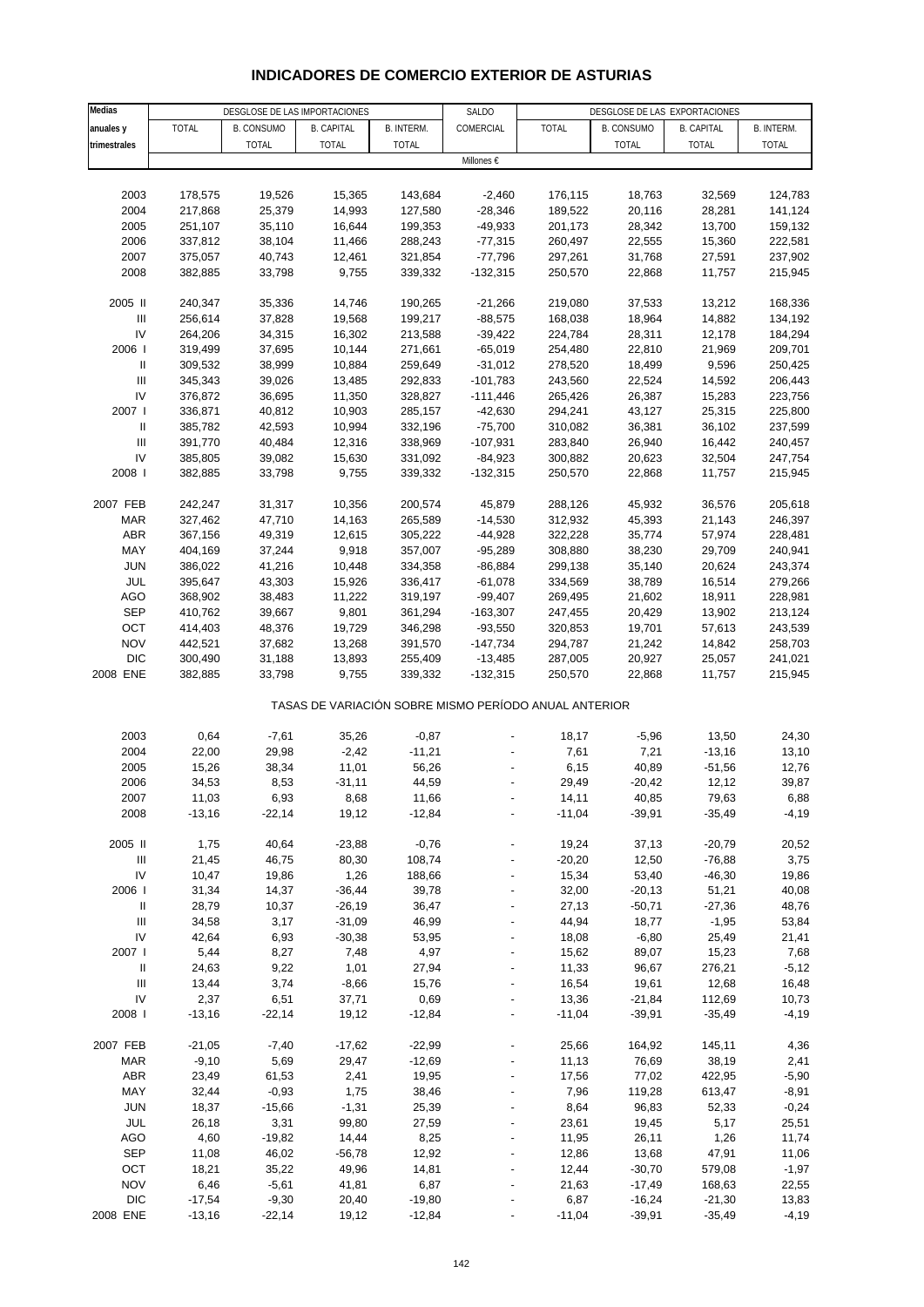# INDICADORES DE COMERCIO EXTERIOR DE ASTURIAS

| Medias anuales y trimestrales | DESGLOSE DE LAS IMPORTACIONES | | | | SALDO | DESGLOSE DE LAS EXPORTACIONES | | | |
|---|---|---|---|---|---|---|---|---|---|
| | TOTAL | B. CONSUMO TOTAL | B. CAPITAL TOTAL | B. INTERM. TOTAL | COMERCIAL | TOTAL | B. CONSUMO TOTAL | B. CAPITAL TOTAL | B. INTERM. TOTAL |
| | | | | | Millones € | | | | |
| 2003 | 178,575 | 19,526 | 15,365 | 143,684 | -2,460 | 176,115 | 18,763 | 32,569 | 124,783 |
| 2004 | 217,868 | 25,379 | 14,993 | 127,580 | -28,346 | 189,522 | 20,116 | 28,281 | 141,124 |
| 2005 | 251,107 | 35,110 | 16,644 | 199,353 | -49,933 | 201,173 | 28,342 | 13,700 | 159,132 |
| 2006 | 337,812 | 38,104 | 11,466 | 288,243 | -77,315 | 260,497 | 22,555 | 15,360 | 222,581 |
| 2007 | 375,057 | 40,743 | 12,461 | 321,854 | -77,796 | 297,261 | 31,768 | 27,591 | 237,902 |
| 2008 | 382,885 | 33,798 | 9,755 | 339,332 | -132,315 | 250,570 | 22,868 | 11,757 | 215,945 |
| 2005 II | 240,347 | 35,336 | 14,746 | 190,265 | -21,266 | 219,080 | 37,533 | 13,212 | 168,336 |
| III | 256,614 | 37,828 | 19,568 | 199,217 | -88,575 | 168,038 | 18,964 | 14,882 | 134,192 |
| IV | 264,206 | 34,315 | 16,302 | 213,588 | -39,422 | 224,784 | 28,311 | 12,178 | 184,294 |
| 2006 I | 319,499 | 37,695 | 10,144 | 271,661 | -65,019 | 254,480 | 22,810 | 21,969 | 209,701 |
| II | 309,532 | 38,999 | 10,884 | 259,649 | -31,012 | 278,520 | 18,499 | 9,596 | 250,425 |
| III | 345,343 | 39,026 | 13,485 | 292,833 | -101,783 | 243,560 | 22,524 | 14,592 | 206,443 |
| IV | 376,872 | 36,695 | 11,350 | 328,827 | -111,446 | 265,426 | 26,387 | 15,283 | 223,756 |
| 2007 I | 336,871 | 40,812 | 10,903 | 285,157 | -42,630 | 294,241 | 43,127 | 25,315 | 225,800 |
| II | 385,782 | 42,593 | 10,994 | 332,196 | -75,700 | 310,082 | 36,381 | 36,102 | 237,599 |
| III | 391,770 | 40,484 | 12,316 | 338,969 | -107,931 | 283,840 | 26,940 | 16,442 | 240,457 |
| IV | 385,805 | 39,082 | 15,630 | 331,092 | -84,923 | 300,882 | 20,623 | 32,504 | 247,754 |
| 2008 I | 382,885 | 33,798 | 9,755 | 339,332 | -132,315 | 250,570 | 22,868 | 11,757 | 215,945 |
| 2007 FEB | 242,247 | 31,317 | 10,356 | 200,574 | 45,879 | 288,126 | 45,932 | 36,576 | 205,618 |
| MAR | 327,462 | 47,710 | 14,163 | 265,589 | -14,530 | 312,932 | 45,393 | 21,143 | 246,397 |
| ABR | 367,156 | 49,319 | 12,615 | 305,222 | -44,928 | 322,228 | 35,774 | 57,974 | 228,481 |
| MAY | 404,169 | 37,244 | 9,918 | 357,007 | -95,289 | 308,880 | 38,230 | 29,709 | 240,941 |
| JUN | 386,022 | 41,216 | 10,448 | 334,358 | -86,884 | 299,138 | 35,140 | 20,624 | 243,374 |
| JUL | 395,647 | 43,303 | 15,926 | 336,417 | -61,078 | 334,569 | 38,789 | 16,514 | 279,266 |
| AGO | 368,902 | 38,483 | 11,222 | 319,197 | -99,407 | 269,495 | 21,602 | 18,911 | 228,981 |
| SEP | 410,762 | 39,667 | 9,801 | 361,294 | -163,307 | 247,455 | 20,429 | 13,902 | 213,124 |
| OCT | 414,403 | 48,376 | 19,729 | 346,298 | -93,550 | 320,853 | 19,701 | 57,613 | 243,539 |
| NOV | 442,521 | 37,682 | 13,268 | 391,570 | -147,734 | 294,787 | 21,242 | 14,842 | 258,703 |
| DIC | 300,490 | 31,188 | 13,893 | 255,409 | -13,485 | 287,005 | 20,927 | 25,057 | 241,021 |
| 2008 ENE | 382,885 | 33,798 | 9,755 | 339,332 | -132,315 | 250,570 | 22,868 | 11,757 | 215,945 |
| | | | | | **TASAS DE VARIACIÓN SOBRE MISMO PERÍODO ANUAL ANTERIOR** | | | | |
| 2003 | 0,64 | -7,61 | 35,26 | -0,87 | - | 18,17 | -5,96 | 13,50 | 24,30 |
| 2004 | 22,00 | 29,98 | -2,42 | -11,21 | - | 7,61 | 7,21 | -13,16 | 13,10 |
| 2005 | 15,26 | 38,34 | 11,01 | 56,26 | - | 6,15 | 40,89 | -51,56 | 12,76 |
| 2006 | 34,53 | 8,53 | -31,11 | 44,59 | - | 29,49 | -20,42 | 12,12 | 39,87 |
| 2007 | 11,03 | 6,93 | 8,68 | 11,66 | - | 14,11 | 40,85 | 79,63 | 6,88 |
| 2008 | -13,16 | -22,14 | 19,12 | -12,84 | - | -11,04 | -39,91 | -35,49 | -4,19 |
| 2005 II | 1,75 | 40,64 | -23,88 | -0,76 | - | 19,24 | 37,13 | -20,79 | 20,52 |
| III | 21,45 | 46,75 | 80,30 | 108,74 | - | -20,20 | 12,50 | -76,88 | 3,75 |
| IV | 10,47 | 19,86 | 1,26 | 188,66 | - | 15,34 | 53,40 | -46,30 | 19,86 |
| 2006 I | 31,34 | 14,37 | -36,44 | 39,78 | - | 32,00 | -20,13 | 51,21 | 40,08 |
| II | 28,79 | 10,37 | -26,19 | 36,47 | - | 27,13 | -50,71 | -27,36 | 48,76 |
| III | 34,58 | 3,17 | -31,09 | 46,99 | - | 44,94 | 18,77 | -1,95 | 53,84 |
| IV | 42,64 | 6,93 | -30,38 | 53,95 | - | 18,08 | -6,80 | 25,49 | 21,41 |
| 2007 I | 5,44 | 8,27 | 7,48 | 4,97 | - | 15,62 | 89,07 | 15,23 | 7,68 |
| II | 24,63 | 9,22 | 1,01 | 27,94 | - | 11,33 | 96,67 | 276,21 | -5,12 |
| III | 13,44 | 3,74 | -8,66 | 15,76 | - | 16,54 | 19,61 | 12,68 | 16,48 |
| IV | 2,37 | 6,51 | 37,71 | 0,69 | - | 13,36 | -21,84 | 112,69 | 10,73 |
| 2008 I | -13,16 | -22,14 | 19,12 | -12,84 | - | -11,04 | -39,91 | -35,49 | -4,19 |
| 2007 FEB | -21,05 | -7,40 | -17,62 | -22,99 | - | 25,66 | 164,92 | 145,11 | 4,36 |
| MAR | -9,10 | 5,69 | 29,47 | -12,69 | - | 11,13 | 76,69 | 38,19 | 2,41 |
| ABR | 23,49 | 61,53 | 2,41 | 19,95 | - | 17,56 | 77,02 | 422,95 | -5,90 |
| MAY | 32,44 | -0,93 | 1,75 | 38,46 | - | 7,96 | 119,28 | 613,47 | -8,91 |
| JUN | 18,37 | -15,66 | -1,31 | 25,39 | - | 8,64 | 96,83 | 52,33 | -0,24 |
| JUL | 26,18 | 3,31 | 99,80 | 27,59 | - | 23,61 | 19,45 | 5,17 | 25,51 |
| AGO | 4,60 | -19,82 | 14,44 | 8,25 | - | 11,95 | 26,11 | 1,26 | 11,74 |
| SEP | 11,08 | 46,02 | -56,78 | 12,92 | - | 12,86 | 13,68 | 47,91 | 11,06 |
| OCT | 18,21 | 35,22 | 49,96 | 14,81 | - | 12,44 | -30,70 | 579,08 | -1,97 |
| NOV | 6,46 | -5,61 | 41,81 | 6,87 | - | 21,63 | -17,49 | 168,63 | 22,55 |
| DIC | -17,54 | -9,30 | 20,40 | -19,80 | - | 6,87 | -16,24 | -21,30 | 13,83 |
| 2008 ENE | -13,16 | -22,14 | 19,12 | -12,84 | - | -11,04 | -39,91 | -35,49 | -4,19 |